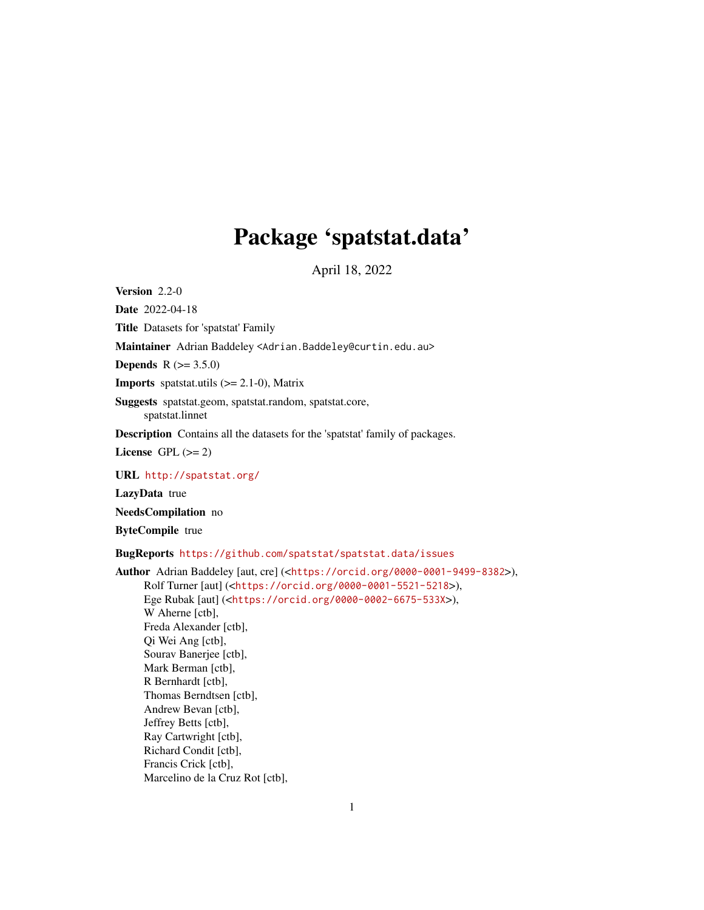# Package 'spatstat.data'

April 18, 2022

**Version** 2.2-0

**Date** 2022-04-18

**Title** Datasets for 'spatstat' Family

**Maintainer** Adrian Baddeley <Adrian.Baddeley@curtin.edu.au>

**Depends** R (>= 3.5.0)

**Imports** spatstat.utils (>= 2.1-0), Matrix

**Suggests** spatstat.geom, spatstat.random, spatstat.core, spatstat.linnet

**Description** Contains all the datasets for the 'spatstat' family of packages.

**License** GPL (>= 2)

**URL** http://spatstat.org/

**LazyData** true

**NeedsCompilation** no

**ByteCompile** true

**BugReports** https://github.com/spatstat/spatstat.data/issues

**Author** Adrian Baddeley [aut, cre] (<https://orcid.org/0000-0001-9499-8382>),
Rolf Turner [aut] (<https://orcid.org/0000-0001-5521-5218>),
Ege Rubak [aut] (<https://orcid.org/0000-0002-6675-533X>),
W Aherne [ctb],
Freda Alexander [ctb],
Qi Wei Ang [ctb],
Sourav Banerjee [ctb],
Mark Berman [ctb],
R Bernhardt [ctb],
Thomas Berndtsen [ctb],
Andrew Bevan [ctb],
Jeffrey Betts [ctb],
Ray Cartwright [ctb],
Richard Condit [ctb],
Francis Crick [ctb],
Marcelino de la Cruz Rot [ctb],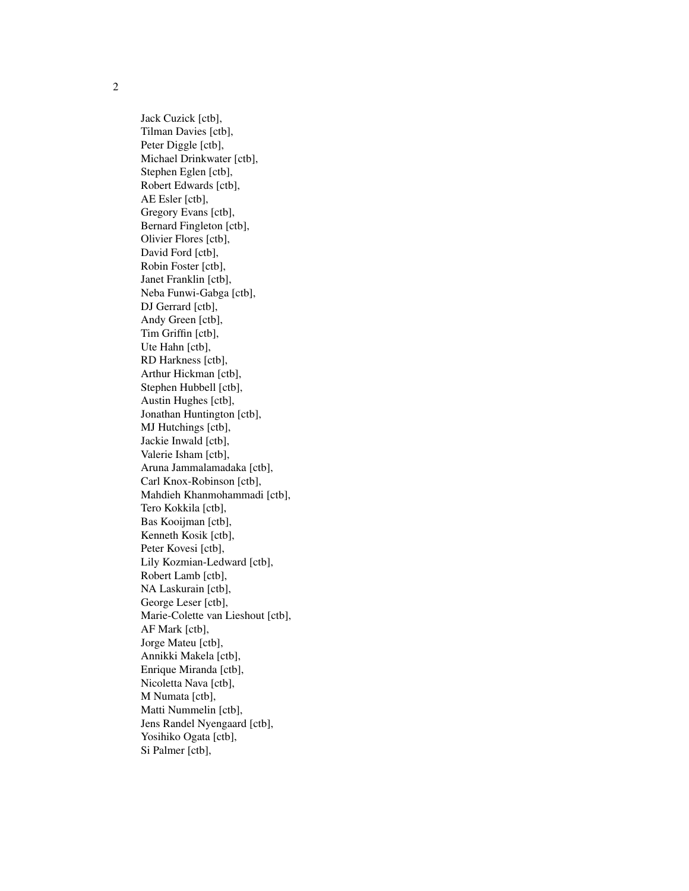Jack Cuzick [ctb],
Tilman Davies [ctb],
Peter Diggle [ctb],
Michael Drinkwater [ctb],
Stephen Eglen [ctb],
Robert Edwards [ctb],
AE Esler [ctb],
Gregory Evans [ctb],
Bernard Fingleton [ctb],
Olivier Flores [ctb],
David Ford [ctb],
Robin Foster [ctb],
Janet Franklin [ctb],
Neba Funwi-Gabga [ctb],
DJ Gerrard [ctb],
Andy Green [ctb],
Tim Griffin [ctb],
Ute Hahn [ctb],
RD Harkness [ctb],
Arthur Hickman [ctb],
Stephen Hubbell [ctb],
Austin Hughes [ctb],
Jonathan Huntington [ctb],
MJ Hutchings [ctb],
Jackie Inwald [ctb],
Valerie Isham [ctb],
Aruna Jammalamadaka [ctb],
Carl Knox-Robinson [ctb],
Mahdieh Khanmohammadi [ctb],
Tero Kokkila [ctb],
Bas Kooijman [ctb],
Kenneth Kosik [ctb],
Peter Kovesi [ctb],
Lily Kozmian-Ledward [ctb],
Robert Lamb [ctb],
NA Laskurain [ctb],
George Leser [ctb],
Marie-Colette van Lieshout [ctb],
AF Mark [ctb],
Jorge Mateu [ctb],
Annikki Makela [ctb],
Enrique Miranda [ctb],
Nicoletta Nava [ctb],
M Numata [ctb],
Matti Nummelin [ctb],
Jens Randel Nyengaard [ctb],
Yosihiko Ogata [ctb],
Si Palmer [ctb],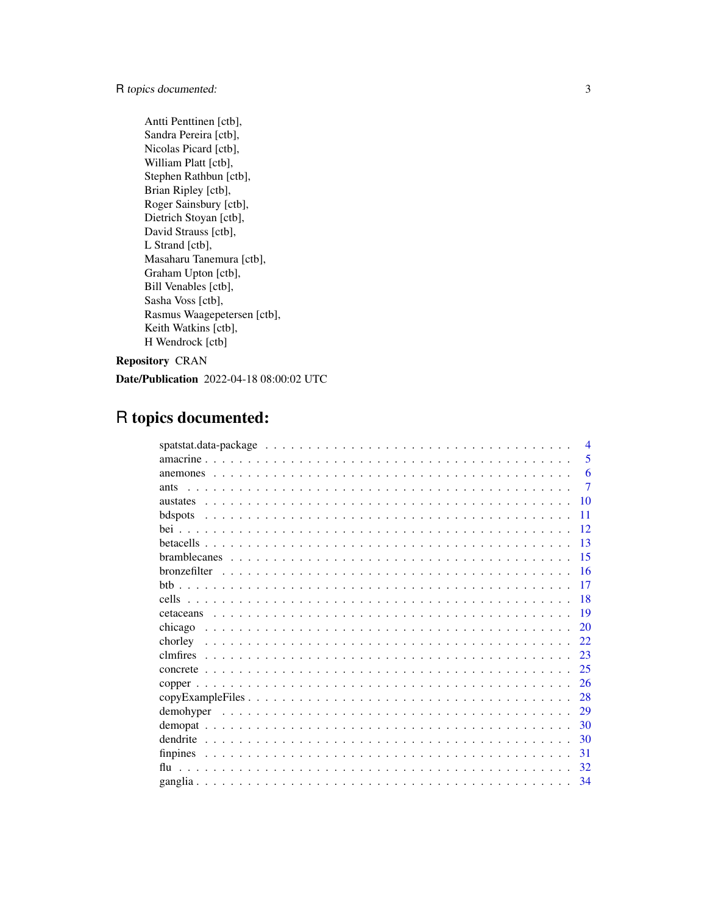Antti Penttinen [ctb],
Sandra Pereira [ctb],
Nicolas Picard [ctb],
William Platt [ctb],
Stephen Rathbun [ctb],
Brian Ripley [ctb],
Roger Sainsbury [ctb],
Dietrich Stoyan [ctb],
David Strauss [ctb],
L Strand [ctb],
Masaharu Tanemura [ctb],
Graham Upton [ctb],
Bill Venables [ctb],
Sasha Voss [ctb],
Rasmus Waagepetersen [ctb],
Keith Watkins [ctb],
H Wendrock [ctb]

**Repository** CRAN

**Date/Publication** 2022-04-18 08:00:02 UTC

# R topics documented:

| | |
|---|---|
| spatstat.data-package | 4 |
| amacrine | 5 |
| anemones | 6 |
| ants | 7 |
| austates | 10 |
| bdspots | 11 |
| bei | 12 |
| betacells | 13 |
| bramblecanes | 15 |
| bronzefilter | 16 |
| btb | 17 |
| cells | 18 |
| cetaceans | 19 |
| chicago | 20 |
| chorley | 22 |
| clmfires | 23 |
| concrete | 25 |
| copper | 26 |
| copyExampleFiles | 28 |
| demohyper | 29 |
| demopat | 30 |
| dendrite | 30 |
| finpines | 31 |
| flu | 32 |
| ganglia | 34 |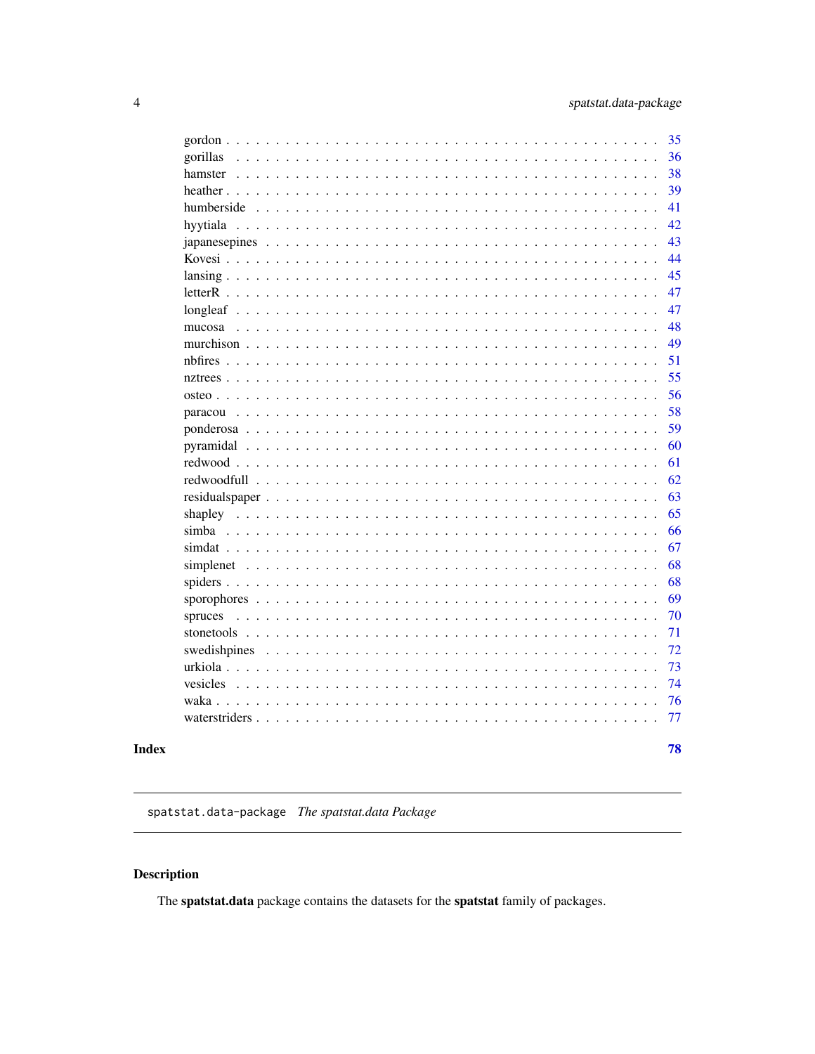gordon . . . . . . . . . . . . . . . . . . . . . . . . . . . . . . . . . . . . . . . . 35
gorillas . . . . . . . . . . . . . . . . . . . . . . . . . . . . . . . . . . . . . . . . 36
hamster . . . . . . . . . . . . . . . . . . . . . . . . . . . . . . . . . . . . . . . . 38
heather . . . . . . . . . . . . . . . . . . . . . . . . . . . . . . . . . . . . . . . . 39
humberside . . . . . . . . . . . . . . . . . . . . . . . . . . . . . . . . . . . . . . 41
hyytiala . . . . . . . . . . . . . . . . . . . . . . . . . . . . . . . . . . . . . . . . 42
japanesepines . . . . . . . . . . . . . . . . . . . . . . . . . . . . . . . . . . . . 43
Kovesi . . . . . . . . . . . . . . . . . . . . . . . . . . . . . . . . . . . . . . . . . 44
lansing . . . . . . . . . . . . . . . . . . . . . . . . . . . . . . . . . . . . . . . . 45
letterR . . . . . . . . . . . . . . . . . . . . . . . . . . . . . . . . . . . . . . . . 47
longleaf . . . . . . . . . . . . . . . . . . . . . . . . . . . . . . . . . . . . . . . . 47
mucosa . . . . . . . . . . . . . . . . . . . . . . . . . . . . . . . . . . . . . . . . 48
murchison . . . . . . . . . . . . . . . . . . . . . . . . . . . . . . . . . . . . . . . 49
nbfires . . . . . . . . . . . . . . . . . . . . . . . . . . . . . . . . . . . . . . . . 51
nztrees . . . . . . . . . . . . . . . . . . . . . . . . . . . . . . . . . . . . . . . . 55
osteo . . . . . . . . . . . . . . . . . . . . . . . . . . . . . . . . . . . . . . . . . 56
paracou . . . . . . . . . . . . . . . . . . . . . . . . . . . . . . . . . . . . . . . . 58
ponderosa . . . . . . . . . . . . . . . . . . . . . . . . . . . . . . . . . . . . . . . 59
pyramidal . . . . . . . . . . . . . . . . . . . . . . . . . . . . . . . . . . . . . . . 60
redwood . . . . . . . . . . . . . . . . . . . . . . . . . . . . . . . . . . . . . . . . 61
redwoodfull . . . . . . . . . . . . . . . . . . . . . . . . . . . . . . . . . . . . . . 62
residualspaper . . . . . . . . . . . . . . . . . . . . . . . . . . . . . . . . . . . . 63
shapley . . . . . . . . . . . . . . . . . . . . . . . . . . . . . . . . . . . . . . . . 65
simba . . . . . . . . . . . . . . . . . . . . . . . . . . . . . . . . . . . . . . . . . 66
simdat . . . . . . . . . . . . . . . . . . . . . . . . . . . . . . . . . . . . . . . . . 67
simplenet . . . . . . . . . . . . . . . . . . . . . . . . . . . . . . . . . . . . . . . 68
spiders . . . . . . . . . . . . . . . . . . . . . . . . . . . . . . . . . . . . . . . . 68
sporophores . . . . . . . . . . . . . . . . . . . . . . . . . . . . . . . . . . . . . . 69
spruces . . . . . . . . . . . . . . . . . . . . . . . . . . . . . . . . . . . . . . . . 70
stonetools . . . . . . . . . . . . . . . . . . . . . . . . . . . . . . . . . . . . . . . 71
swedishpines . . . . . . . . . . . . . . . . . . . . . . . . . . . . . . . . . . . . . 72
urkiola . . . . . . . . . . . . . . . . . . . . . . . . . . . . . . . . . . . . . . . . 73
vesicles . . . . . . . . . . . . . . . . . . . . . . . . . . . . . . . . . . . . . . . . 74
waka . . . . . . . . . . . . . . . . . . . . . . . . . . . . . . . . . . . . . . . . . . 76
waterstriders . . . . . . . . . . . . . . . . . . . . . . . . . . . . . . . . . . . . . 77

**Index** 78

---

`spatstat.data-package` *The spatstat.data Package*

---

## Description

The **spatstat.data** package contains the datasets for the **spatstat** family of packages.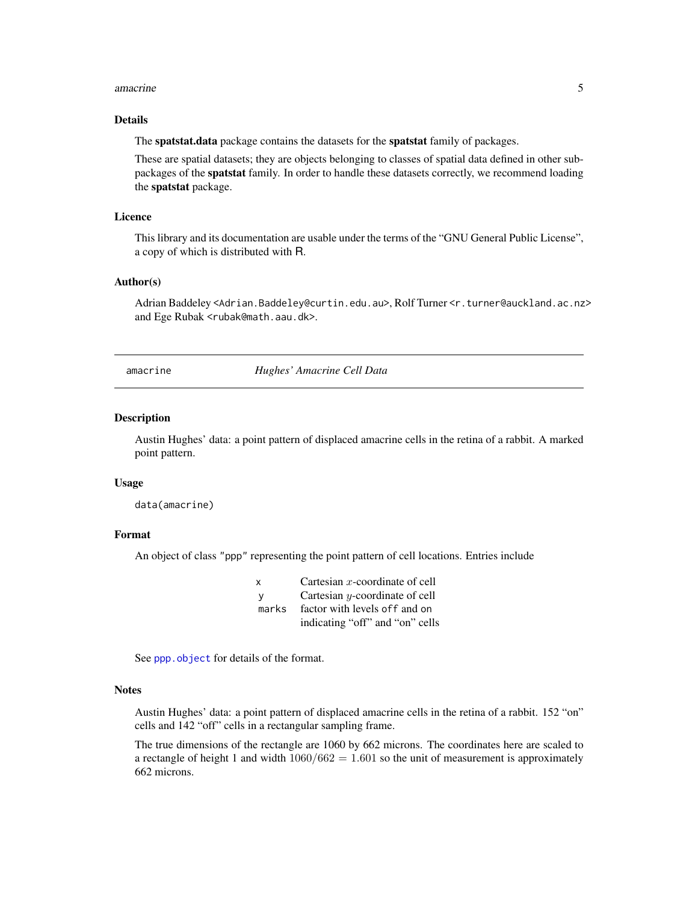### Details

The **spatstat.data** package contains the datasets for the **spatstat** family of packages.

These are spatial datasets; they are objects belonging to classes of spatial data defined in other sub-packages of the **spatstat** family. In order to handle these datasets correctly, we recommend loading the **spatstat** package.

### Licence

This library and its documentation are usable under the terms of the “GNU General Public License”, a copy of which is distributed with R.

### Author(s)

Adrian Baddeley <Adrian.Baddeley@curtin.edu.au>, Rolf Turner <r.turner@auckland.ac.nz> and Ege Rubak <rubak@math.aau.dk>.

---

## amacrine — *Hughes' Amacrine Cell Data*

---

### Description

Austin Hughes' data: a point pattern of displaced amacrine cells in the retina of a rabbit. A marked point pattern.

### Usage

```
data(amacrine)
```

### Format

An object of class "ppp" representing the point pattern of cell locations. Entries include

| | |
|---|---|
| `x` | Cartesian $x$-coordinate of cell |
| `y` | Cartesian $y$-coordinate of cell |
| `marks` | factor with levels `off` and `on` indicating “off” and “on” cells |

See `ppp.object` for details of the format.

### Notes

Austin Hughes' data: a point pattern of displaced amacrine cells in the retina of a rabbit. 152 “on” cells and 142 “off” cells in a rectangular sampling frame.

The true dimensions of the rectangle are 1060 by 662 microns. The coordinates here are scaled to a rectangle of height 1 and width $1060/662 = 1.601$ so the unit of measurement is approximately 662 microns.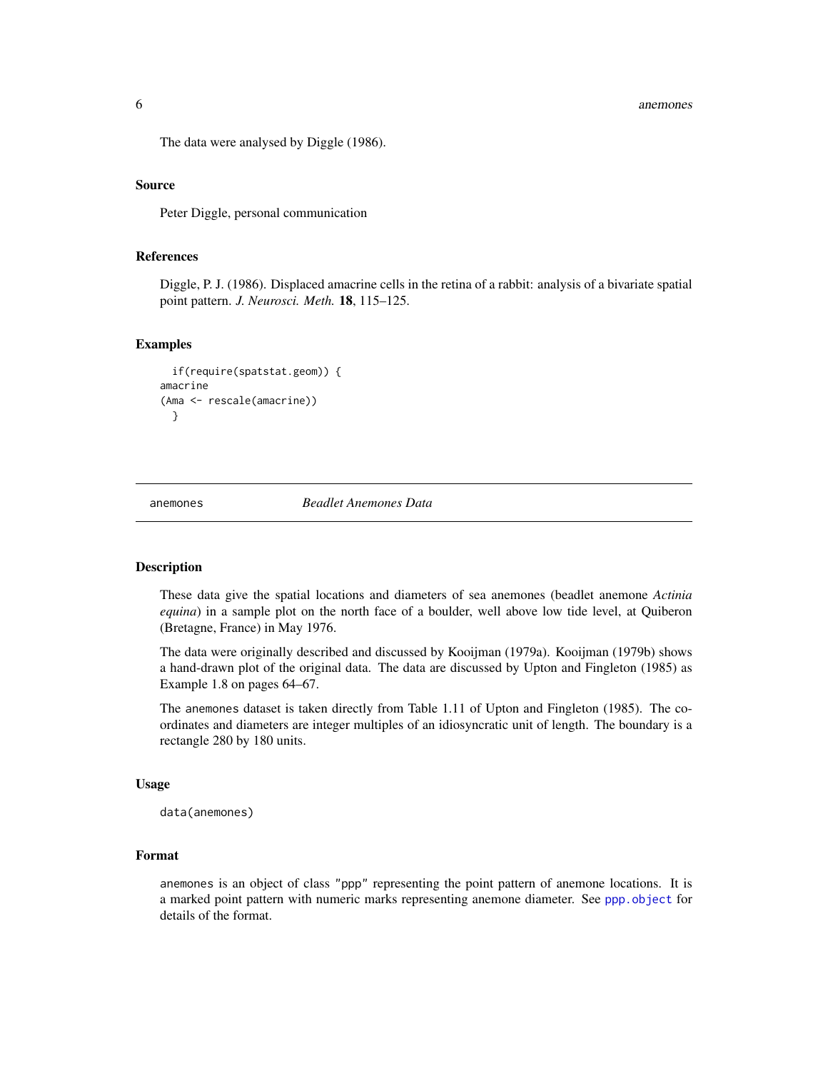The data were analysed by Diggle (1986).

### Source

Peter Diggle, personal communication

### References

Diggle, P. J. (1986). Displaced amacrine cells in the retina of a rabbit: analysis of a bivariate spatial point pattern. *J. Neurosci. Meth.* **18**, 115–125.

### Examples

```
  if(require(spatstat.geom)) {
amacrine
(Ama <- rescale(amacrine))
  }
```

---

## anemones — *Beadlet Anemones Data*

---

### Description

These data give the spatial locations and diameters of sea anemones (beadlet anemone *Actinia equina*) in a sample plot on the north face of a boulder, well above low tide level, at Quiberon (Bretagne, France) in May 1976.

The data were originally described and discussed by Kooijman (1979a). Kooijman (1979b) shows a hand-drawn plot of the original data. The data are discussed by Upton and Fingleton (1985) as Example 1.8 on pages 64–67.

The `anemones` dataset is taken directly from Table 1.11 of Upton and Fingleton (1985). The coordinates and diameters are integer multiples of an idiosyncratic unit of length. The boundary is a rectangle 280 by 180 units.

### Usage

```
data(anemones)
```

### Format

`anemones` is an object of class `"ppp"` representing the point pattern of anemone locations. It is a marked point pattern with numeric marks representing anemone diameter. See `ppp.object` for details of the format.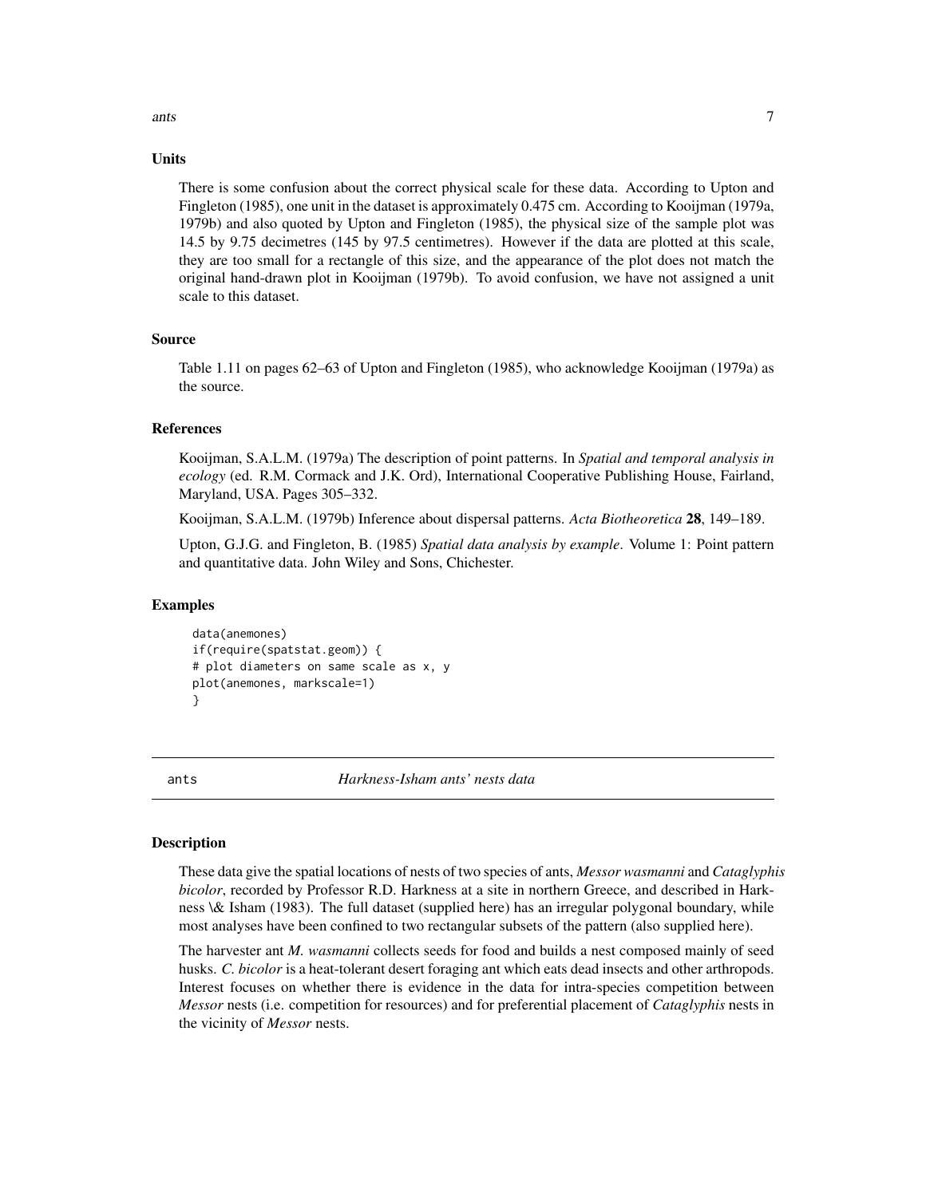### Units

There is some confusion about the correct physical scale for these data. According to Upton and Fingleton (1985), one unit in the dataset is approximately 0.475 cm. According to Kooijman (1979a, 1979b) and also quoted by Upton and Fingleton (1985), the physical size of the sample plot was 14.5 by 9.75 decimetres (145 by 97.5 centimetres). However if the data are plotted at this scale, they are too small for a rectangle of this size, and the appearance of the plot does not match the original hand-drawn plot in Kooijman (1979b). To avoid confusion, we have not assigned a unit scale to this dataset.

### Source

Table 1.11 on pages 62–63 of Upton and Fingleton (1985), who acknowledge Kooijman (1979a) as the source.

### References

Kooijman, S.A.L.M. (1979a) The description of point patterns. In *Spatial and temporal analysis in ecology* (ed. R.M. Cormack and J.K. Ord), International Cooperative Publishing House, Fairland, Maryland, USA. Pages 305–332.

Kooijman, S.A.L.M. (1979b) Inference about dispersal patterns. *Acta Biotheoretica* **28**, 149–189.

Upton, G.J.G. and Fingleton, B. (1985) *Spatial data analysis by example*. Volume 1: Point pattern and quantitative data. John Wiley and Sons, Chichester.

### Examples

```
data(anemones)
if(require(spatstat.geom)) {
# plot diameters on same scale as x, y
plot(anemones, markscale=1)
}
```

---

## ants *Harkness-Isham ants' nests data*

---

### Description

These data give the spatial locations of nests of two species of ants, *Messor wasmanni* and *Cataglyphis bicolor*, recorded by Professor R.D. Harkness at a site in northern Greece, and described in Harkness \& Isham (1983). The full dataset (supplied here) has an irregular polygonal boundary, while most analyses have been confined to two rectangular subsets of the pattern (also supplied here).

The harvester ant *M. wasmanni* collects seeds for food and builds a nest composed mainly of seed husks. *C. bicolor* is a heat-tolerant desert foraging ant which eats dead insects and other arthropods. Interest focuses on whether there is evidence in the data for intra-species competition between *Messor* nests (i.e. competition for resources) and for preferential placement of *Cataglyphis* nests in the vicinity of *Messor* nests.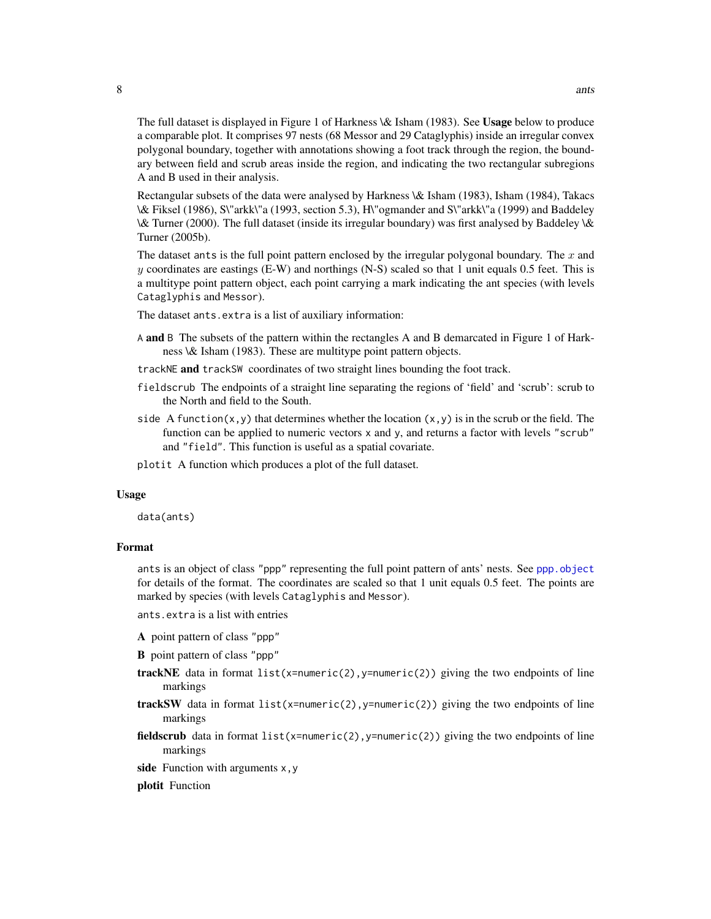The full dataset is displayed in Figure 1 of Harkness \& Isham (1983). See **Usage** below to produce a comparable plot. It comprises 97 nests (68 Messor and 29 Cataglyphis) inside an irregular convex polygonal boundary, together with annotations showing a foot track through the region, the boundary between field and scrub areas inside the region, and indicating the two rectangular subregions A and B used in their analysis.

Rectangular subsets of the data were analysed by Harkness \& Isham (1983), Isham (1984), Takacs \& Fiksel (1986), S\"arkk\"a (1993, section 5.3), H\"ogmander and S\"arkk\"a (1999) and Baddeley \& Turner (2000). The full dataset (inside its irregular boundary) was first analysed by Baddeley \& Turner (2005b).

The dataset `ants` is the full point pattern enclosed by the irregular polygonal boundary. The $x$ and $y$ coordinates are eastings (E-W) and northings (N-S) scaled so that 1 unit equals 0.5 feet. This is a multitype point pattern object, each point carrying a mark indicating the ant species (with levels `Cataglyphis` and `Messor`).

The dataset `ants.extra` is a list of auxiliary information:

- `A` **and** `B` The subsets of the pattern within the rectangles A and B demarcated in Figure 1 of Harkness \& Isham (1983). These are multitype point pattern objects.
- `trackNE` **and** `trackSW` coordinates of two straight lines bounding the foot track.
- `fieldscrub` The endpoints of a straight line separating the regions of 'field' and 'scrub': scrub to the North and field to the South.
- `side` A `function(x,y)` that determines whether the location `(x,y)` is in the scrub or the field. The function can be applied to numeric vectors `x` and `y`, and returns a factor with levels `"scrub"` and `"field"`. This function is useful as a spatial covariate.
- `plotit` A function which produces a plot of the full dataset.

### Usage

```
data(ants)
```

### Format

`ants` is an object of class `"ppp"` representing the full point pattern of ants' nests. See `ppp.object` for details of the format. The coordinates are scaled so that 1 unit equals 0.5 feet. The points are marked by species (with levels `Cataglyphis` and `Messor`).

`ants.extra` is a list with entries

- **A** point pattern of class `"ppp"`
- **B** point pattern of class `"ppp"`
- **trackNE** data in format `list(x=numeric(2),y=numeric(2))` giving the two endpoints of line markings
- **trackSW** data in format `list(x=numeric(2),y=numeric(2))` giving the two endpoints of line markings
- **fieldscrub** data in format `list(x=numeric(2),y=numeric(2))` giving the two endpoints of line markings
- **side** Function with arguments `x,y`
- **plotit** Function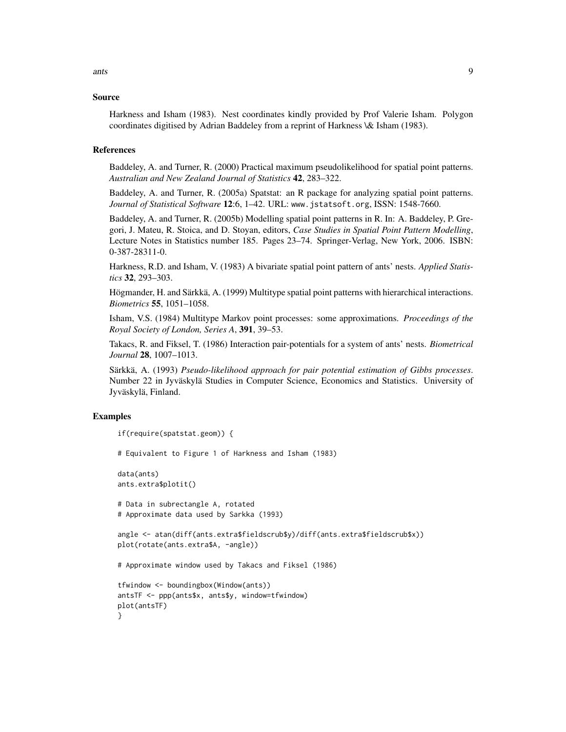## Source

Harkness and Isham (1983). Nest coordinates kindly provided by Prof Valerie Isham. Polygon coordinates digitised by Adrian Baddeley from a reprint of Harkness \& Isham (1983).

## References

Baddeley, A. and Turner, R. (2000) Practical maximum pseudolikelihood for spatial point patterns. *Australian and New Zealand Journal of Statistics* **42**, 283–322.

Baddeley, A. and Turner, R. (2005a) Spatstat: an R package for analyzing spatial point patterns. *Journal of Statistical Software* **12**:6, 1–42. URL: `www.jstatsoft.org`, ISSN: 1548-7660.

Baddeley, A. and Turner, R. (2005b) Modelling spatial point patterns in R. In: A. Baddeley, P. Gregori, J. Mateu, R. Stoica, and D. Stoyan, editors, *Case Studies in Spatial Point Pattern Modelling*, Lecture Notes in Statistics number 185. Pages 23–74. Springer-Verlag, New York, 2006. ISBN: 0-387-28311-0.

Harkness, R.D. and Isham, V. (1983) A bivariate spatial point pattern of ants' nests. *Applied Statistics* **32**, 293–303.

Högmander, H. and Särkkä, A. (1999) Multitype spatial point patterns with hierarchical interactions. *Biometrics* **55**, 1051–1058.

Isham, V.S. (1984) Multitype Markov point processes: some approximations. *Proceedings of the Royal Society of London, Series A*, **391**, 39–53.

Takacs, R. and Fiksel, T. (1986) Interaction pair-potentials for a system of ants' nests. *Biometrical Journal* **28**, 1007–1013.

Särkkä, A. (1993) *Pseudo-likelihood approach for pair potential estimation of Gibbs processes*. Number 22 in Jyväskylä Studies in Computer Science, Economics and Statistics. University of Jyväskylä, Finland.

## Examples

```
if(require(spatstat.geom)) {

# Equivalent to Figure 1 of Harkness and Isham (1983)

data(ants)
ants.extra$plotit()

# Data in subrectangle A, rotated
# Approximate data used by Sarkka (1993)

angle <- atan(diff(ants.extra$fieldscrub$y)/diff(ants.extra$fieldscrub$x))
plot(rotate(ants.extra$A, -angle))

# Approximate window used by Takacs and Fiksel (1986)

tfwindow <- boundingbox(Window(ants))
antsTF <- ppp(ants$x, ants$y, window=tfwindow)
plot(antsTF)
}
```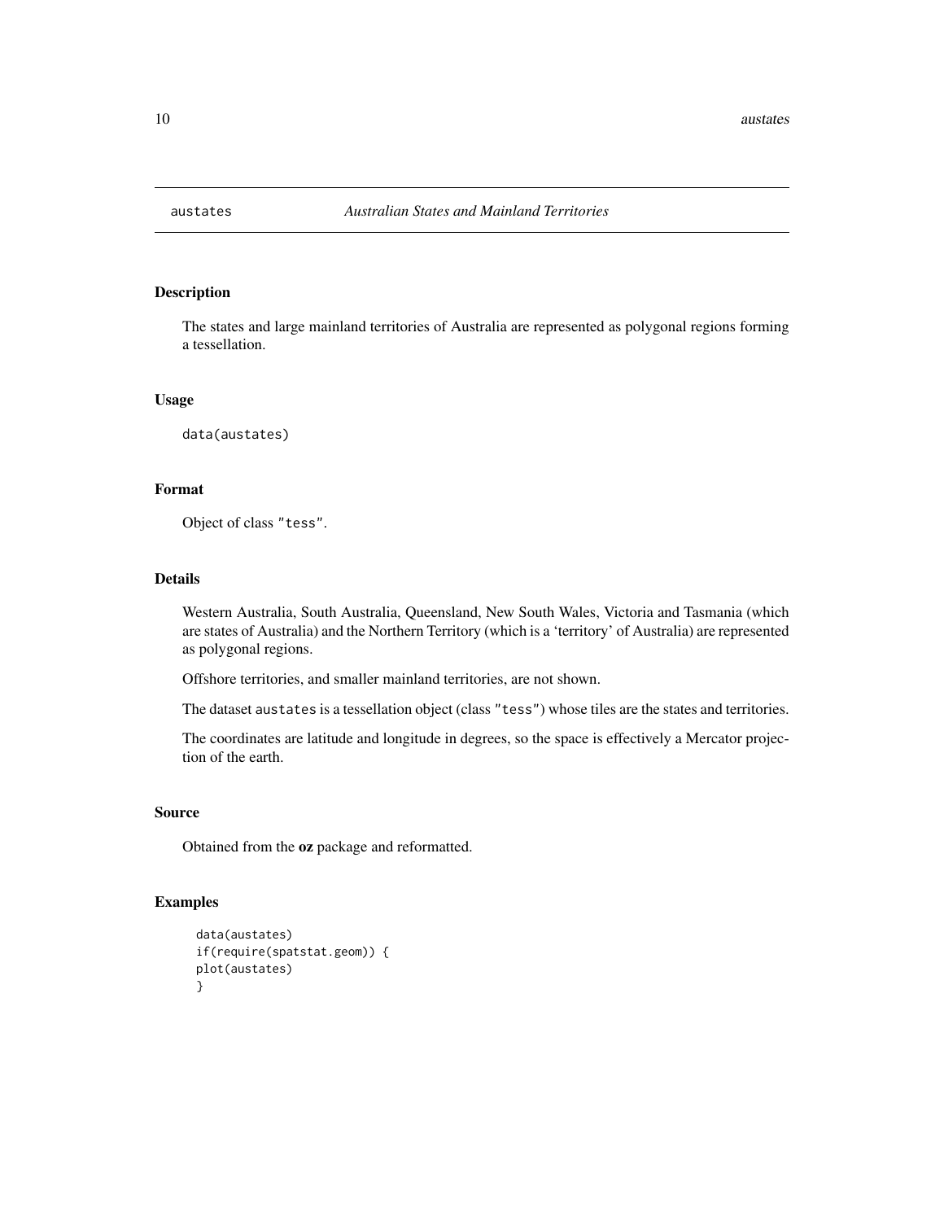austates *Australian States and Mainland Territories*

## Description

The states and large mainland territories of Australia are represented as polygonal regions forming a tessellation.

## Usage

```
data(austates)
```

## Format

Object of class "tess".

## Details

Western Australia, South Australia, Queensland, New South Wales, Victoria and Tasmania (which are states of Australia) and the Northern Territory (which is a 'territory' of Australia) are represented as polygonal regions.

Offshore territories, and smaller mainland territories, are not shown.

The dataset austates is a tessellation object (class "tess") whose tiles are the states and territories.

The coordinates are latitude and longitude in degrees, so the space is effectively a Mercator projection of the earth.

## Source

Obtained from the **oz** package and reformatted.

## Examples

```
data(austates)
if(require(spatstat.geom)) {
plot(austates)
}
```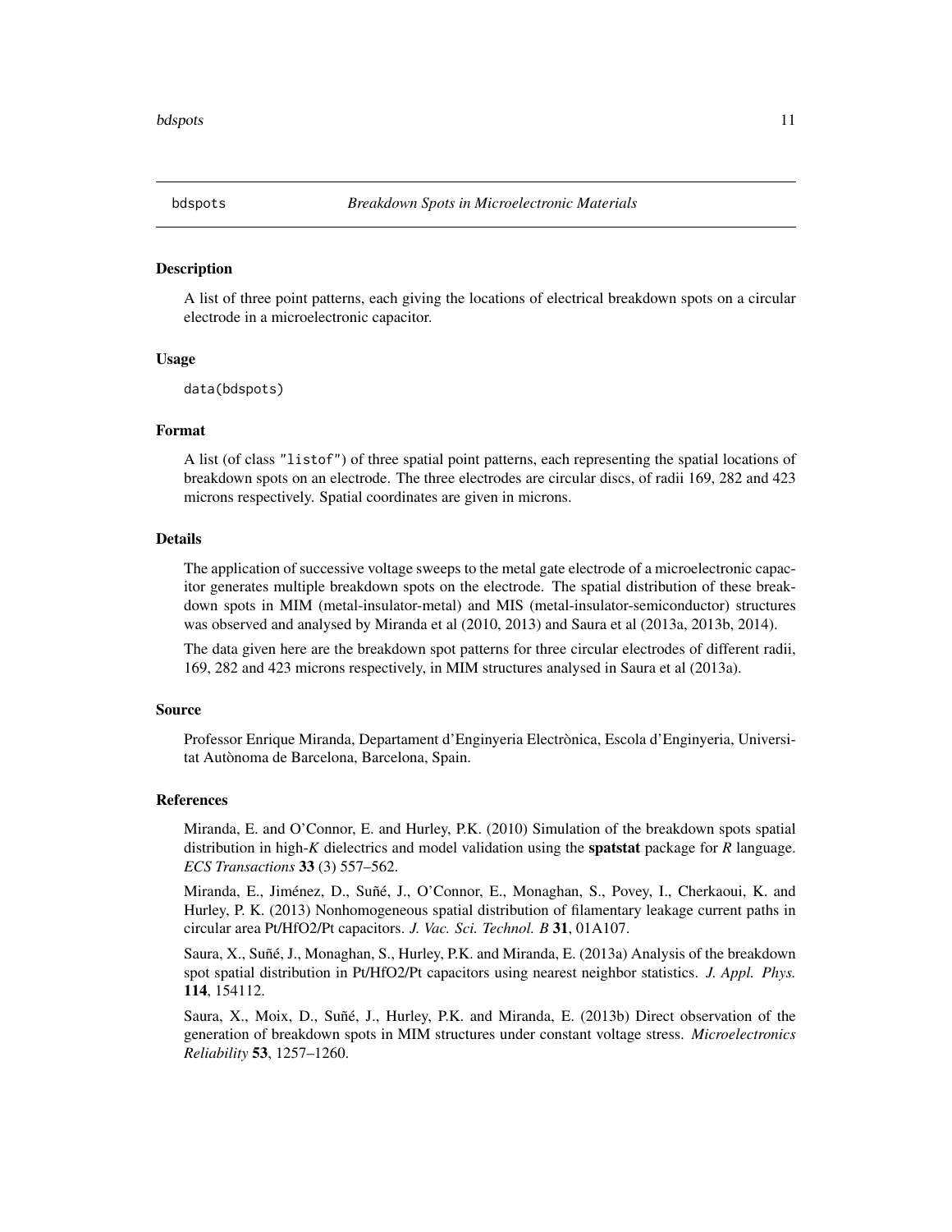# bdspots *Breakdown Spots in Microelectronic Materials*

## Description

A list of three point patterns, each giving the locations of electrical breakdown spots on a circular electrode in a microelectronic capacitor.

## Usage

```
data(bdspots)
```

## Format

A list (of class "listof") of three spatial point patterns, each representing the spatial locations of breakdown spots on an electrode. The three electrodes are circular discs, of radii 169, 282 and 423 microns respectively. Spatial coordinates are given in microns.

## Details

The application of successive voltage sweeps to the metal gate electrode of a microelectronic capacitor generates multiple breakdown spots on the electrode. The spatial distribution of these breakdown spots in MIM (metal-insulator-metal) and MIS (metal-insulator-semiconductor) structures was observed and analysed by Miranda et al (2010, 2013) and Saura et al (2013a, 2013b, 2014).

The data given here are the breakdown spot patterns for three circular electrodes of different radii, 169, 282 and 423 microns respectively, in MIM structures analysed in Saura et al (2013a).

## Source

Professor Enrique Miranda, Departament d'Enginyeria Electrònica, Escola d'Enginyeria, Universitat Autònoma de Barcelona, Barcelona, Spain.

## References

Miranda, E. and O'Connor, E. and Hurley, P.K. (2010) Simulation of the breakdown spots spatial distribution in high-*K* dielectrics and model validation using the **spatstat** package for *R* language. *ECS Transactions* **33** (3) 557–562.

Miranda, E., Jiménez, D., Suñé, J., O'Connor, E., Monaghan, S., Povey, I., Cherkaoui, K. and Hurley, P. K. (2013) Nonhomogeneous spatial distribution of filamentary leakage current paths in circular area Pt/HfO2/Pt capacitors. *J. Vac. Sci. Technol. B* **31**, 01A107.

Saura, X., Suñé, J., Monaghan, S., Hurley, P.K. and Miranda, E. (2013a) Analysis of the breakdown spot spatial distribution in Pt/HfO2/Pt capacitors using nearest neighbor statistics. *J. Appl. Phys.* **114**, 154112.

Saura, X., Moix, D., Suñé, J., Hurley, P.K. and Miranda, E. (2013b) Direct observation of the generation of breakdown spots in MIM structures under constant voltage stress. *Microelectronics Reliability* **53**, 1257–1260.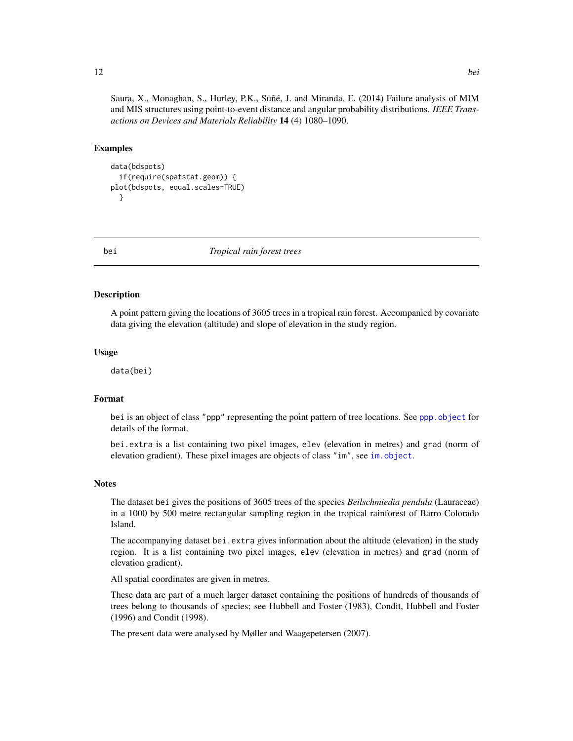Saura, X., Monaghan, S., Hurley, P.K., Suñé, J. and Miranda, E. (2014) Failure analysis of MIM and MIS structures using point-to-event distance and angular probability distributions. *IEEE Transactions on Devices and Materials Reliability* **14** (4) 1080–1090.

### Examples

```
data(bdspots)
  if(require(spatstat.geom)) {
plot(bdspots, equal.scales=TRUE)
  }
```

---

## bei — *Tropical rain forest trees*

---

### Description

A point pattern giving the locations of 3605 trees in a tropical rain forest. Accompanied by covariate data giving the elevation (altitude) and slope of elevation in the study region.

### Usage

```
data(bei)
```

### Format

`bei` is an object of class `"ppp"` representing the point pattern of tree locations. See `ppp.object` for details of the format.

`bei.extra` is a list containing two pixel images, `elev` (elevation in metres) and `grad` (norm of elevation gradient). These pixel images are objects of class `"im"`, see `im.object`.

### Notes

The dataset `bei` gives the positions of 3605 trees of the species *Beilschmiedia pendula* (Lauraceae) in a 1000 by 500 metre rectangular sampling region in the tropical rainforest of Barro Colorado Island.

The accompanying dataset `bei.extra` gives information about the altitude (elevation) in the study region. It is a list containing two pixel images, `elev` (elevation in metres) and `grad` (norm of elevation gradient).

All spatial coordinates are given in metres.

These data are part of a much larger dataset containing the positions of hundreds of thousands of trees belong to thousands of species; see Hubbell and Foster (1983), Condit, Hubbell and Foster (1996) and Condit (1998).

The present data were analysed by Møller and Waagepetersen (2007).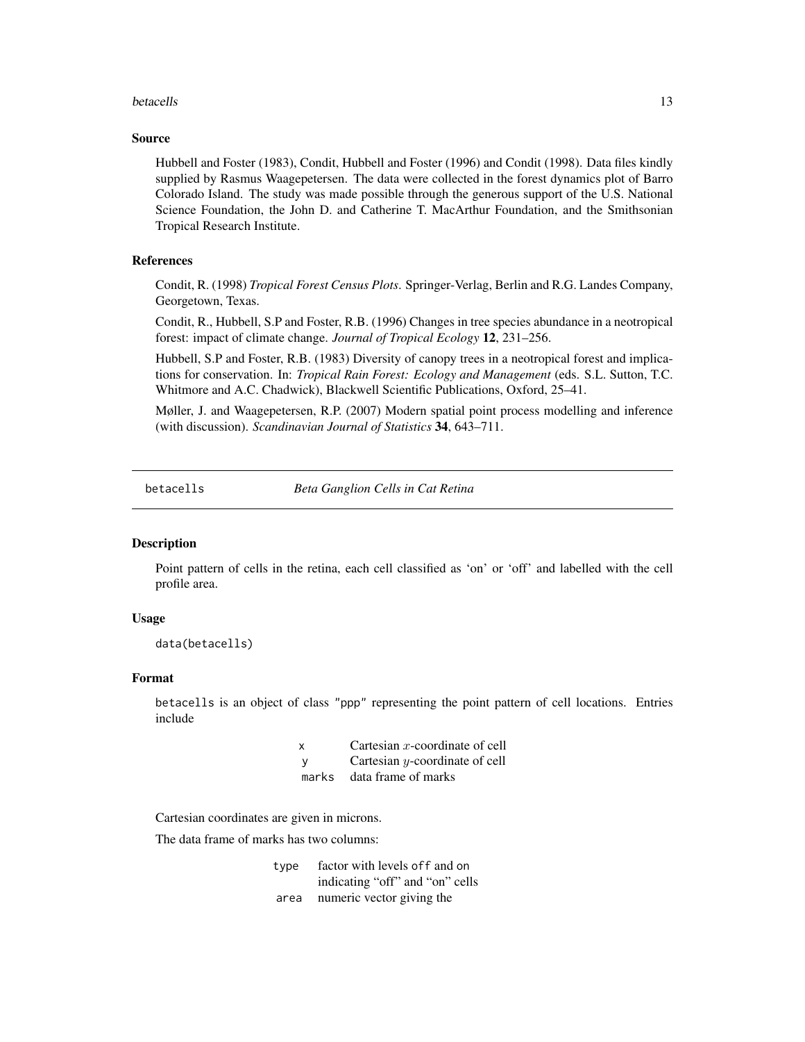### Source

Hubbell and Foster (1983), Condit, Hubbell and Foster (1996) and Condit (1998). Data files kindly supplied by Rasmus Waagepetersen. The data were collected in the forest dynamics plot of Barro Colorado Island. The study was made possible through the generous support of the U.S. National Science Foundation, the John D. and Catherine T. MacArthur Foundation, and the Smithsonian Tropical Research Institute.

### References

Condit, R. (1998) *Tropical Forest Census Plots*. Springer-Verlag, Berlin and R.G. Landes Company, Georgetown, Texas.

Condit, R., Hubbell, S.P and Foster, R.B. (1996) Changes in tree species abundance in a neotropical forest: impact of climate change. *Journal of Tropical Ecology* **12**, 231–256.

Hubbell, S.P and Foster, R.B. (1983) Diversity of canopy trees in a neotropical forest and implications for conservation. In: *Tropical Rain Forest: Ecology and Management* (eds. S.L. Sutton, T.C. Whitmore and A.C. Chadwick), Blackwell Scientific Publications, Oxford, 25–41.

Møller, J. and Waagepetersen, R.P. (2007) Modern spatial point process modelling and inference (with discussion). *Scandinavian Journal of Statistics* **34**, 643–711.

---

## betacells — *Beta Ganglion Cells in Cat Retina*

### Description

Point pattern of cells in the retina, each cell classified as 'on' or 'off' and labelled with the cell profile area.

### Usage

```
data(betacells)
```

### Format

betacells is an object of class "ppp" representing the point pattern of cell locations. Entries include

| | |
|---|---|
| x | Cartesian $x$-coordinate of cell |
| y | Cartesian $y$-coordinate of cell |
| marks | data frame of marks |

Cartesian coordinates are given in microns.

The data frame of marks has two columns:

| | |
|---|---|
| type | factor with levels off and on indicating "off" and "on" cells |
| area | numeric vector giving the |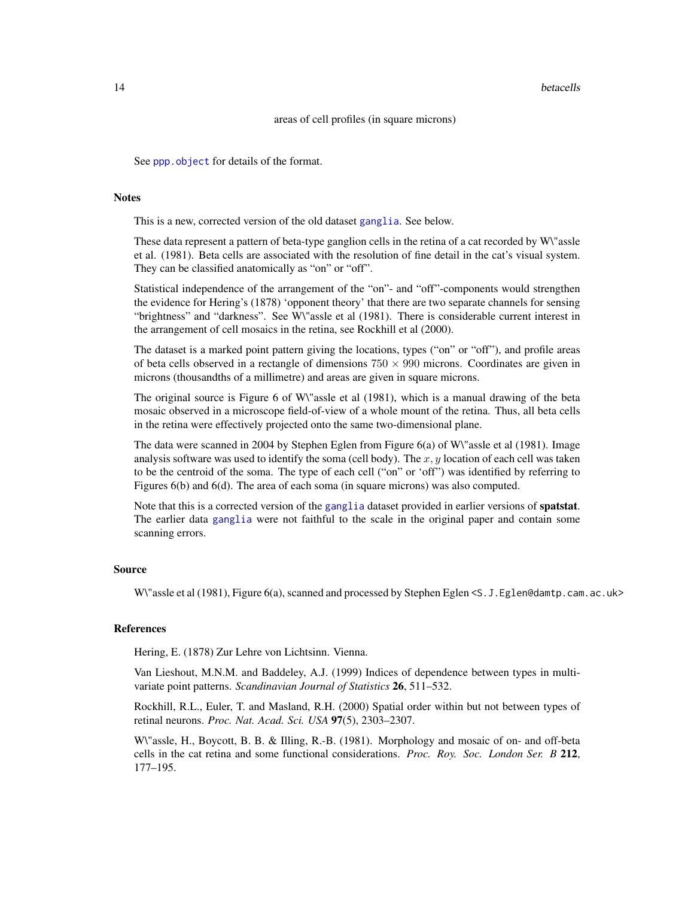areas of cell profiles (in square microns)

See ppp.object for details of the format.

## Notes

This is a new, corrected version of the old dataset ganglia. See below.

These data represent a pattern of beta-type ganglion cells in the retina of a cat recorded by W\"assle et al. (1981). Beta cells are associated with the resolution of fine detail in the cat's visual system. They can be classified anatomically as "on" or "off".

Statistical independence of the arrangement of the "on"- and "off"-components would strengthen the evidence for Hering's (1878) 'opponent theory' that there are two separate channels for sensing "brightness" and "darkness". See W\"assle et al (1981). There is considerable current interest in the arrangement of cell mosaics in the retina, see Rockhill et al (2000).

The dataset is a marked point pattern giving the locations, types ("on" or "off"), and profile areas of beta cells observed in a rectangle of dimensions $750 \times 990$ microns. Coordinates are given in microns (thousandths of a millimetre) and areas are given in square microns.

The original source is Figure 6 of W\"assle et al (1981), which is a manual drawing of the beta mosaic observed in a microscope field-of-view of a whole mount of the retina. Thus, all beta cells in the retina were effectively projected onto the same two-dimensional plane.

The data were scanned in 2004 by Stephen Eglen from Figure 6(a) of W\"assle et al (1981). Image analysis software was used to identify the soma (cell body). The $x, y$ location of each cell was taken to be the centroid of the soma. The type of each cell ("on" or 'off") was identified by referring to Figures 6(b) and 6(d). The area of each soma (in square microns) was also computed.

Note that this is a corrected version of the ganglia dataset provided in earlier versions of **spatstat**. The earlier data ganglia were not faithful to the scale in the original paper and contain some scanning errors.

## Source

W\"assle et al (1981), Figure 6(a), scanned and processed by Stephen Eglen <S.J.Eglen@damtp.cam.ac.uk>

## References

Hering, E. (1878) Zur Lehre von Lichtsinn. Vienna.

Van Lieshout, M.N.M. and Baddeley, A.J. (1999) Indices of dependence between types in multivariate point patterns. *Scandinavian Journal of Statistics* **26**, 511–532.

Rockhill, R.L., Euler, T. and Masland, R.H. (2000) Spatial order within but not between types of retinal neurons. *Proc. Nat. Acad. Sci. USA* **97**(5), 2303–2307.

W\"assle, H., Boycott, B. B. & Illing, R.-B. (1981). Morphology and mosaic of on- and off-beta cells in the cat retina and some functional considerations. *Proc. Roy. Soc. London Ser. B* **212**, 177–195.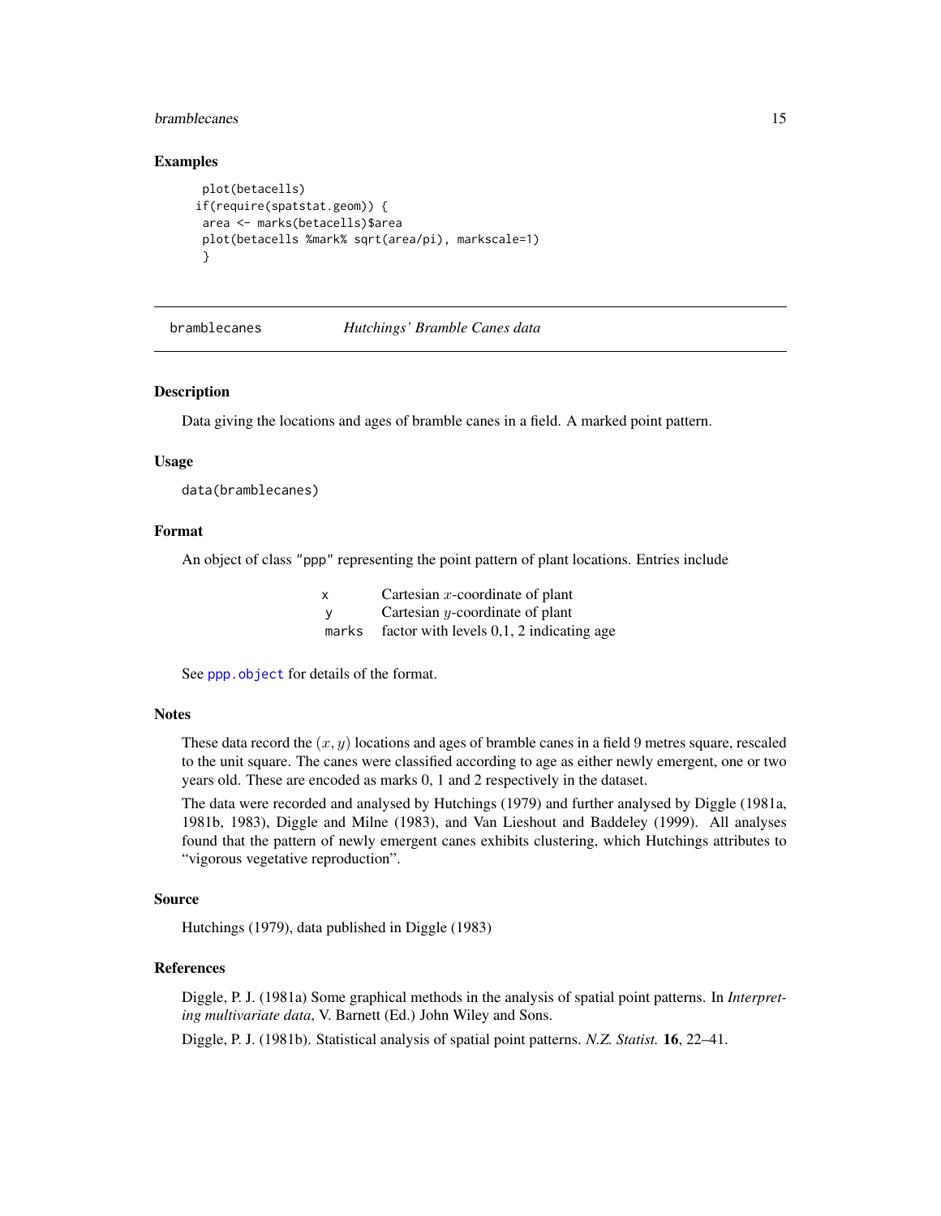### Examples

```
plot(betacells)
if(require(spatstat.geom)) {
 area <- marks(betacells)$area
 plot(betacells %mark% sqrt(area/pi), markscale=1)
 }
```

---

## bramblecanes — *Hutchings' Bramble Canes data*

### Description

Data giving the locations and ages of bramble canes in a field. A marked point pattern.

### Usage

```
data(bramblecanes)
```

### Format

An object of class "ppp" representing the point pattern of plant locations. Entries include

| | |
|---|---|
| `x` | Cartesian $x$-coordinate of plant |
| `y` | Cartesian $y$-coordinate of plant |
| `marks` | factor with levels 0,1, 2 indicating age |

See `ppp.object` for details of the format.

### Notes

These data record the $(x, y)$ locations and ages of bramble canes in a field 9 metres square, rescaled to the unit square. The canes were classified according to age as either newly emergent, one or two years old. These are encoded as marks 0, 1 and 2 respectively in the dataset.

The data were recorded and analysed by Hutchings (1979) and further analysed by Diggle (1981a, 1981b, 1983), Diggle and Milne (1983), and Van Lieshout and Baddeley (1999). All analyses found that the pattern of newly emergent canes exhibits clustering, which Hutchings attributes to "vigorous vegetative reproduction".

### Source

Hutchings (1979), data published in Diggle (1983)

### References

Diggle, P. J. (1981a) Some graphical methods in the analysis of spatial point patterns. In *Interpreting multivariate data*, V. Barnett (Ed.) John Wiley and Sons.

Diggle, P. J. (1981b). Statistical analysis of spatial point patterns. *N.Z. Statist.* **16**, 22–41.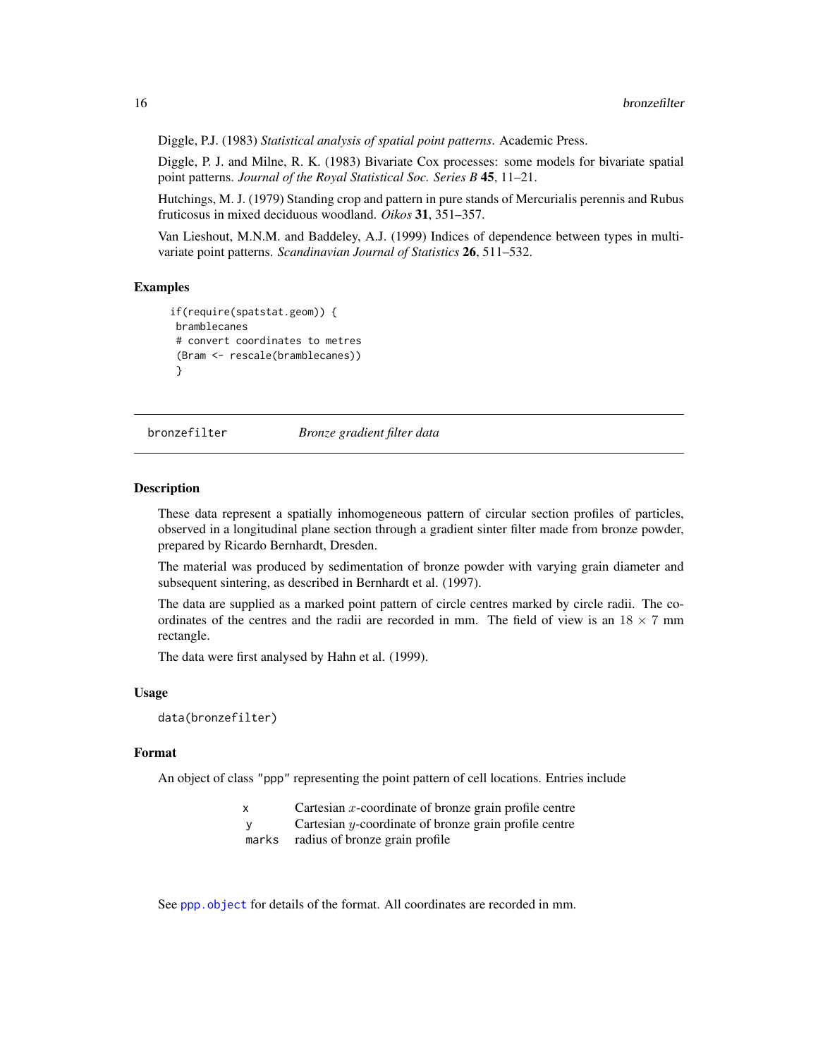Diggle, P.J. (1983) *Statistical analysis of spatial point patterns*. Academic Press.

Diggle, P. J. and Milne, R. K. (1983) Bivariate Cox processes: some models for bivariate spatial point patterns. *Journal of the Royal Statistical Soc. Series B* **45**, 11–21.

Hutchings, M. J. (1979) Standing crop and pattern in pure stands of Mercurialis perennis and Rubus fruticosus in mixed deciduous woodland. *Oikos* **31**, 351–357.

Van Lieshout, M.N.M. and Baddeley, A.J. (1999) Indices of dependence between types in multivariate point patterns. *Scandinavian Journal of Statistics* **26**, 511–532.

### Examples

```
if(require(spatstat.geom)) {
 bramblecanes
 # convert coordinates to metres
 (Bram <- rescale(bramblecanes))
 }
```

---

## bronzefilter    *Bronze gradient filter data*

---

### Description

These data represent a spatially inhomogeneous pattern of circular section profiles of particles, observed in a longitudinal plane section through a gradient sinter filter made from bronze powder, prepared by Ricardo Bernhardt, Dresden.

The material was produced by sedimentation of bronze powder with varying grain diameter and subsequent sintering, as described in Bernhardt et al. (1997).

The data are supplied as a marked point pattern of circle centres marked by circle radii. The coordinates of the centres and the radii are recorded in mm. The field of view is an $18 \times 7$ mm rectangle.

The data were first analysed by Hahn et al. (1999).

### Usage

```
data(bronzefilter)
```

### Format

An object of class "ppp" representing the point pattern of cell locations. Entries include

| | |
|---|---|
| `x` | Cartesian $x$-coordinate of bronze grain profile centre |
| `y` | Cartesian $y$-coordinate of bronze grain profile centre |
| `marks` | radius of bronze grain profile |

See `ppp.object` for details of the format. All coordinates are recorded in mm.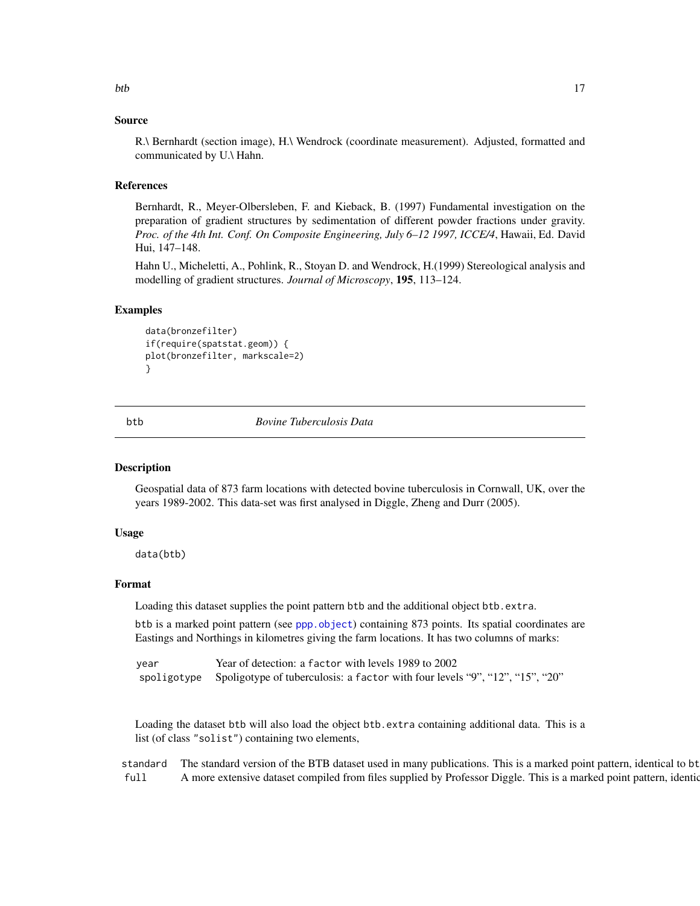### Source

R.\ Bernhardt (section image), H.\ Wendrock (coordinate measurement). Adjusted, formatted and communicated by U.\ Hahn.

### References

Bernhardt, R., Meyer-Olbersleben, F. and Kieback, B. (1997) Fundamental investigation on the preparation of gradient structures by sedimentation of different powder fractions under gravity. *Proc. of the 4th Int. Conf. On Composite Engineering, July 6–12 1997, ICCE/4*, Hawaii, Ed. David Hui, 147–148.

Hahn U., Micheletti, A., Pohlink, R., Stoyan D. and Wendrock, H.(1999) Stereological analysis and modelling of gradient structures. *Journal of Microscopy*, **195**, 113–124.

### Examples

```
data(bronzefilter)
if(require(spatstat.geom)) {
plot(bronzefilter, markscale=2)
}
```

---

## btb — *Bovine Tuberculosis Data*

### Description

Geospatial data of 873 farm locations with detected bovine tuberculosis in Cornwall, UK, over the years 1989-2002. This data-set was first analysed in Diggle, Zheng and Durr (2005).

### Usage

```
data(btb)
```

### Format

Loading this dataset supplies the point pattern `btb` and the additional object `btb.extra`.

`btb` is a marked point pattern (see `ppp.object`) containing 873 points. Its spatial coordinates are Eastings and Northings in kilometres giving the farm locations. It has two columns of marks:

| | |
|---|---|
| `year` | Year of detection: a `factor` with levels 1989 to 2002 |
| `spoligotype` | Spoligotype of tuberculosis: a `factor` with four levels "9", "12", "15", "20" |

Loading the dataset `btb` will also load the object `btb.extra` containing additional data. This is a list (of class `"solist"`) containing two elements,

| | |
|---|---|
| `standard` | The standard version of the BTB dataset used in many publications. This is a marked point pattern, identical to bt |
| `full` | A more extensive dataset compiled from files supplied by Professor Diggle. This is a marked point pattern, identic |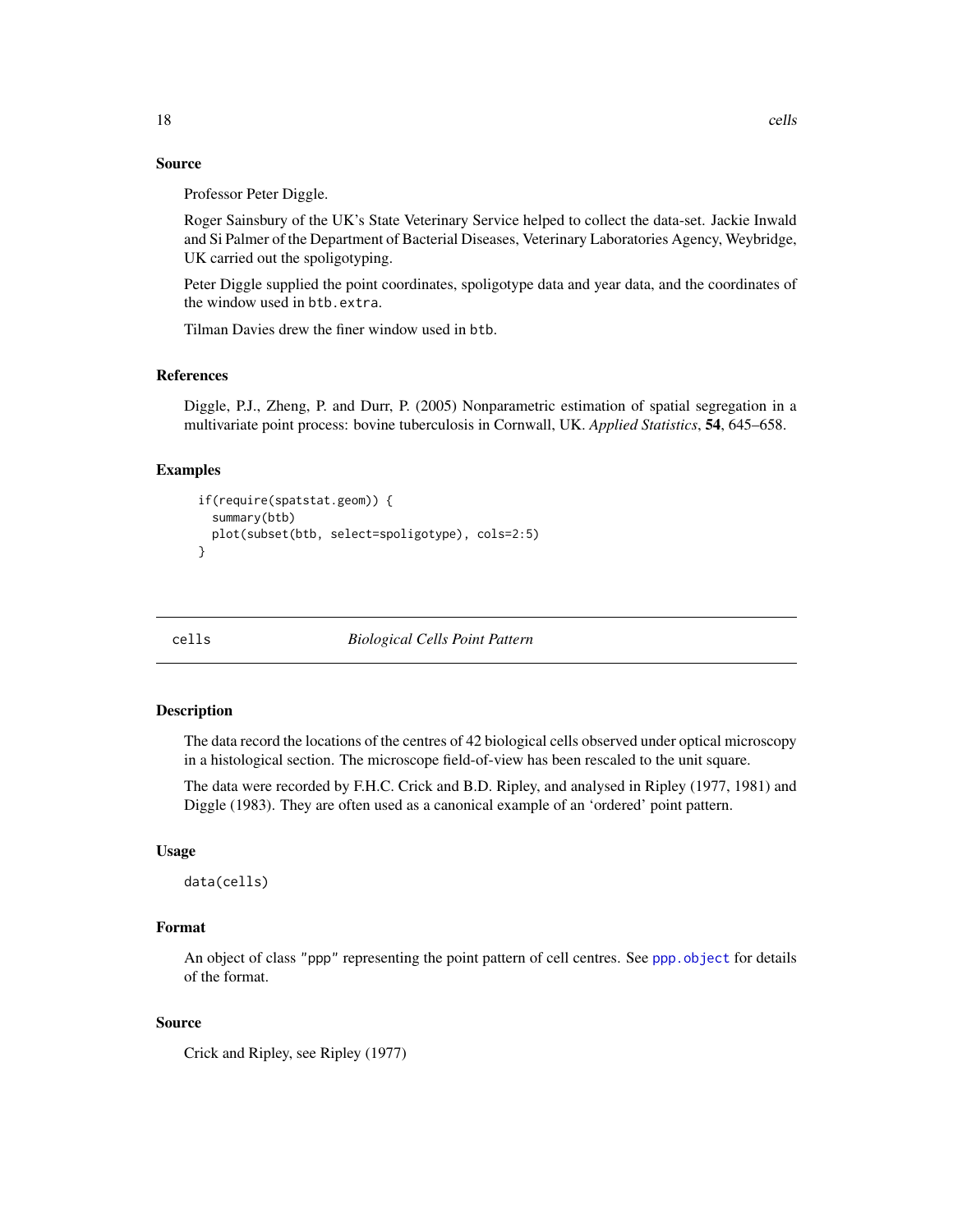### Source

Professor Peter Diggle.

Roger Sainsbury of the UK's State Veterinary Service helped to collect the data-set. Jackie Inwald and Si Palmer of the Department of Bacterial Diseases, Veterinary Laboratories Agency, Weybridge, UK carried out the spoligotyping.

Peter Diggle supplied the point coordinates, spoligotype data and year data, and the coordinates of the window used in `btb.extra`.

Tilman Davies drew the finer window used in `btb`.

### References

Diggle, P.J., Zheng, P. and Durr, P. (2005) Nonparametric estimation of spatial segregation in a multivariate point process: bovine tuberculosis in Cornwall, UK. *Applied Statistics*, **54**, 645–658.

### Examples

```
if(require(spatstat.geom)) {
  summary(btb)
  plot(subset(btb, select=spoligotype), cols=2:5)
}
```

---

## cells — *Biological Cells Point Pattern*

---

### Description

The data record the locations of the centres of 42 biological cells observed under optical microscopy in a histological section. The microscope field-of-view has been rescaled to the unit square.

The data were recorded by F.H.C. Crick and B.D. Ripley, and analysed in Ripley (1977, 1981) and Diggle (1983). They are often used as a canonical example of an 'ordered' point pattern.

### Usage

```
data(cells)
```

### Format

An object of class "ppp" representing the point pattern of cell centres. See `ppp.object` for details of the format.

### Source

Crick and Ripley, see Ripley (1977)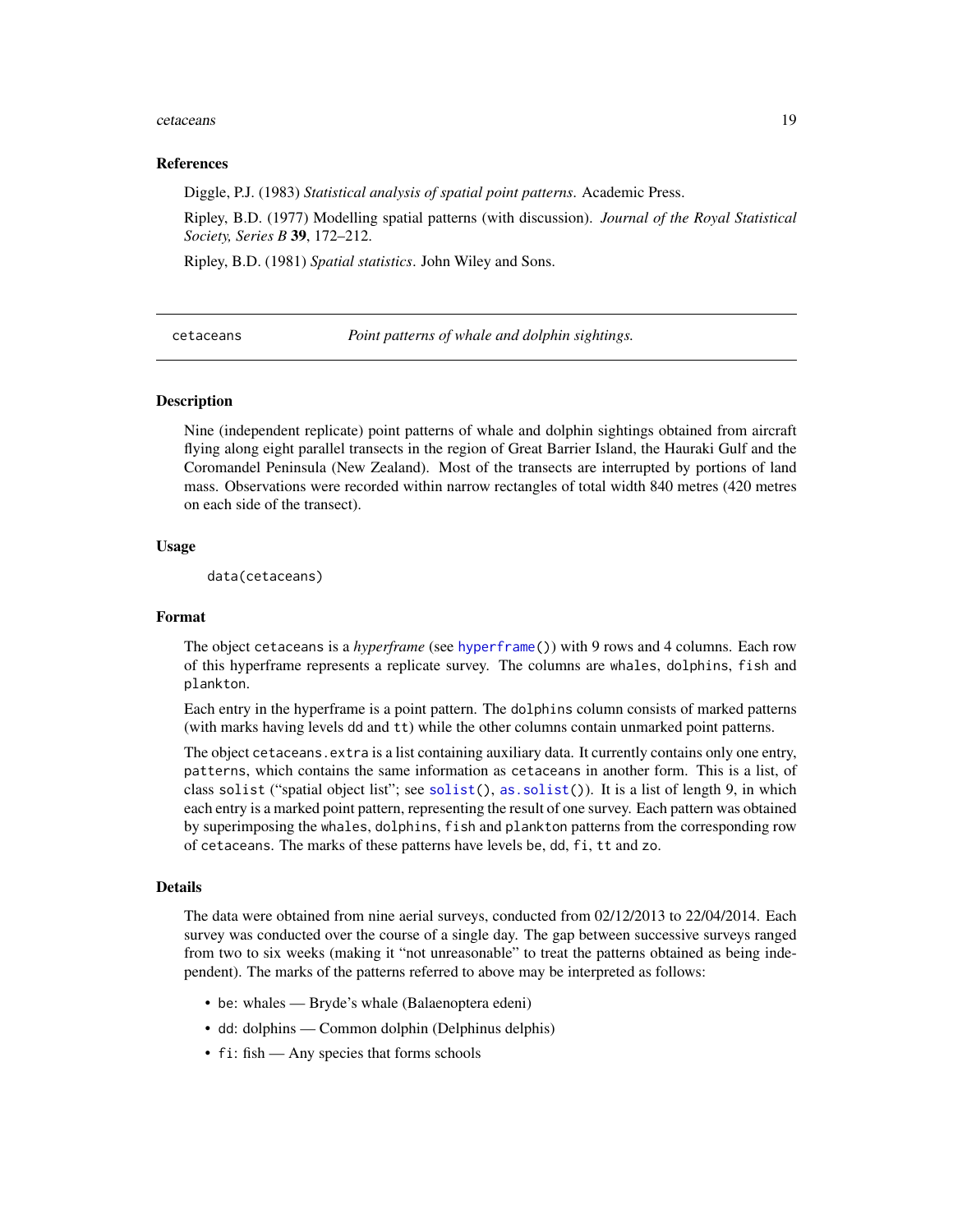### References

Diggle, P.J. (1983) *Statistical analysis of spatial point patterns*. Academic Press.

Ripley, B.D. (1977) Modelling spatial patterns (with discussion). *Journal of the Royal Statistical Society, Series B* **39**, 172–212.

Ripley, B.D. (1981) *Spatial statistics*. John Wiley and Sons.

---

## cetaceans *Point patterns of whale and dolphin sightings.*

---

### Description

Nine (independent replicate) point patterns of whale and dolphin sightings obtained from aircraft flying along eight parallel transects in the region of Great Barrier Island, the Hauraki Gulf and the Coromandel Peninsula (New Zealand). Most of the transects are interrupted by portions of land mass. Observations were recorded within narrow rectangles of total width 840 metres (420 metres on each side of the transect).

### Usage

```
data(cetaceans)
```

### Format

The object `cetaceans` is a *hyperframe* (see `hyperframe()`) with 9 rows and 4 columns. Each row of this hyperframe represents a replicate survey. The columns are `whales`, `dolphins`, `fish` and `plankton`.

Each entry in the hyperframe is a point pattern. The `dolphins` column consists of marked patterns (with marks having levels `dd` and `tt`) while the other columns contain unmarked point patterns.

The object `cetaceans.extra` is a list containing auxiliary data. It currently contains only one entry, `patterns`, which contains the same information as `cetaceans` in another form. This is a list, of class `solist` ("spatial object list"; see `solist()`, `as.solist()`). It is a list of length 9, in which each entry is a marked point pattern, representing the result of one survey. Each pattern was obtained by superimposing the `whales`, `dolphins`, `fish` and `plankton` patterns from the corresponding row of `cetaceans`. The marks of these patterns have levels `be`, `dd`, `fi`, `tt` and `zo`.

### Details

The data were obtained from nine aerial surveys, conducted from 02/12/2013 to 22/04/2014. Each survey was conducted over the course of a single day. The gap between successive surveys ranged from two to six weeks (making it "not unreasonable" to treat the patterns obtained as being independent). The marks of the patterns referred to above may be interpreted as follows:

- `be`: whales — Bryde's whale (Balaenoptera edeni)
- `dd`: dolphins — Common dolphin (Delphinus delphis)
- `fi`: fish — Any species that forms schools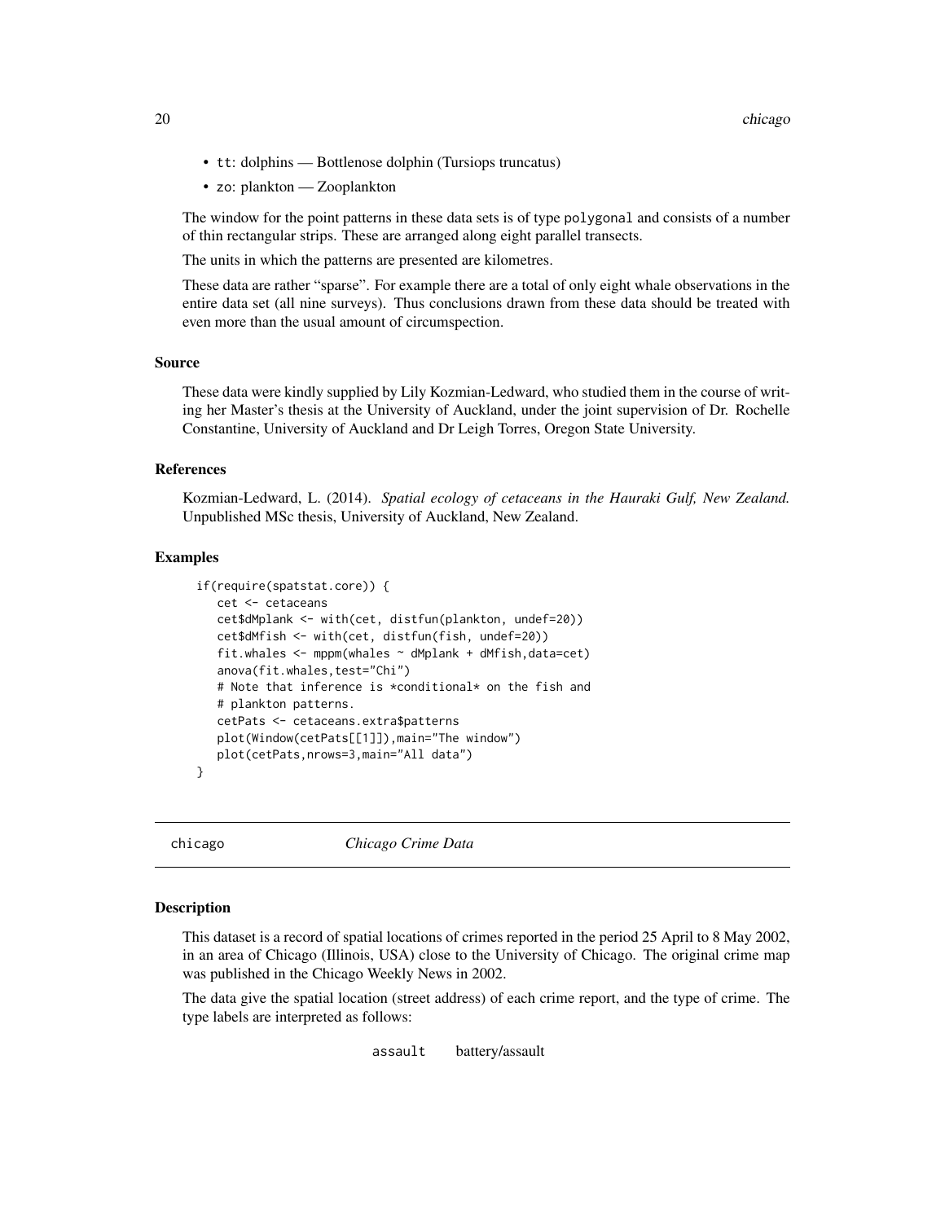- tt: dolphins — Bottlenose dolphin (Tursiops truncatus)
- zo: plankton — Zooplankton

The window for the point patterns in these data sets is of type polygonal and consists of a number of thin rectangular strips. These are arranged along eight parallel transects.

The units in which the patterns are presented are kilometres.

These data are rather "sparse". For example there are a total of only eight whale observations in the entire data set (all nine surveys). Thus conclusions drawn from these data should be treated with even more than the usual amount of circumspection.

### Source

These data were kindly supplied by Lily Kozmian-Ledward, who studied them in the course of writing her Master's thesis at the University of Auckland, under the joint supervision of Dr. Rochelle Constantine, University of Auckland and Dr Leigh Torres, Oregon State University.

### References

Kozmian-Ledward, L. (2014). *Spatial ecology of cetaceans in the Hauraki Gulf, New Zealand.* Unpublished MSc thesis, University of Auckland, New Zealand.

### Examples

```
if(require(spatstat.core)) {
   cet <- cetaceans
   cet$dMplank <- with(cet, distfun(plankton, undef=20))
   cet$dMfish <- with(cet, distfun(fish, undef=20))
   fit.whales <- mppm(whales ~ dMplank + dMfish,data=cet)
   anova(fit.whales,test="Chi")
   # Note that inference is *conditional* on the fish and
   # plankton patterns.
   cetPats <- cetaceans.extra$patterns
   plot(Window(cetPats[[1]]),main="The window")
   plot(cetPats,nrows=3,main="All data")
}
```

---

## chicago — *Chicago Crime Data*

### Description

This dataset is a record of spatial locations of crimes reported in the period 25 April to 8 May 2002, in an area of Chicago (Illinois, USA) close to the University of Chicago. The original crime map was published in the Chicago Weekly News in 2002.

The data give the spatial location (street address) of each crime report, and the type of crime. The type labels are interpreted as follows:

| | |
|---|---|
| assault | battery/assault |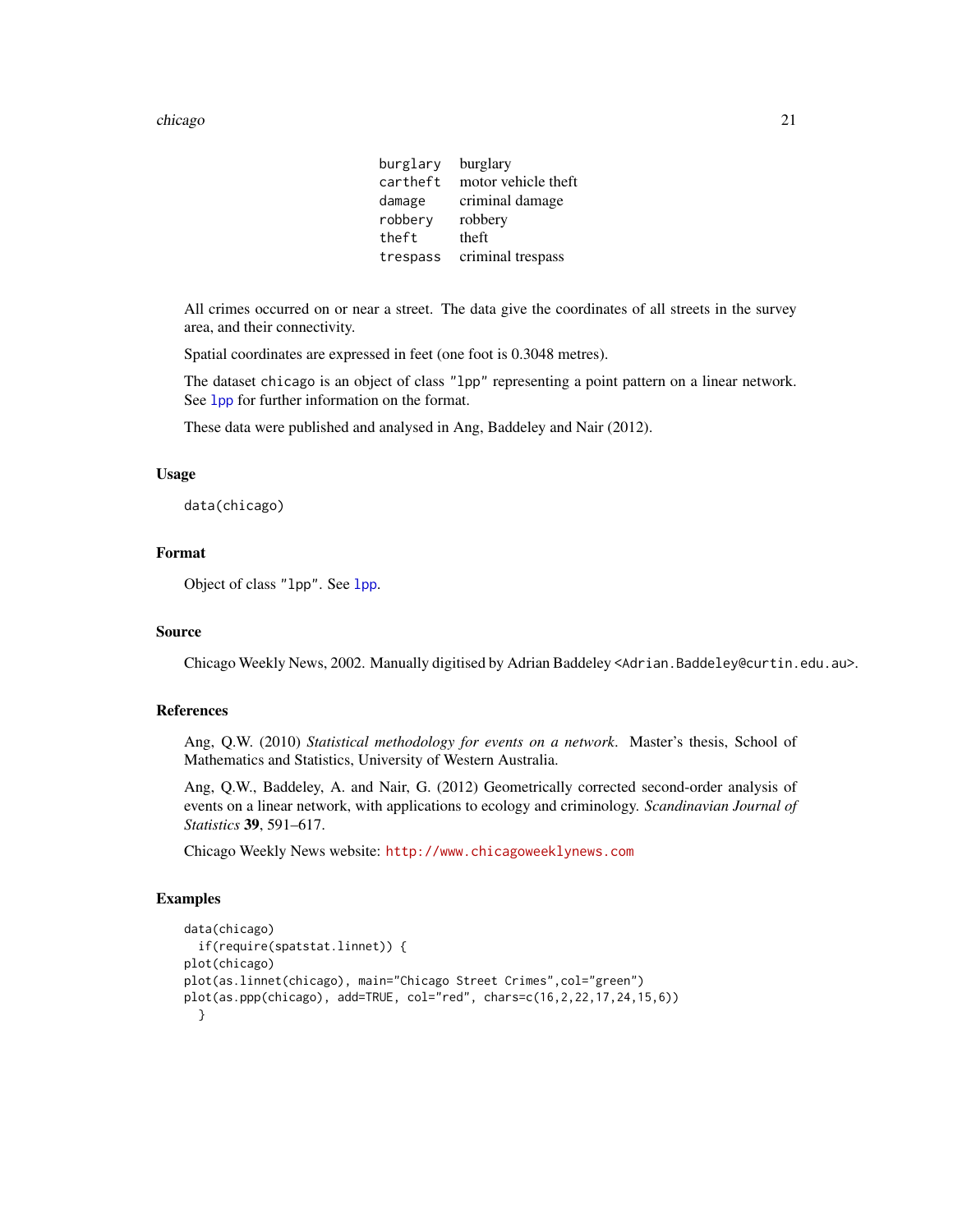| | |
|---|---|
| `burglary` | burglary |
| `cartheft` | motor vehicle theft |
| `damage` | criminal damage |
| `robbery` | robbery |
| `theft` | theft |
| `trespass` | criminal trespass |

All crimes occurred on or near a street. The data give the coordinates of all streets in the survey area, and their connectivity.

Spatial coordinates are expressed in feet (one foot is 0.3048 metres).

The dataset `chicago` is an object of class `"lpp"` representing a point pattern on a linear network. See `lpp` for further information on the format.

These data were published and analysed in Ang, Baddeley and Nair (2012).

### Usage

```
data(chicago)
```

### Format

Object of class `"lpp"`. See `lpp`.

### Source

Chicago Weekly News, 2002. Manually digitised by Adrian Baddeley <Adrian.Baddeley@curtin.edu.au>.

### References

Ang, Q.W. (2010) *Statistical methodology for events on a network*. Master's thesis, School of Mathematics and Statistics, University of Western Australia.

Ang, Q.W., Baddeley, A. and Nair, G. (2012) Geometrically corrected second-order analysis of events on a linear network, with applications to ecology and criminology. *Scandinavian Journal of Statistics* **39**, 591–617.

Chicago Weekly News website: http://www.chicagoweeklynews.com

### Examples

```
data(chicago)
  if(require(spatstat.linnet)) {
plot(chicago)
plot(as.linnet(chicago), main="Chicago Street Crimes",col="green")
plot(as.ppp(chicago), add=TRUE, col="red", chars=c(16,2,22,17,24,15,6))
  }
```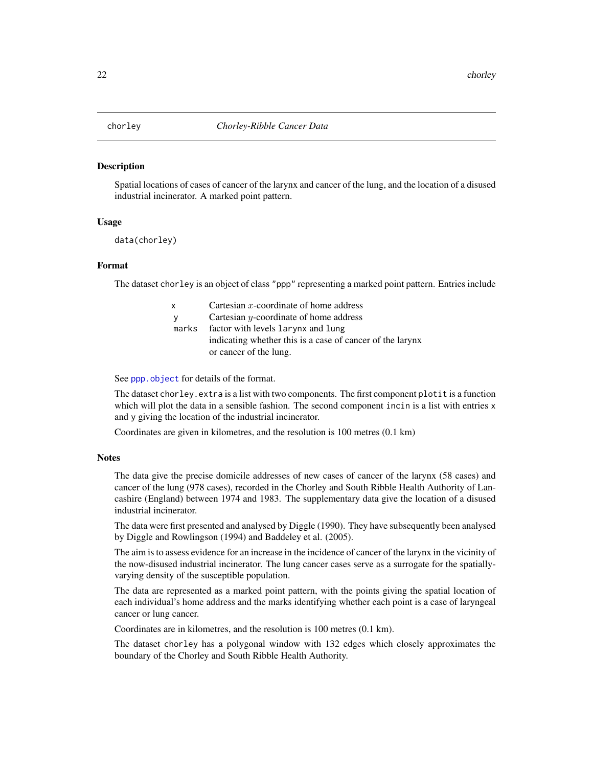## chorley — *Chorley-Ribble Cancer Data*

### Description

Spatial locations of cases of cancer of the larynx and cancer of the lung, and the location of a disused industrial incinerator. A marked point pattern.

### Usage

```
data(chorley)
```

### Format

The dataset `chorley` is an object of class `"ppp"` representing a marked point pattern. Entries include

| | |
|---|---|
| `x` | Cartesian $x$-coordinate of home address |
| `y` | Cartesian $y$-coordinate of home address |
| `marks` | factor with levels `larynx` and `lung` indicating whether this is a case of cancer of the larynx or cancer of the lung. |

See `ppp.object` for details of the format.

The dataset `chorley.extra` is a list with two components. The first component `plotit` is a function which will plot the data in a sensible fashion. The second component `incin` is a list with entries `x` and `y` giving the location of the industrial incinerator.

Coordinates are given in kilometres, and the resolution is 100 metres (0.1 km)

### Notes

The data give the precise domicile addresses of new cases of cancer of the larynx (58 cases) and cancer of the lung (978 cases), recorded in the Chorley and South Ribble Health Authority of Lancashire (England) between 1974 and 1983. The supplementary data give the location of a disused industrial incinerator.

The data were first presented and analysed by Diggle (1990). They have subsequently been analysed by Diggle and Rowlingson (1994) and Baddeley et al. (2005).

The aim is to assess evidence for an increase in the incidence of cancer of the larynx in the vicinity of the now-disused industrial incinerator. The lung cancer cases serve as a surrogate for the spatially-varying density of the susceptible population.

The data are represented as a marked point pattern, with the points giving the spatial location of each individual's home address and the marks identifying whether each point is a case of laryngeal cancer or lung cancer.

Coordinates are in kilometres, and the resolution is 100 metres (0.1 km).

The dataset `chorley` has a polygonal window with 132 edges which closely approximates the boundary of the Chorley and South Ribble Health Authority.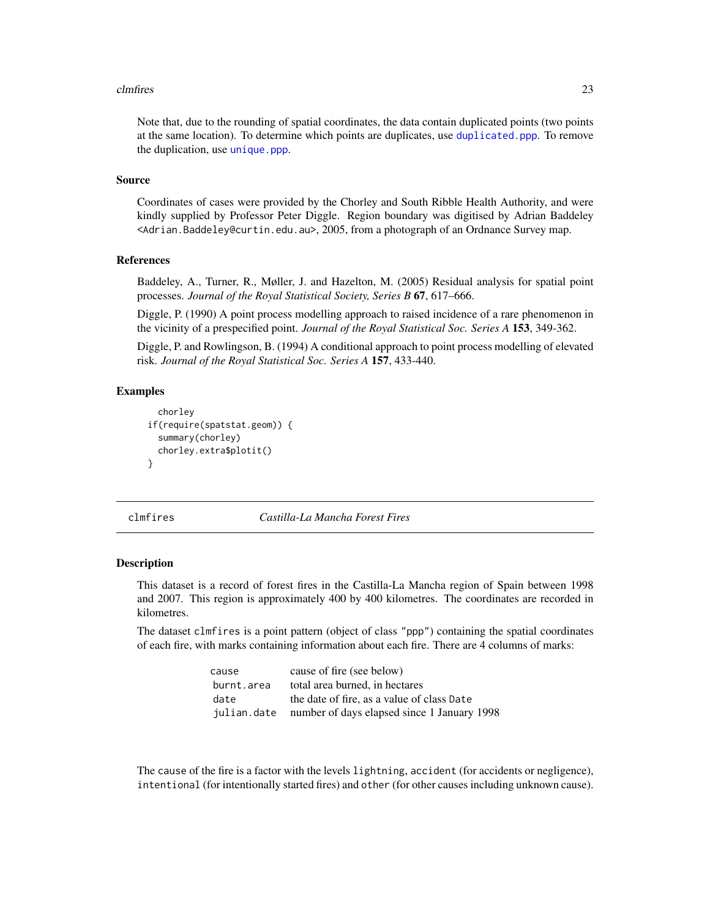Note that, due to the rounding of spatial coordinates, the data contain duplicated points (two points at the same location). To determine which points are duplicates, use `duplicated.ppp`. To remove the duplication, use `unique.ppp`.

### Source

Coordinates of cases were provided by the Chorley and South Ribble Health Authority, and were kindly supplied by Professor Peter Diggle. Region boundary was digitised by Adrian Baddeley <Adrian.Baddeley@curtin.edu.au>, 2005, from a photograph of an Ordnance Survey map.

### References

Baddeley, A., Turner, R., Møller, J. and Hazelton, M. (2005) Residual analysis for spatial point processes. *Journal of the Royal Statistical Society, Series B* **67**, 617–666.

Diggle, P. (1990) A point process modelling approach to raised incidence of a rare phenomenon in the vicinity of a prespecified point. *Journal of the Royal Statistical Soc. Series A* **153**, 349-362.

Diggle, P. and Rowlingson, B. (1994) A conditional approach to point process modelling of elevated risk. *Journal of the Royal Statistical Soc. Series A* **157**, 433-440.

### Examples

```
chorley
if(require(spatstat.geom)) {
  summary(chorley)
  chorley.extra$plotit()
}
```

---

## clmfires — *Castilla-La Mancha Forest Fires*

### Description

This dataset is a record of forest fires in the Castilla-La Mancha region of Spain between 1998 and 2007. This region is approximately 400 by 400 kilometres. The coordinates are recorded in kilometres.

The dataset `clmfires` is a point pattern (object of class `"ppp"`) containing the spatial coordinates of each fire, with marks containing information about each fire. There are 4 columns of marks:

| | |
|---|---|
| `cause` | cause of fire (see below) |
| `burnt.area` | total area burned, in hectares |
| `date` | the date of fire, as a value of class `Date` |
| `julian.date` | number of days elapsed since 1 January 1998 |

The `cause` of the fire is a factor with the levels `lightning`, `accident` (for accidents or negligence), `intentional` (for intentionally started fires) and `other` (for other causes including unknown cause).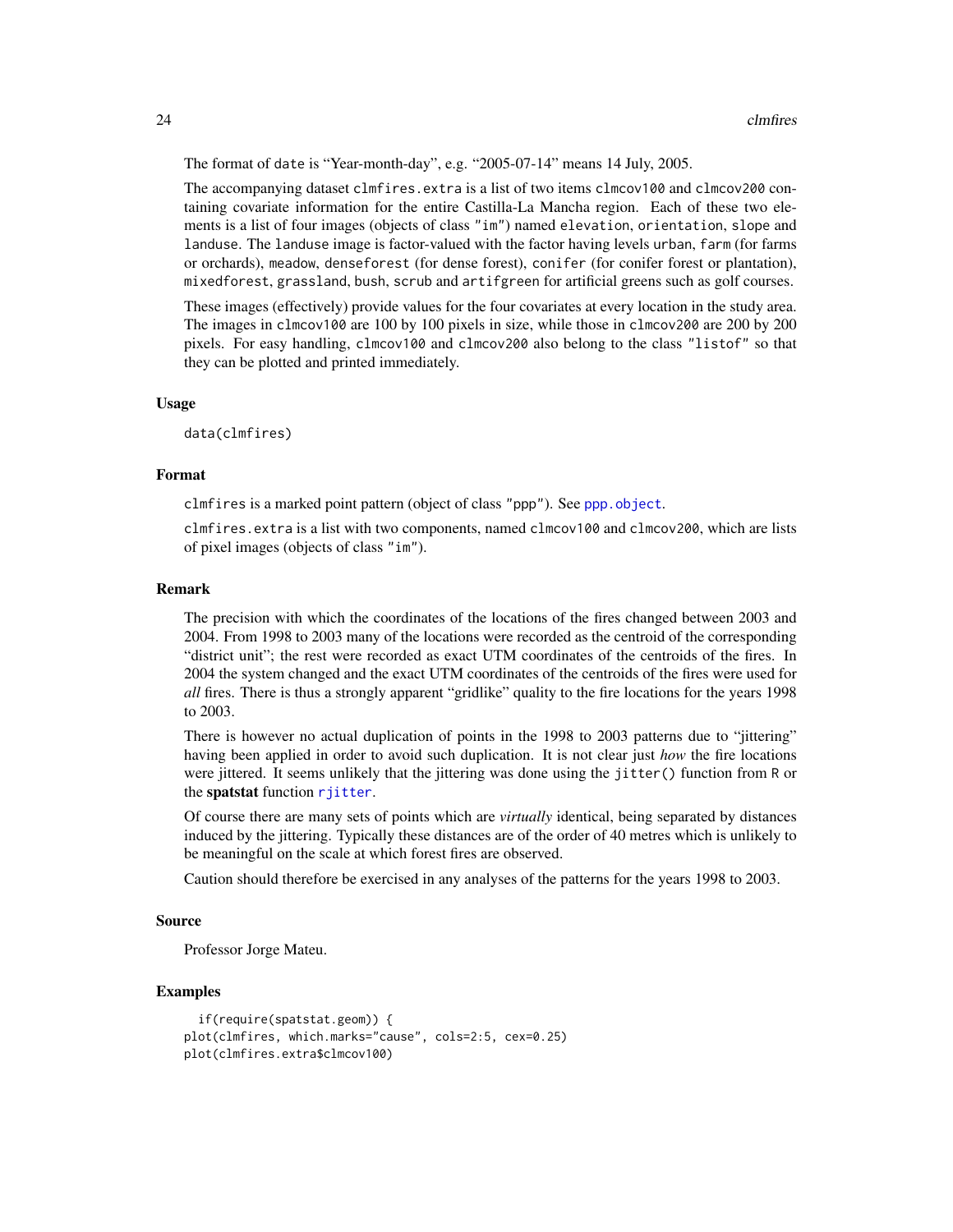The format of `date` is "Year-month-day", e.g. "2005-07-14" means 14 July, 2005.

The accompanying dataset `clmfires.extra` is a list of two items `clmcov100` and `clmcov200` containing covariate information for the entire Castilla-La Mancha region. Each of these two elements is a list of four images (objects of class `"im"`) named `elevation`, `orientation`, `slope` and `landuse`. The `landuse` image is factor-valued with the factor having levels `urban`, `farm` (for farms or orchards), `meadow`, `denseforest` (for dense forest), `conifer` (for conifer forest or plantation), `mixedforest`, `grassland`, `bush`, `scrub` and `artifgreen` for artificial greens such as golf courses.

These images (effectively) provide values for the four covariates at every location in the study area. The images in `clmcov100` are 100 by 100 pixels in size, while those in `clmcov200` are 200 by 200 pixels. For easy handling, `clmcov100` and `clmcov200` also belong to the class `"listof"` so that they can be plotted and printed immediately.

### Usage

```
data(clmfires)
```

### Format

`clmfires` is a marked point pattern (object of class `"ppp"`). See `ppp.object`.

`clmfires.extra` is a list with two components, named `clmcov100` and `clmcov200`, which are lists of pixel images (objects of class `"im"`).

### Remark

The precision with which the coordinates of the locations of the fires changed between 2003 and 2004. From 1998 to 2003 many of the locations were recorded as the centroid of the corresponding "district unit"; the rest were recorded as exact UTM coordinates of the centroids of the fires. In 2004 the system changed and the exact UTM coordinates of the centroids of the fires were used for *all* fires. There is thus a strongly apparent "gridlike" quality to the fire locations for the years 1998 to 2003.

There is however no actual duplication of points in the 1998 to 2003 patterns due to "jittering" having been applied in order to avoid such duplication. It is not clear just *how* the fire locations were jittered. It seems unlikely that the jittering was done using the `jitter()` function from R or the **spatstat** function `rjitter`.

Of course there are many sets of points which are *virtually* identical, being separated by distances induced by the jittering. Typically these distances are of the order of 40 metres which is unlikely to be meaningful on the scale at which forest fires are observed.

Caution should therefore be exercised in any analyses of the patterns for the years 1998 to 2003.

### Source

Professor Jorge Mateu.

### Examples

```
  if(require(spatstat.geom)) {
plot(clmfires, which.marks="cause", cols=2:5, cex=0.25)
plot(clmfires.extra$clmcov100)
```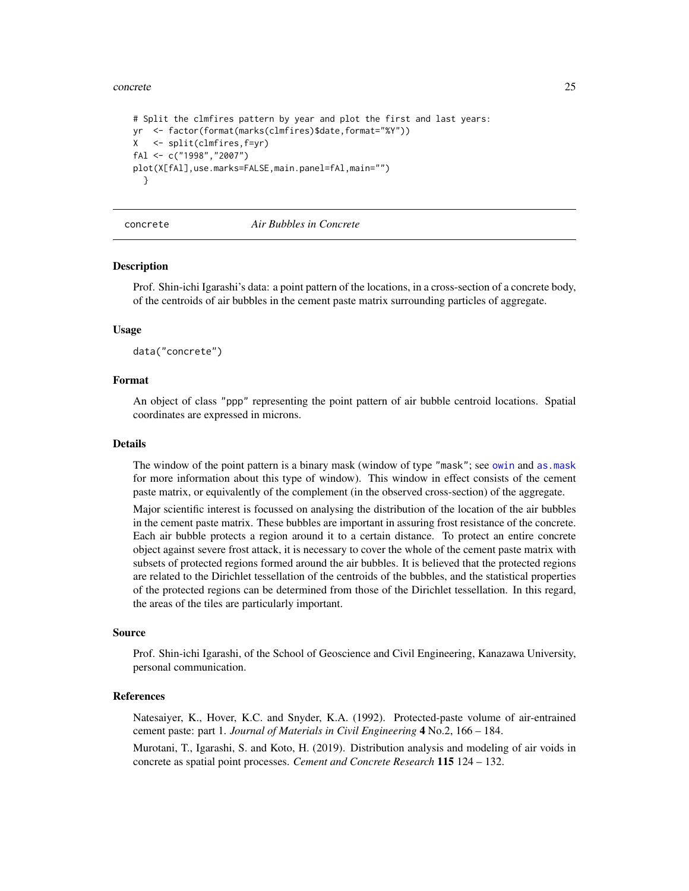```
# Split the clmfires pattern by year and plot the first and last years:
yr  <- factor(format(marks(clmfires)$date,format="%Y"))
X   <- split(clmfires,f=yr)
fAl <- c("1998","2007")
plot(X[fAl],use.marks=FALSE,main.panel=fAl,main="")
  }
```

---

## concrete — *Air Bubbles in Concrete*

---

### Description

Prof. Shin-ichi Igarashi's data: a point pattern of the locations, in a cross-section of a concrete body, of the centroids of air bubbles in the cement paste matrix surrounding particles of aggregate.

### Usage

```
data("concrete")
```

### Format

An object of class "ppp" representing the point pattern of air bubble centroid locations. Spatial coordinates are expressed in microns.

### Details

The window of the point pattern is a binary mask (window of type "mask"; see `owin` and `as.mask` for more information about this type of window). This window in effect consists of the cement paste matrix, or equivalently of the complement (in the observed cross-section) of the aggregate.

Major scientific interest is focussed on analysing the distribution of the location of the air bubbles in the cement paste matrix. These bubbles are important in assuring frost resistance of the concrete. Each air bubble protects a region around it to a certain distance. To protect an entire concrete object against severe frost attack, it is necessary to cover the whole of the cement paste matrix with subsets of protected regions formed around the air bubbles. It is believed that the protected regions are related to the Dirichlet tessellation of the centroids of the bubbles, and the statistical properties of the protected regions can be determined from those of the Dirichlet tessellation. In this regard, the areas of the tiles are particularly important.

### Source

Prof. Shin-ichi Igarashi, of the School of Geoscience and Civil Engineering, Kanazawa University, personal communication.

### References

Natesaiyer, K., Hover, K.C. and Snyder, K.A. (1992). Protected-paste volume of air-entrained cement paste: part 1. *Journal of Materials in Civil Engineering* **4** No.2, 166 – 184.

Murotani, T., Igarashi, S. and Koto, H. (2019). Distribution analysis and modeling of air voids in concrete as spatial point processes. *Cement and Concrete Research* **115** 124 – 132.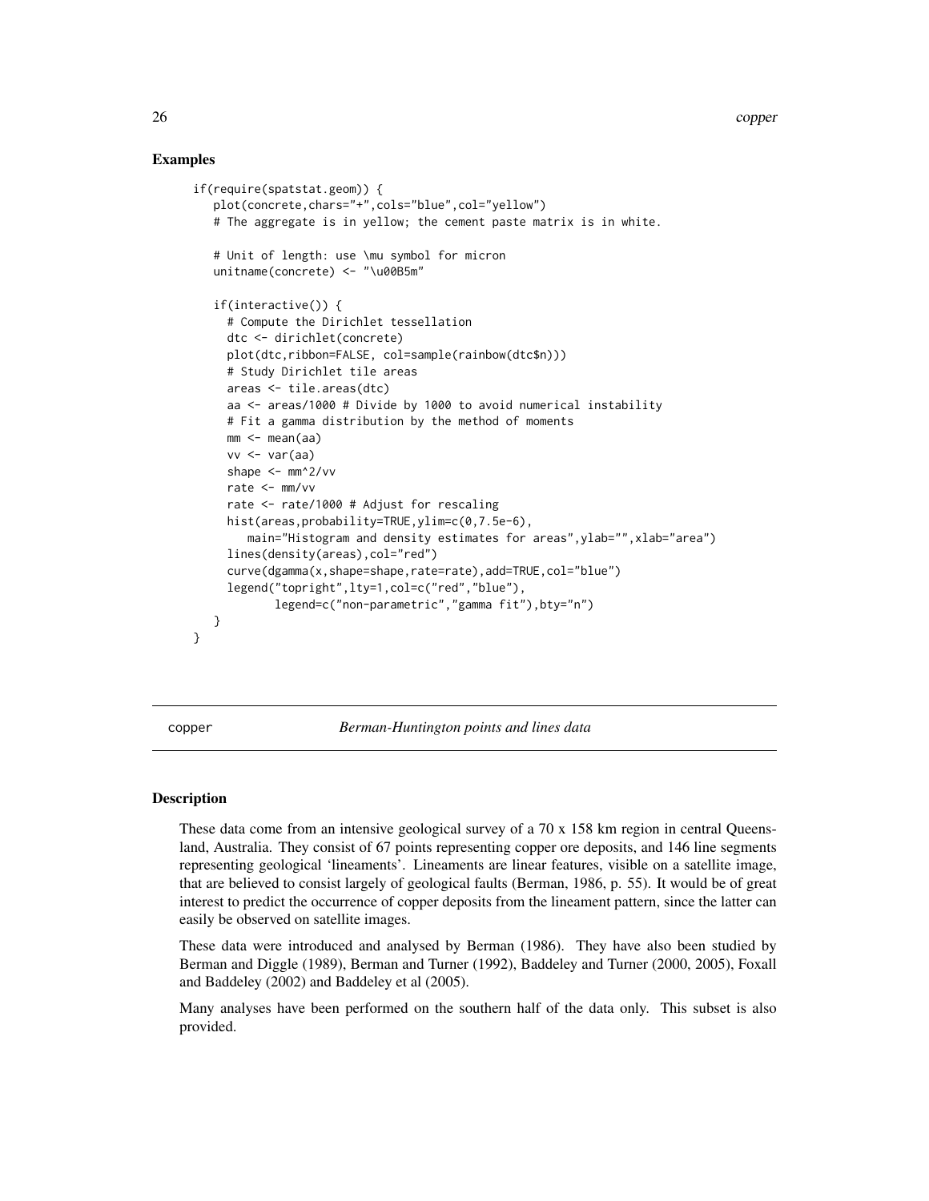## Examples

```
if(require(spatstat.geom)) {
   plot(concrete,chars="+",cols="blue",col="yellow")
   # The aggregate is in yellow; the cement paste matrix is in white.

   # Unit of length: use \mu symbol for micron
   unitname(concrete) <- "\u00B5m"

   if(interactive()) {
     # Compute the Dirichlet tessellation
     dtc <- dirichlet(concrete)
     plot(dtc,ribbon=FALSE, col=sample(rainbow(dtc$n)))
     # Study Dirichlet tile areas
     areas <- tile.areas(dtc)
     aa <- areas/1000 # Divide by 1000 to avoid numerical instability
     # Fit a gamma distribution by the method of moments
     mm <- mean(aa)
     vv <- var(aa)
     shape <- mm^2/vv
     rate <- mm/vv
     rate <- rate/1000 # Adjust for rescaling
     hist(areas,probability=TRUE,ylim=c(0,7.5e-6),
        main="Histogram and density estimates for areas",ylab="",xlab="area")
     lines(density(areas),col="red")
     curve(dgamma(x,shape=shape,rate=rate),add=TRUE,col="blue")
     legend("topright",lty=1,col=c("red","blue"),
            legend=c("non-parametric","gamma fit"),bty="n")
   }
}
```

---

copper — *Berman-Huntington points and lines data*

---

## Description

These data come from an intensive geological survey of a 70 x 158 km region in central Queensland, Australia. They consist of 67 points representing copper ore deposits, and 146 line segments representing geological 'lineaments'. Lineaments are linear features, visible on a satellite image, that are believed to consist largely of geological faults (Berman, 1986, p. 55). It would be of great interest to predict the occurrence of copper deposits from the lineament pattern, since the latter can easily be observed on satellite images.

These data were introduced and analysed by Berman (1986). They have also been studied by Berman and Diggle (1989), Berman and Turner (1992), Baddeley and Turner (2000, 2005), Foxall and Baddeley (2002) and Baddeley et al (2005).

Many analyses have been performed on the southern half of the data only. This subset is also provided.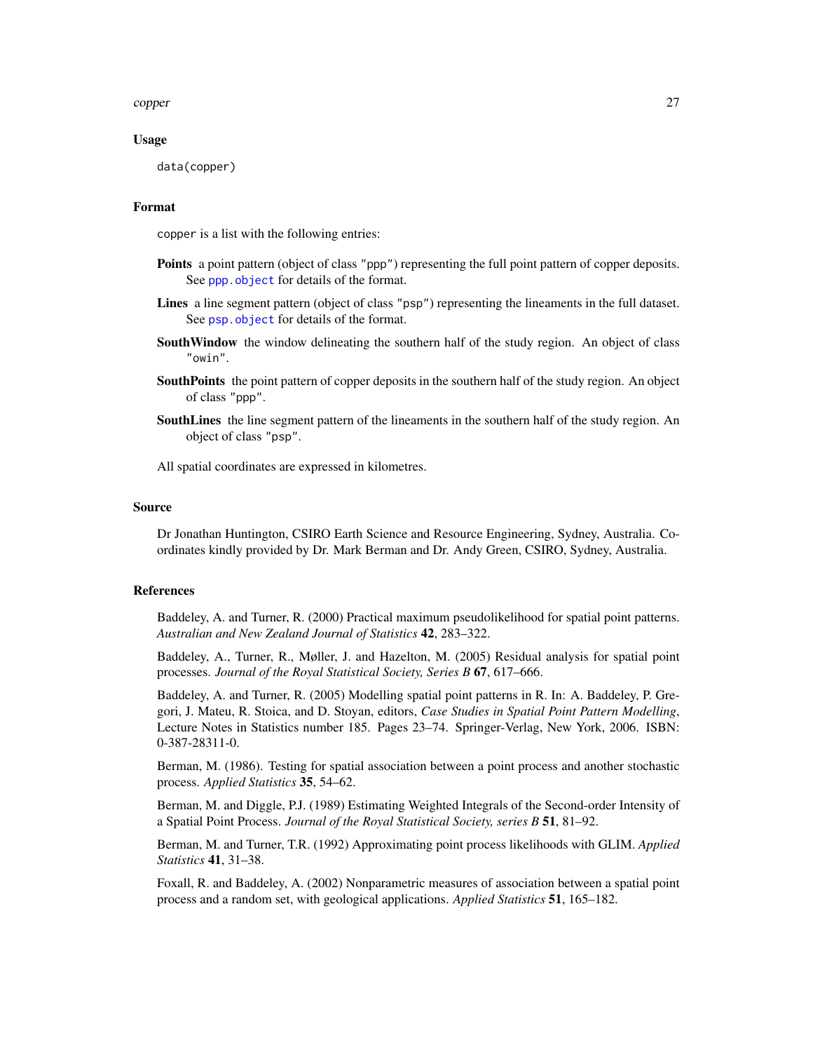### Usage

```
data(copper)
```

### Format

`copper` is a list with the following entries:

**Points** a point pattern (object of class "ppp") representing the full point pattern of copper deposits. See `ppp.object` for details of the format.

**Lines** a line segment pattern (object of class "psp") representing the lineaments in the full dataset. See `psp.object` for details of the format.

**SouthWindow** the window delineating the southern half of the study region. An object of class "owin".

**SouthPoints** the point pattern of copper deposits in the southern half of the study region. An object of class "ppp".

**SouthLines** the line segment pattern of the lineaments in the southern half of the study region. An object of class "psp".

All spatial coordinates are expressed in kilometres.

### Source

Dr Jonathan Huntington, CSIRO Earth Science and Resource Engineering, Sydney, Australia. Coordinates kindly provided by Dr. Mark Berman and Dr. Andy Green, CSIRO, Sydney, Australia.

### References

Baddeley, A. and Turner, R. (2000) Practical maximum pseudolikelihood for spatial point patterns. *Australian and New Zealand Journal of Statistics* **42**, 283–322.

Baddeley, A., Turner, R., Møller, J. and Hazelton, M. (2005) Residual analysis for spatial point processes. *Journal of the Royal Statistical Society, Series B* **67**, 617–666.

Baddeley, A. and Turner, R. (2005) Modelling spatial point patterns in R. In: A. Baddeley, P. Gregori, J. Mateu, R. Stoica, and D. Stoyan, editors, *Case Studies in Spatial Point Pattern Modelling*, Lecture Notes in Statistics number 185. Pages 23–74. Springer-Verlag, New York, 2006. ISBN: 0-387-28311-0.

Berman, M. (1986). Testing for spatial association between a point process and another stochastic process. *Applied Statistics* **35**, 54–62.

Berman, M. and Diggle, P.J. (1989) Estimating Weighted Integrals of the Second-order Intensity of a Spatial Point Process. *Journal of the Royal Statistical Society, series B* **51**, 81–92.

Berman, M. and Turner, T.R. (1992) Approximating point process likelihoods with GLIM. *Applied Statistics* **41**, 31–38.

Foxall, R. and Baddeley, A. (2002) Nonparametric measures of association between a spatial point process and a random set, with geological applications. *Applied Statistics* **51**, 165–182.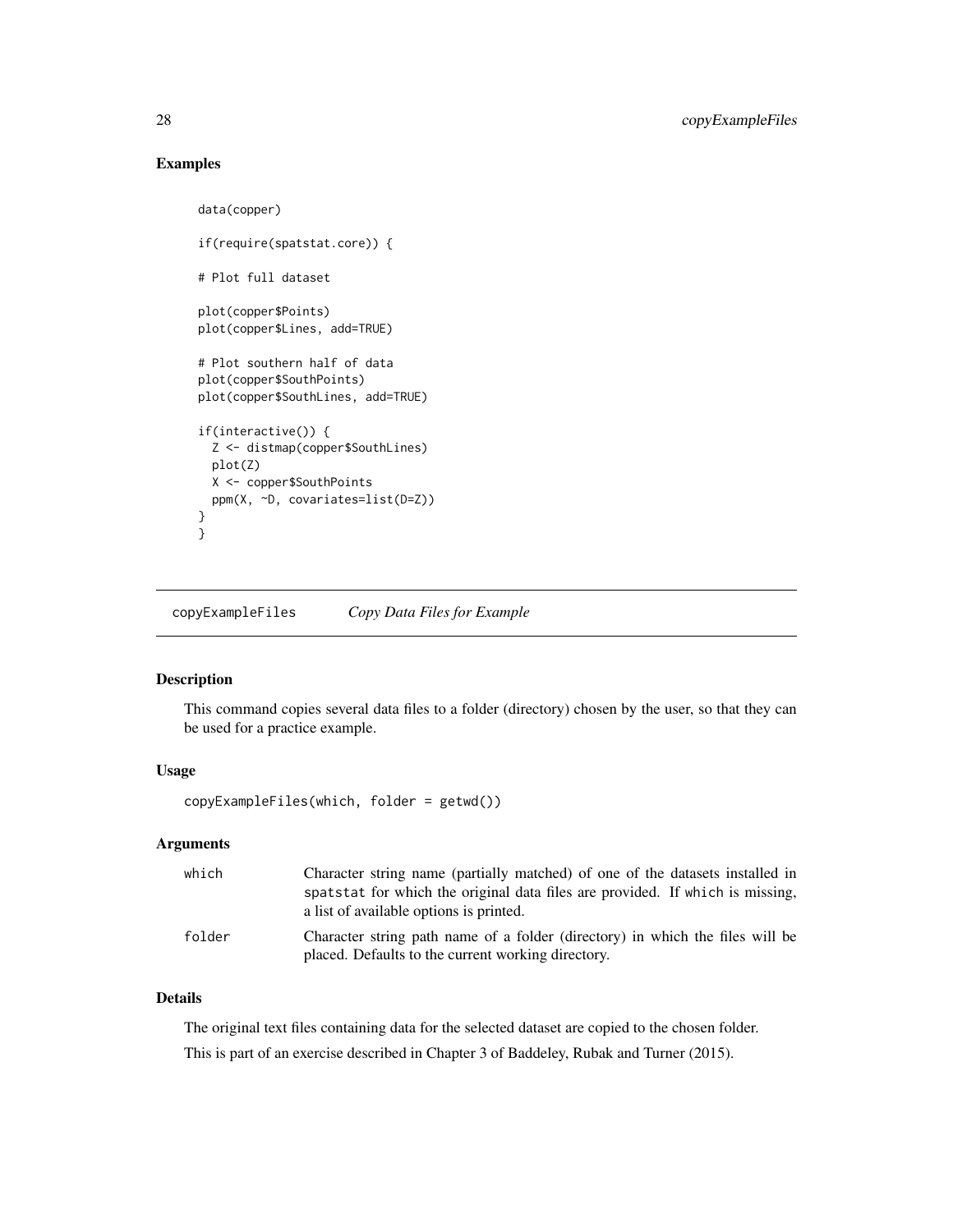## Examples

```
data(copper)

if(require(spatstat.core)) {

# Plot full dataset

plot(copper$Points)
plot(copper$Lines, add=TRUE)

# Plot southern half of data
plot(copper$SouthPoints)
plot(copper$SouthLines, add=TRUE)

if(interactive()) {
  Z <- distmap(copper$SouthLines)
  plot(Z)
  X <- copper$SouthPoints
  ppm(X, ~D, covariates=list(D=Z))
}
}
```

---

copyExampleFiles *Copy Data Files for Example*

---

## Description

This command copies several data files to a folder (directory) chosen by the user, so that they can be used for a practice example.

## Usage

```
copyExampleFiles(which, folder = getwd())
```

## Arguments

| | |
|---|---|
| which | Character string name (partially matched) of one of the datasets installed in spatstat for which the original data files are provided. If which is missing, a list of available options is printed. |
| folder | Character string path name of a folder (directory) in which the files will be placed. Defaults to the current working directory. |

## Details

The original text files containing data for the selected dataset are copied to the chosen folder.

This is part of an exercise described in Chapter 3 of Baddeley, Rubak and Turner (2015).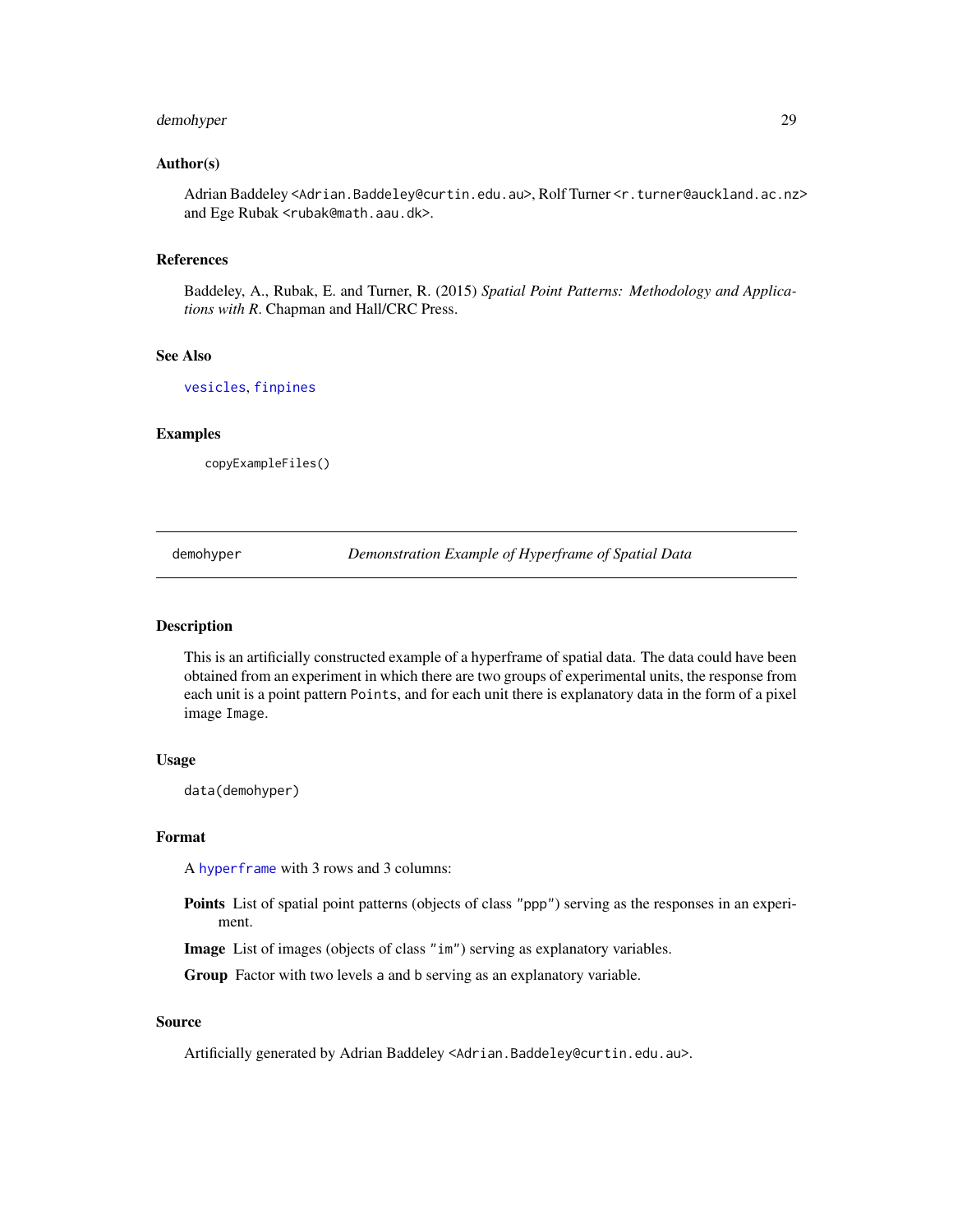### Author(s)

Adrian Baddeley <Adrian.Baddeley@curtin.edu.au>, Rolf Turner <r.turner@auckland.ac.nz> and Ege Rubak <rubak@math.aau.dk>.

### References

Baddeley, A., Rubak, E. and Turner, R. (2015) *Spatial Point Patterns: Methodology and Applications with R*. Chapman and Hall/CRC Press.

### See Also

vesicles, finpines

### Examples

```
copyExampleFiles()
```

---

## demohyper — *Demonstration Example of Hyperframe of Spatial Data*

---

### Description

This is an artificially constructed example of a hyperframe of spatial data. The data could have been obtained from an experiment in which there are two groups of experimental units, the response from each unit is a point pattern `Points`, and for each unit there is explanatory data in the form of a pixel image `Image`.

### Usage

```
data(demohyper)
```

### Format

A hyperframe with 3 rows and 3 columns:

**Points** List of spatial point patterns (objects of class "ppp") serving as the responses in an experiment.

**Image** List of images (objects of class "im") serving as explanatory variables.

**Group** Factor with two levels a and b serving as an explanatory variable.

### Source

Artificially generated by Adrian Baddeley <Adrian.Baddeley@curtin.edu.au>.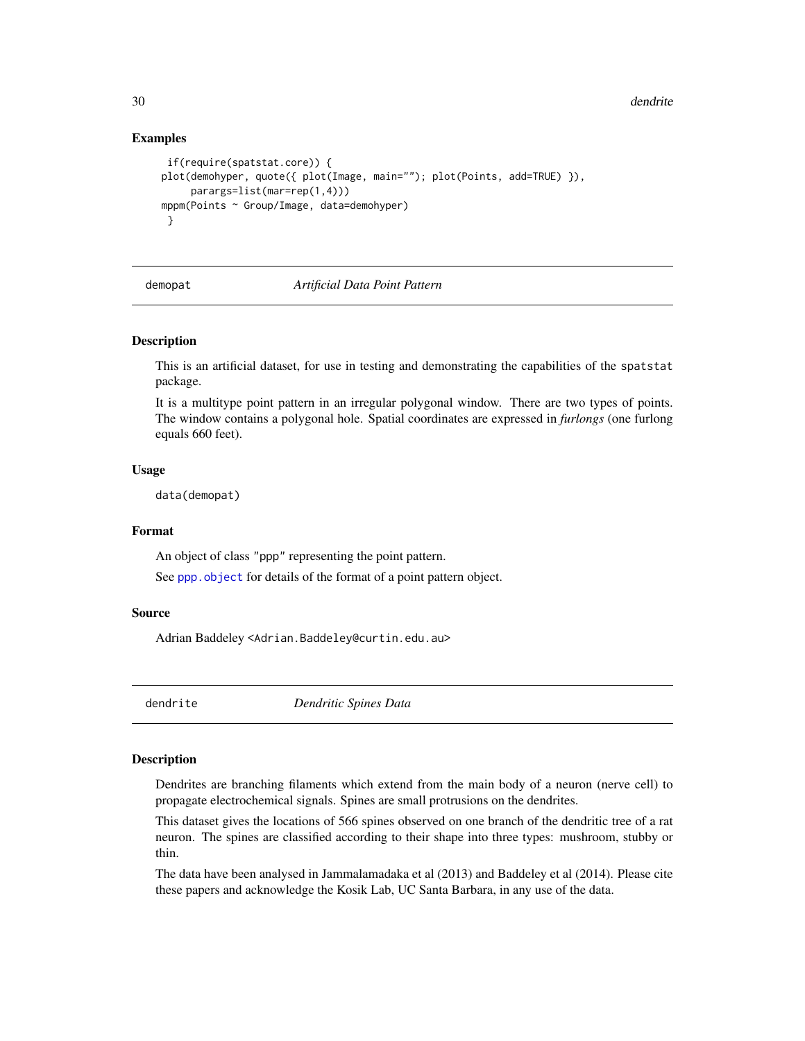### Examples

```
 if(require(spatstat.core)) {
plot(demohyper, quote({ plot(Image, main=""); plot(Points, add=TRUE) }),
     parargs=list(mar=rep(1,4)))
mppm(Points ~ Group/Image, data=demohyper)
 }
```

---

## demopat — *Artificial Data Point Pattern*

### Description

This is an artificial dataset, for use in testing and demonstrating the capabilities of the spatstat package.

It is a multitype point pattern in an irregular polygonal window. There are two types of points. The window contains a polygonal hole. Spatial coordinates are expressed in *furlongs* (one furlong equals 660 feet).

### Usage

```
data(demopat)
```

### Format

An object of class "ppp" representing the point pattern.

See ppp.object for details of the format of a point pattern object.

### Source

Adrian Baddeley <Adrian.Baddeley@curtin.edu.au>

---

## dendrite — *Dendritic Spines Data*

### Description

Dendrites are branching filaments which extend from the main body of a neuron (nerve cell) to propagate electrochemical signals. Spines are small protrusions on the dendrites.

This dataset gives the locations of 566 spines observed on one branch of the dendritic tree of a rat neuron. The spines are classified according to their shape into three types: mushroom, stubby or thin.

The data have been analysed in Jammalamadaka et al (2013) and Baddeley et al (2014). Please cite these papers and acknowledge the Kosik Lab, UC Santa Barbara, in any use of the data.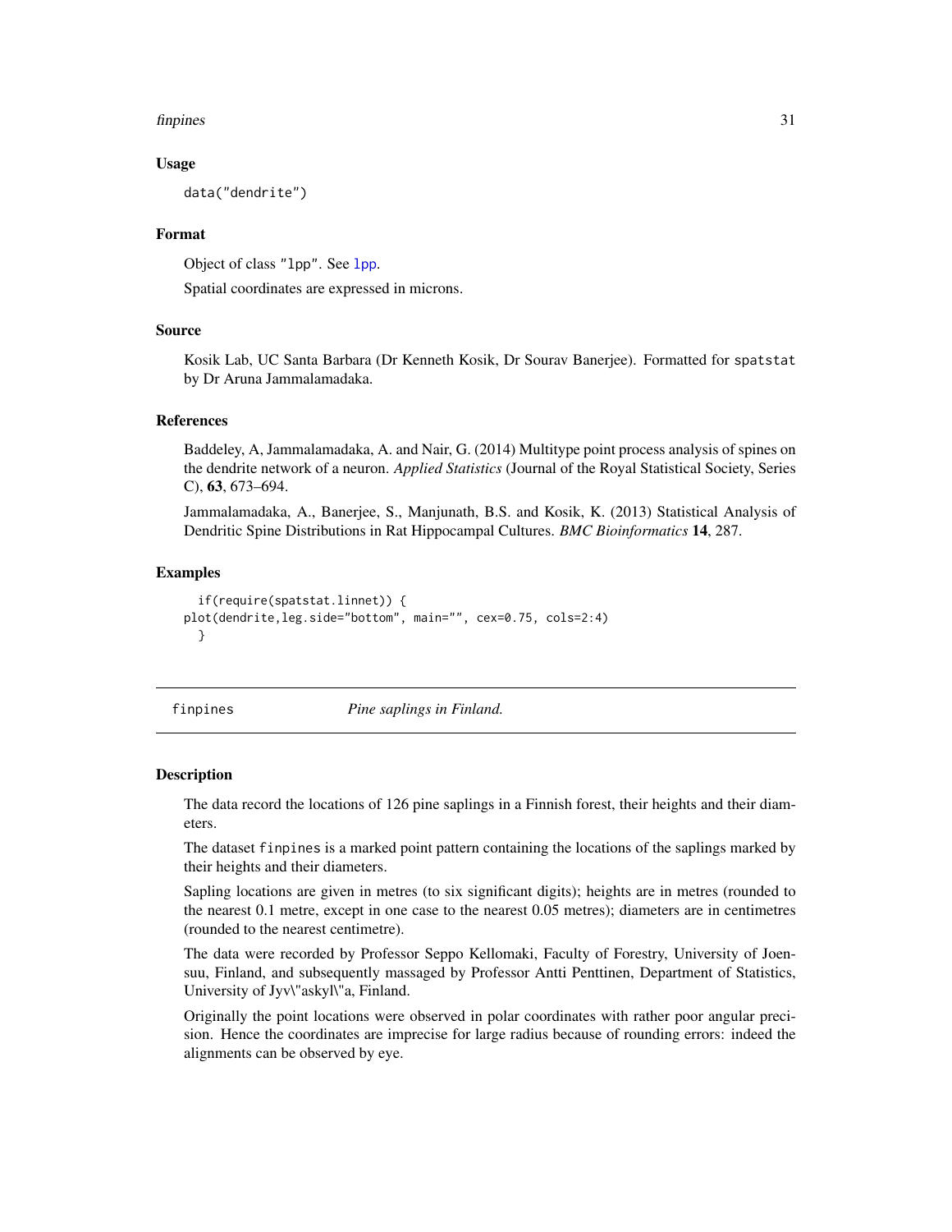### Usage

```
data("dendrite")
```

### Format

Object of class "lpp". See lpp.

Spatial coordinates are expressed in microns.

### Source

Kosik Lab, UC Santa Barbara (Dr Kenneth Kosik, Dr Sourav Banerjee). Formatted for spatstat by Dr Aruna Jammalamadaka.

### References

Baddeley, A, Jammalamadaka, A. and Nair, G. (2014) Multitype point process analysis of spines on the dendrite network of a neuron. *Applied Statistics* (Journal of the Royal Statistical Society, Series C), **63**, 673–694.

Jammalamadaka, A., Banerjee, S., Manjunath, B.S. and Kosik, K. (2013) Statistical Analysis of Dendritic Spine Distributions in Rat Hippocampal Cultures. *BMC Bioinformatics* **14**, 287.

### Examples

```
  if(require(spatstat.linnet)) {
plot(dendrite,leg.side="bottom", main="", cex=0.75, cols=2:4)
  }
```

---

## finpines — *Pine saplings in Finland.*

### Description

The data record the locations of 126 pine saplings in a Finnish forest, their heights and their diameters.

The dataset finpines is a marked point pattern containing the locations of the saplings marked by their heights and their diameters.

Sapling locations are given in metres (to six significant digits); heights are in metres (rounded to the nearest 0.1 metre, except in one case to the nearest 0.05 metres); diameters are in centimetres (rounded to the nearest centimetre).

The data were recorded by Professor Seppo Kellomaki, Faculty of Forestry, University of Joensuu, Finland, and subsequently massaged by Professor Antti Penttinen, Department of Statistics, University of Jyv\"askyl\"a, Finland.

Originally the point locations were observed in polar coordinates with rather poor angular precision. Hence the coordinates are imprecise for large radius because of rounding errors: indeed the alignments can be observed by eye.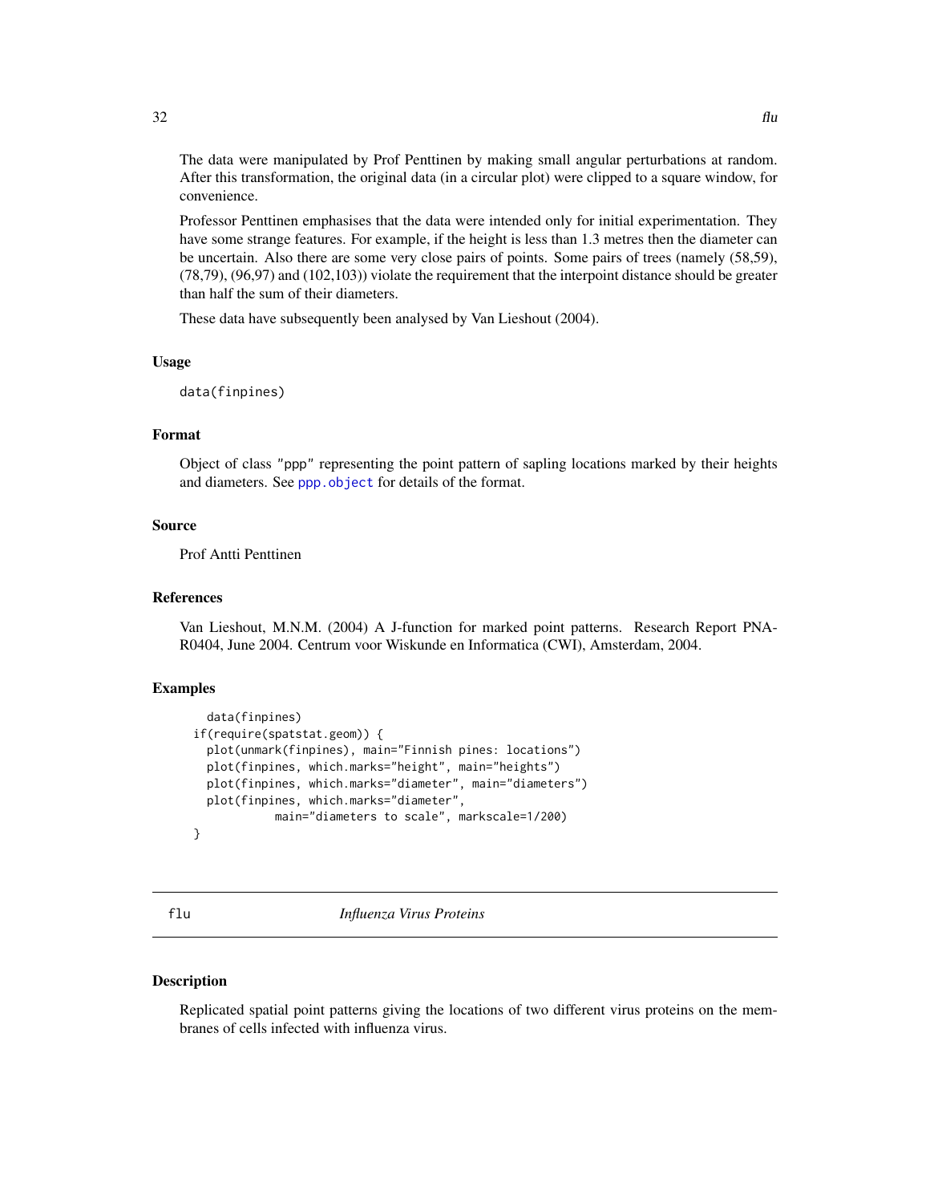The data were manipulated by Prof Penttinen by making small angular perturbations at random. After this transformation, the original data (in a circular plot) were clipped to a square window, for convenience.

Professor Penttinen emphasises that the data were intended only for initial experimentation. They have some strange features. For example, if the height is less than 1.3 metres then the diameter can be uncertain. Also there are some very close pairs of points. Some pairs of trees (namely (58,59), (78,79), (96,97) and (102,103)) violate the requirement that the interpoint distance should be greater than half the sum of their diameters.

These data have subsequently been analysed by Van Lieshout (2004).

### Usage

```
data(finpines)
```

### Format

Object of class "ppp" representing the point pattern of sapling locations marked by their heights and diameters. See ppp.object for details of the format.

### Source

Prof Antti Penttinen

### References

Van Lieshout, M.N.M. (2004) A J-function for marked point patterns. Research Report PNA-R0404, June 2004. Centrum voor Wiskunde en Informatica (CWI), Amsterdam, 2004.

### Examples

```
   data(finpines)
 if(require(spatstat.geom)) {
   plot(unmark(finpines), main="Finnish pines: locations")
   plot(finpines, which.marks="height", main="heights")
   plot(finpines, which.marks="diameter", main="diameters")
   plot(finpines, which.marks="diameter",
             main="diameters to scale", markscale=1/200)
 }
```

---

## flu *Influenza Virus Proteins*

### Description

Replicated spatial point patterns giving the locations of two different virus proteins on the membranes of cells infected with influenza virus.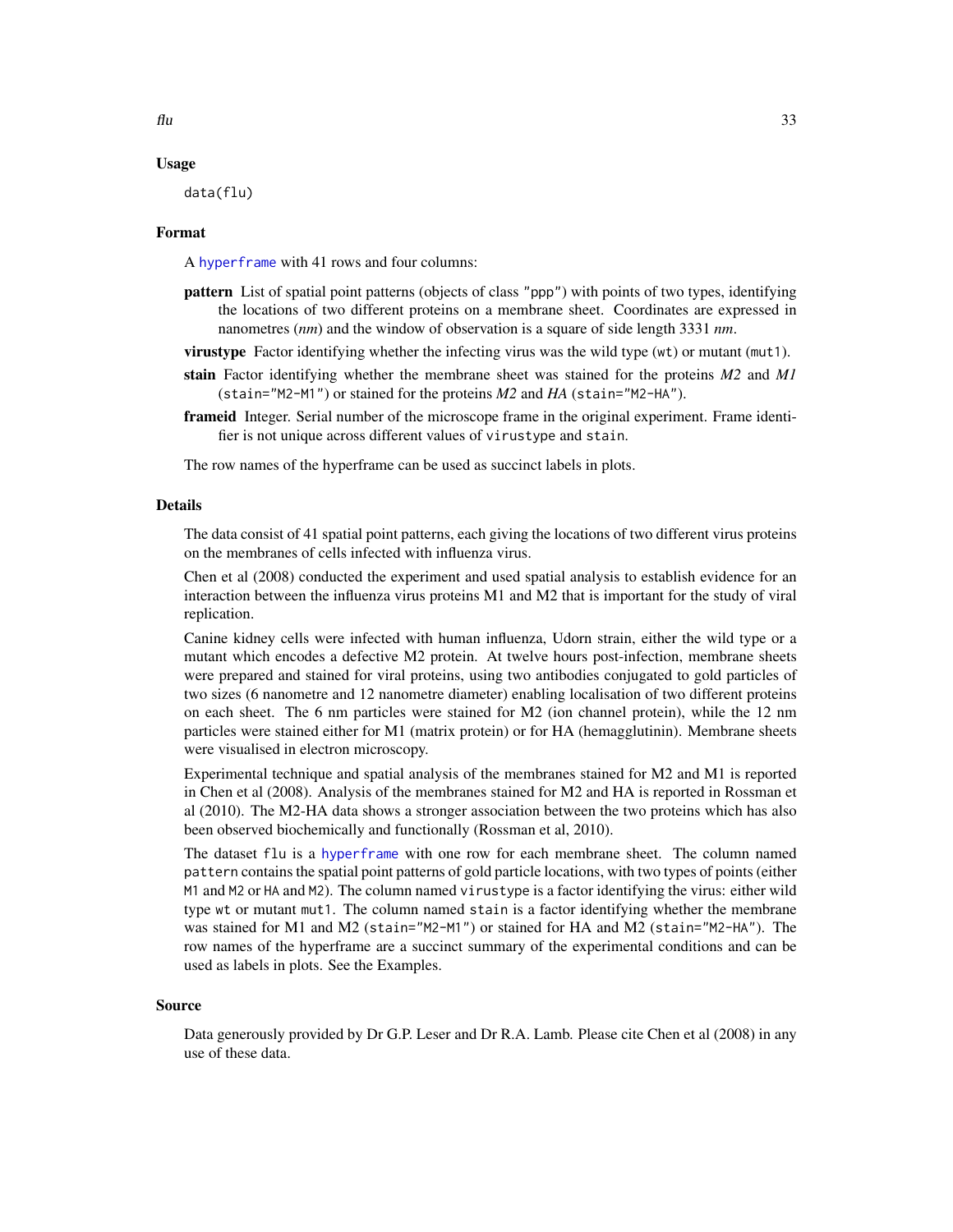## Usage

```
data(flu)
```

## Format

A hyperframe with 41 rows and four columns:

**pattern** List of spatial point patterns (objects of class "ppp") with points of two types, identifying the locations of two different proteins on a membrane sheet. Coordinates are expressed in nanometres (*nm*) and the window of observation is a square of side length 3331 *nm*.

**virustype** Factor identifying whether the infecting virus was the wild type (wt) or mutant (mut1).

**stain** Factor identifying whether the membrane sheet was stained for the proteins *M2* and *M1* (stain="M2-M1") or stained for the proteins *M2* and *HA* (stain="M2-HA").

**frameid** Integer. Serial number of the microscope frame in the original experiment. Frame identifier is not unique across different values of virustype and stain.

The row names of the hyperframe can be used as succinct labels in plots.

## Details

The data consist of 41 spatial point patterns, each giving the locations of two different virus proteins on the membranes of cells infected with influenza virus.

Chen et al (2008) conducted the experiment and used spatial analysis to establish evidence for an interaction between the influenza virus proteins M1 and M2 that is important for the study of viral replication.

Canine kidney cells were infected with human influenza, Udorn strain, either the wild type or a mutant which encodes a defective M2 protein. At twelve hours post-infection, membrane sheets were prepared and stained for viral proteins, using two antibodies conjugated to gold particles of two sizes (6 nanometre and 12 nanometre diameter) enabling localisation of two different proteins on each sheet. The 6 nm particles were stained for M2 (ion channel protein), while the 12 nm particles were stained either for M1 (matrix protein) or for HA (hemagglutinin). Membrane sheets were visualised in electron microscopy.

Experimental technique and spatial analysis of the membranes stained for M2 and M1 is reported in Chen et al (2008). Analysis of the membranes stained for M2 and HA is reported in Rossman et al (2010). The M2-HA data shows a stronger association between the two proteins which has also been observed biochemically and functionally (Rossman et al, 2010).

The dataset flu is a hyperframe with one row for each membrane sheet. The column named pattern contains the spatial point patterns of gold particle locations, with two types of points (either M1 and M2 or HA and M2). The column named virustype is a factor identifying the virus: either wild type wt or mutant mut1. The column named stain is a factor identifying whether the membrane was stained for M1 and M2 (stain="M2-M1") or stained for HA and M2 (stain="M2-HA"). The row names of the hyperframe are a succinct summary of the experimental conditions and can be used as labels in plots. See the Examples.

## Source

Data generously provided by Dr G.P. Leser and Dr R.A. Lamb. Please cite Chen et al (2008) in any use of these data.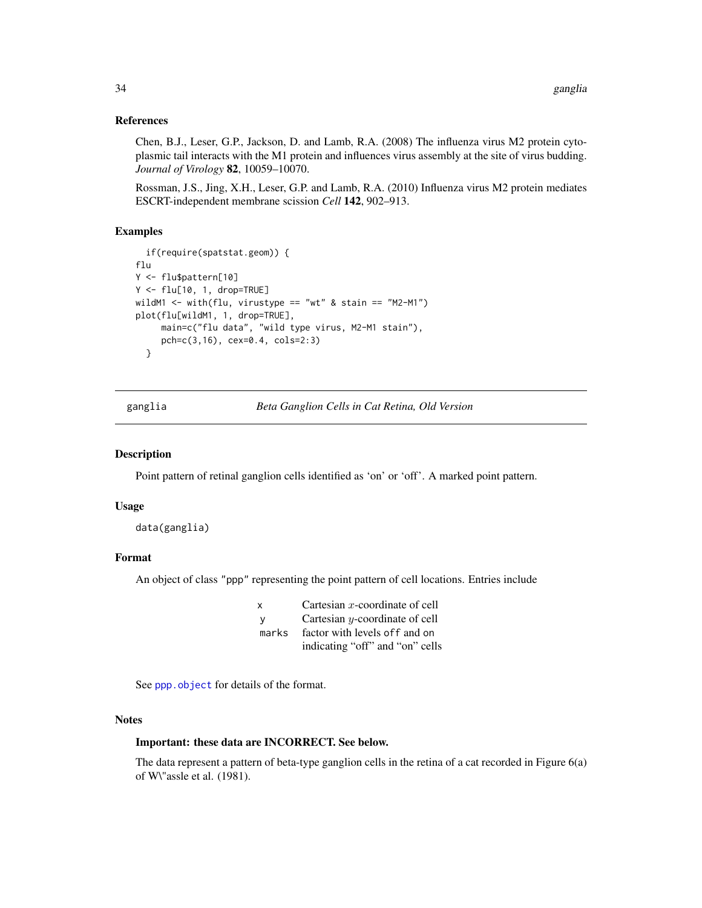### References

Chen, B.J., Leser, G.P., Jackson, D. and Lamb, R.A. (2008) The influenza virus M2 protein cytoplasmic tail interacts with the M1 protein and influences virus assembly at the site of virus budding. *Journal of Virology* **82**, 10059–10070.

Rossman, J.S., Jing, X.H., Leser, G.P. and Lamb, R.A. (2010) Influenza virus M2 protein mediates ESCRT-independent membrane scission *Cell* **142**, 902–913.

### Examples

```
  if(require(spatstat.geom)) {
flu
Y <- flu$pattern[10]
Y <- flu[10, 1, drop=TRUE]
wildM1 <- with(flu, virustype == "wt" & stain == "M2-M1")
plot(flu[wildM1, 1, drop=TRUE],
     main=c("flu data", "wild type virus, M2-M1 stain"),
     pch=c(3,16), cex=0.4, cols=2:3)
  }
```

---

## ganglia — *Beta Ganglion Cells in Cat Retina, Old Version*

---

### Description

Point pattern of retinal ganglion cells identified as 'on' or 'off'. A marked point pattern.

### Usage

```
data(ganglia)
```

### Format

An object of class "ppp" representing the point pattern of cell locations. Entries include

| | |
|---|---|
| `x` | Cartesian $x$-coordinate of cell |
| `y` | Cartesian $y$-coordinate of cell |
| `marks` | factor with levels `off` and `on` indicating "off" and "on" cells |

See `ppp.object` for details of the format.

### Notes

**Important: these data are INCORRECT. See below.**

The data represent a pattern of beta-type ganglion cells in the retina of a cat recorded in Figure 6(a) of W\"assle et al. (1981).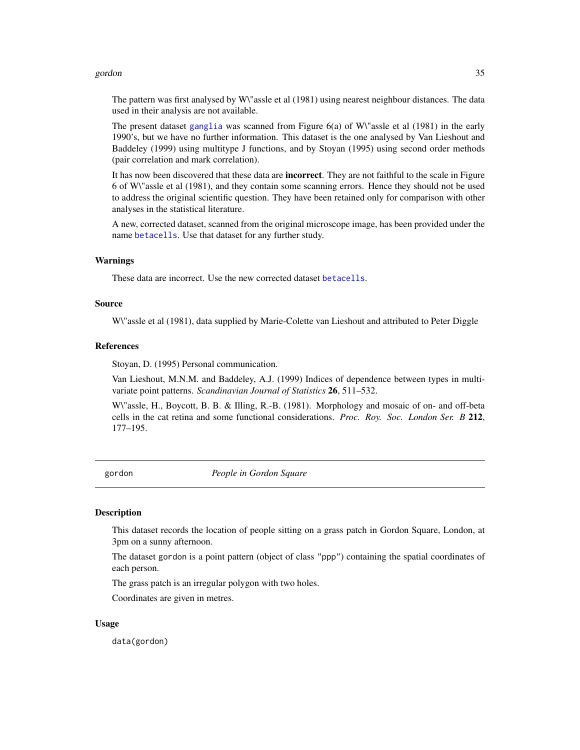The pattern was first analysed by W\"assle et al (1981) using nearest neighbour distances. The data used in their analysis are not available.

The present dataset `ganglia` was scanned from Figure 6(a) of W\"assle et al (1981) in the early 1990's, but we have no further information. This dataset is the one analysed by Van Lieshout and Baddeley (1999) using multitype J functions, and by Stoyan (1995) using second order methods (pair correlation and mark correlation).

It has now been discovered that these data are **incorrect**. They are not faithful to the scale in Figure 6 of W\"assle et al (1981), and they contain some scanning errors. Hence they should not be used to address the original scientific question. They have been retained only for comparison with other analyses in the statistical literature.

A new, corrected dataset, scanned from the original microscope image, has been provided under the name `betacells`. Use that dataset for any further study.

### Warnings

These data are incorrect. Use the new corrected dataset `betacells`.

### Source

W\"assle et al (1981), data supplied by Marie-Colette van Lieshout and attributed to Peter Diggle

### References

Stoyan, D. (1995) Personal communication.

Van Lieshout, M.N.M. and Baddeley, A.J. (1999) Indices of dependence between types in multivariate point patterns. *Scandinavian Journal of Statistics* **26**, 511–532.

W\"assle, H., Boycott, B. B. & Illing, R.-B. (1981). Morphology and mosaic of on- and off-beta cells in the cat retina and some functional considerations. *Proc. Roy. Soc. London Ser. B* **212**, 177–195.

---

## gordon — *People in Gordon Square*

### Description

This dataset records the location of people sitting on a grass patch in Gordon Square, London, at 3pm on a sunny afternoon.

The dataset `gordon` is a point pattern (object of class `"ppp"`) containing the spatial coordinates of each person.

The grass patch is an irregular polygon with two holes.

Coordinates are given in metres.

### Usage

```
data(gordon)
```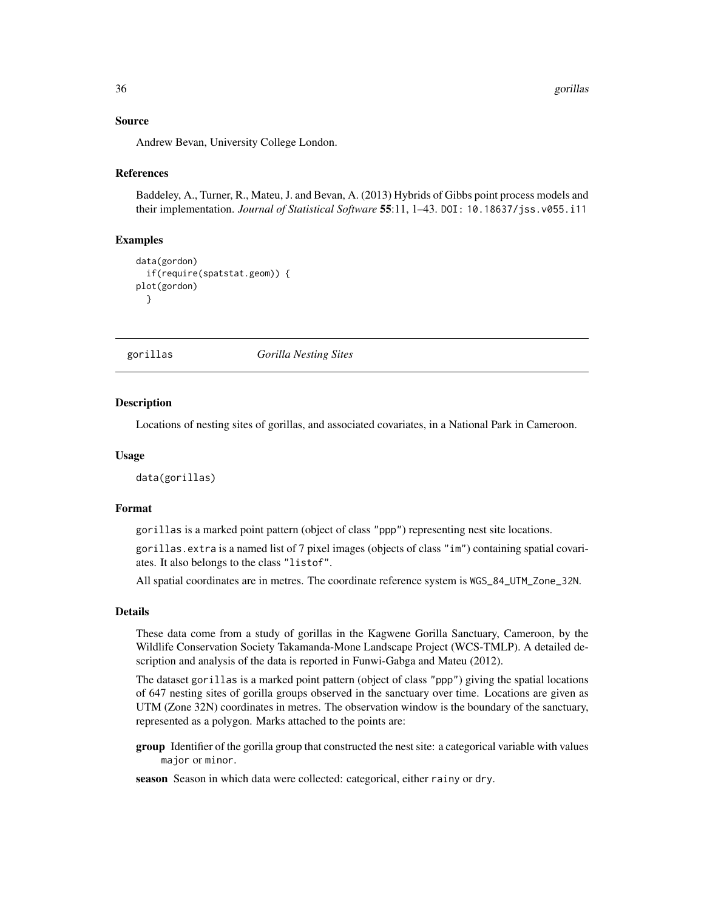### Source

Andrew Bevan, University College London.

### References

Baddeley, A., Turner, R., Mateu, J. and Bevan, A. (2013) Hybrids of Gibbs point process models and their implementation. *Journal of Statistical Software* **55**:11, 1–43. DOI: 10.18637/jss.v055.i11

### Examples

```
data(gordon)
  if(require(spatstat.geom)) {
plot(gordon)
  }
```

---

## gorillas — *Gorilla Nesting Sites*

---

### Description

Locations of nesting sites of gorillas, and associated covariates, in a National Park in Cameroon.

### Usage

```
data(gorillas)
```

### Format

gorillas is a marked point pattern (object of class "ppp") representing nest site locations.

gorillas.extra is a named list of 7 pixel images (objects of class "im") containing spatial covariates. It also belongs to the class "listof".

All spatial coordinates are in metres. The coordinate reference system is WGS_84_UTM_Zone_32N.

### Details

These data come from a study of gorillas in the Kagwene Gorilla Sanctuary, Cameroon, by the Wildlife Conservation Society Takamanda-Mone Landscape Project (WCS-TMLP). A detailed description and analysis of the data is reported in Funwi-Gabga and Mateu (2012).

The dataset gorillas is a marked point pattern (object of class "ppp") giving the spatial locations of 647 nesting sites of gorilla groups observed in the sanctuary over time. Locations are given as UTM (Zone 32N) coordinates in metres. The observation window is the boundary of the sanctuary, represented as a polygon. Marks attached to the points are:

**group** Identifier of the gorilla group that constructed the nest site: a categorical variable with values major or minor.

**season** Season in which data were collected: categorical, either rainy or dry.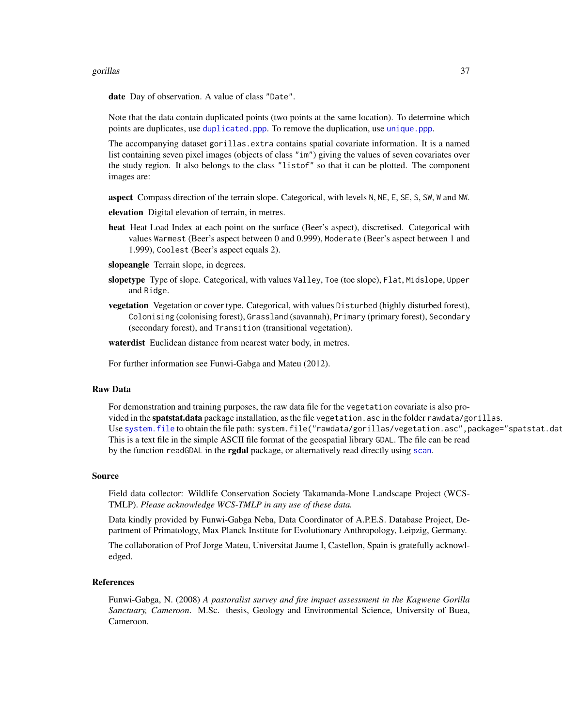**date** Day of observation. A value of class "Date".

Note that the data contain duplicated points (two points at the same location). To determine which points are duplicates, use `duplicated.ppp`. To remove the duplication, use `unique.ppp`.

The accompanying dataset `gorillas.extra` contains spatial covariate information. It is a named list containing seven pixel images (objects of class "im") giving the values of seven covariates over the study region. It also belongs to the class "listof" so that it can be plotted. The component images are:

**aspect** Compass direction of the terrain slope. Categorical, with levels N, NE, E, SE, S, SW, W and NW.

**elevation** Digital elevation of terrain, in metres.

**heat** Heat Load Index at each point on the surface (Beer's aspect), discretised. Categorical with values Warmest (Beer's aspect between 0 and 0.999), Moderate (Beer's aspect between 1 and 1.999), Coolest (Beer's aspect equals 2).

**slopeangle** Terrain slope, in degrees.

**slopetype** Type of slope. Categorical, with values Valley, Toe (toe slope), Flat, Midslope, Upper and Ridge.

**vegetation** Vegetation or cover type. Categorical, with values Disturbed (highly disturbed forest), Colonising (colonising forest), Grassland (savannah), Primary (primary forest), Secondary (secondary forest), and Transition (transitional vegetation).

**waterdist** Euclidean distance from nearest water body, in metres.

For further information see Funwi-Gabga and Mateu (2012).

## Raw Data

For demonstration and training purposes, the raw data file for the `vegetation` covariate is also provided in the **spatstat.data** package installation, as the file `vegetation.asc` in the folder `rawdata/gorillas`. Use `system.file` to obtain the file path: `system.file("rawdata/gorillas/vegetation.asc",package="spatstat.dat` This is a text file in the simple ASCII file format of the geospatial library GDAL. The file can be read by the function `readGDAL` in the **rgdal** package, or alternatively read directly using `scan`.

## Source

Field data collector: Wildlife Conservation Society Takamanda-Mone Landscape Project (WCS-TMLP). *Please acknowledge WCS-TMLP in any use of these data.*

Data kindly provided by Funwi-Gabga Neba, Data Coordinator of A.P.E.S. Database Project, Department of Primatology, Max Planck Institute for Evolutionary Anthropology, Leipzig, Germany.

The collaboration of Prof Jorge Mateu, Universitat Jaume I, Castellon, Spain is gratefully acknowledged.

## References

Funwi-Gabga, N. (2008) *A pastoralist survey and fire impact assessment in the Kagwene Gorilla Sanctuary, Cameroon*. M.Sc. thesis, Geology and Environmental Science, University of Buea, Cameroon.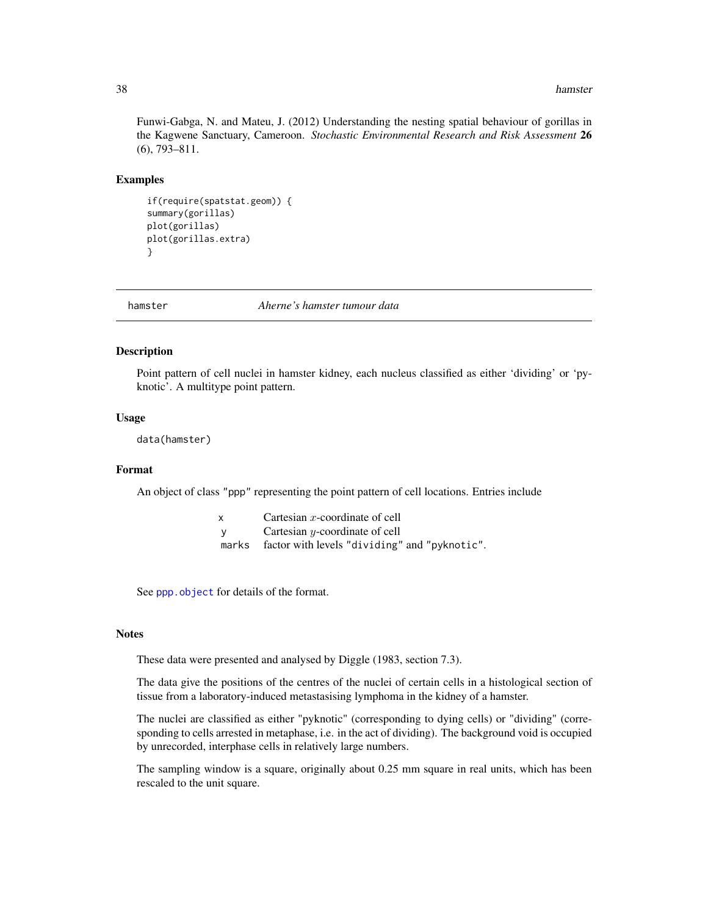Funwi-Gabga, N. and Mateu, J. (2012) Understanding the nesting spatial behaviour of gorillas in the Kagwene Sanctuary, Cameroon. *Stochastic Environmental Research and Risk Assessment* **26** (6), 793–811.

### Examples

```
if(require(spatstat.geom)) {
summary(gorillas)
plot(gorillas)
plot(gorillas.extra)
}
```

---

## hamster — *Aherne's hamster tumour data*

### Description

Point pattern of cell nuclei in hamster kidney, each nucleus classified as either 'dividing' or 'pyknotic'. A multitype point pattern.

### Usage

```
data(hamster)
```

### Format

An object of class "ppp" representing the point pattern of cell locations. Entries include

| | |
|---|---|
| x | Cartesian $x$-coordinate of cell |
| y | Cartesian $y$-coordinate of cell |
| marks | factor with levels "dividing" and "pyknotic". |

See ppp.object for details of the format.

### Notes

These data were presented and analysed by Diggle (1983, section 7.3).

The data give the positions of the centres of the nuclei of certain cells in a histological section of tissue from a laboratory-induced metastasising lymphoma in the kidney of a hamster.

The nuclei are classified as either "pyknotic" (corresponding to dying cells) or "dividing" (corresponding to cells arrested in metaphase, i.e. in the act of dividing). The background void is occupied by unrecorded, interphase cells in relatively large numbers.

The sampling window is a square, originally about 0.25 mm square in real units, which has been rescaled to the unit square.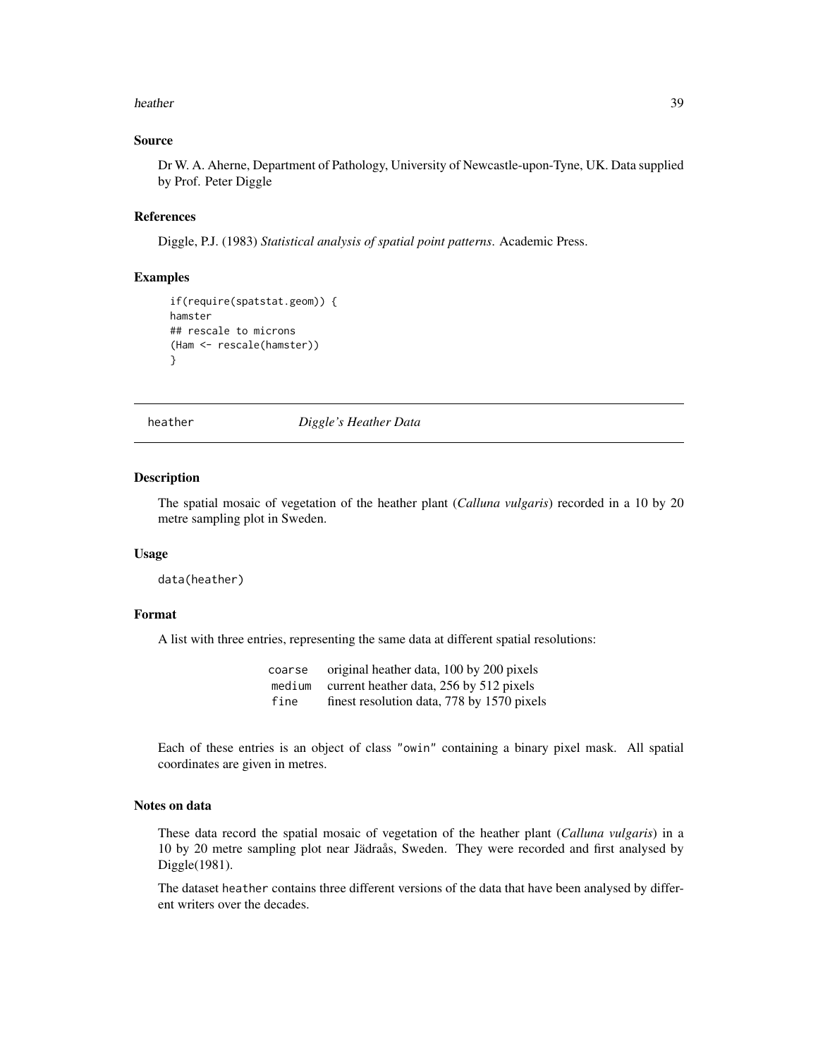### Source

Dr W. A. Aherne, Department of Pathology, University of Newcastle-upon-Tyne, UK. Data supplied by Prof. Peter Diggle

### References

Diggle, P.J. (1983) *Statistical analysis of spatial point patterns.* Academic Press.

### Examples

```
if(require(spatstat.geom)) {
hamster
## rescale to microns
(Ham <- rescale(hamster))
}
```

---

## heather — *Diggle's Heather Data*

---

### Description

The spatial mosaic of vegetation of the heather plant (*Calluna vulgaris*) recorded in a 10 by 20 metre sampling plot in Sweden.

### Usage

```
data(heather)
```

### Format

A list with three entries, representing the same data at different spatial resolutions:

| | |
|---|---|
| `coarse` | original heather data, 100 by 200 pixels |
| `medium` | current heather data, 256 by 512 pixels |
| `fine` | finest resolution data, 778 by 1570 pixels |

Each of these entries is an object of class "owin" containing a binary pixel mask. All spatial coordinates are given in metres.

### Notes on data

These data record the spatial mosaic of vegetation of the heather plant (*Calluna vulgaris*) in a 10 by 20 metre sampling plot near Jädraås, Sweden. They were recorded and first analysed by Diggle(1981).

The dataset heather contains three different versions of the data that have been analysed by different writers over the decades.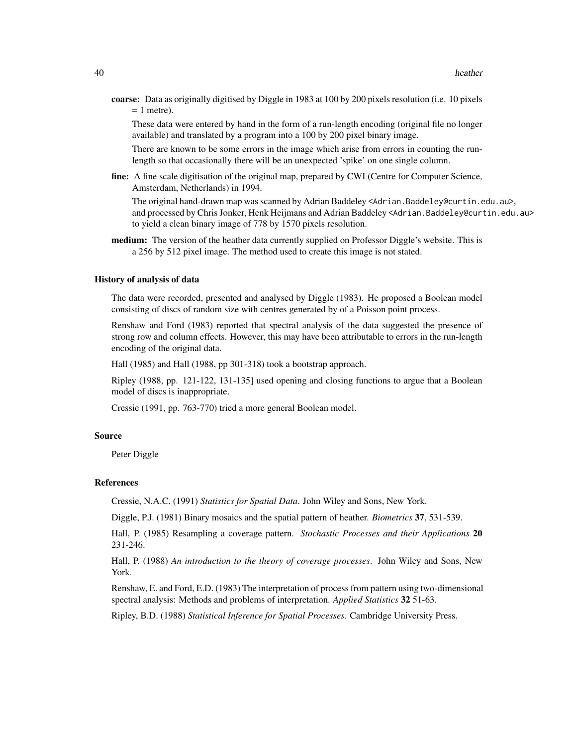**coarse:** Data as originally digitised by Diggle in 1983 at 100 by 200 pixels resolution (i.e. 10 pixels = 1 metre).

These data were entered by hand in the form of a run-length encoding (original file no longer available) and translated by a program into a 100 by 200 pixel binary image.

There are known to be some errors in the image which arise from errors in counting the run-length so that occasionally there will be an unexpected 'spike' on one single column.

**fine:** A fine scale digitisation of the original map, prepared by CWI (Centre for Computer Science, Amsterdam, Netherlands) in 1994.

The original hand-drawn map was scanned by Adrian Baddeley <Adrian.Baddeley@curtin.edu.au>, and processed by Chris Jonker, Henk Heijmans and Adrian Baddeley <Adrian.Baddeley@curtin.edu.au> to yield a clean binary image of 778 by 1570 pixels resolution.

**medium:** The version of the heather data currently supplied on Professor Diggle's website. This is a 256 by 512 pixel image. The method used to create this image is not stated.

### History of analysis of data

The data were recorded, presented and analysed by Diggle (1983). He proposed a Boolean model consisting of discs of random size with centres generated by of a Poisson point process.

Renshaw and Ford (1983) reported that spectral analysis of the data suggested the presence of strong row and column effects. However, this may have been attributable to errors in the run-length encoding of the original data.

Hall (1985) and Hall (1988, pp 301-318) took a bootstrap approach.

Ripley (1988, pp. 121-122, 131-135] used opening and closing functions to argue that a Boolean model of discs is inappropriate.

Cressie (1991, pp. 763-770) tried a more general Boolean model.

### Source

Peter Diggle

### References

Cressie, N.A.C. (1991) *Statistics for Spatial Data*. John Wiley and Sons, New York.

Diggle, P.J. (1981) Binary mosaics and the spatial pattern of heather. *Biometrics* **37**, 531-539.

Hall, P. (1985) Resampling a coverage pattern. *Stochastic Processes and their Applications* **20** 231-246.

Hall, P. (1988) *An introduction to the theory of coverage processes*. John Wiley and Sons, New York.

Renshaw, E. and Ford, E.D. (1983) The interpretation of process from pattern using two-dimensional spectral analysis: Methods and problems of interpretation. *Applied Statistics* **32** 51-63.

Ripley, B.D. (1988) *Statistical Inference for Spatial Processes*. Cambridge University Press.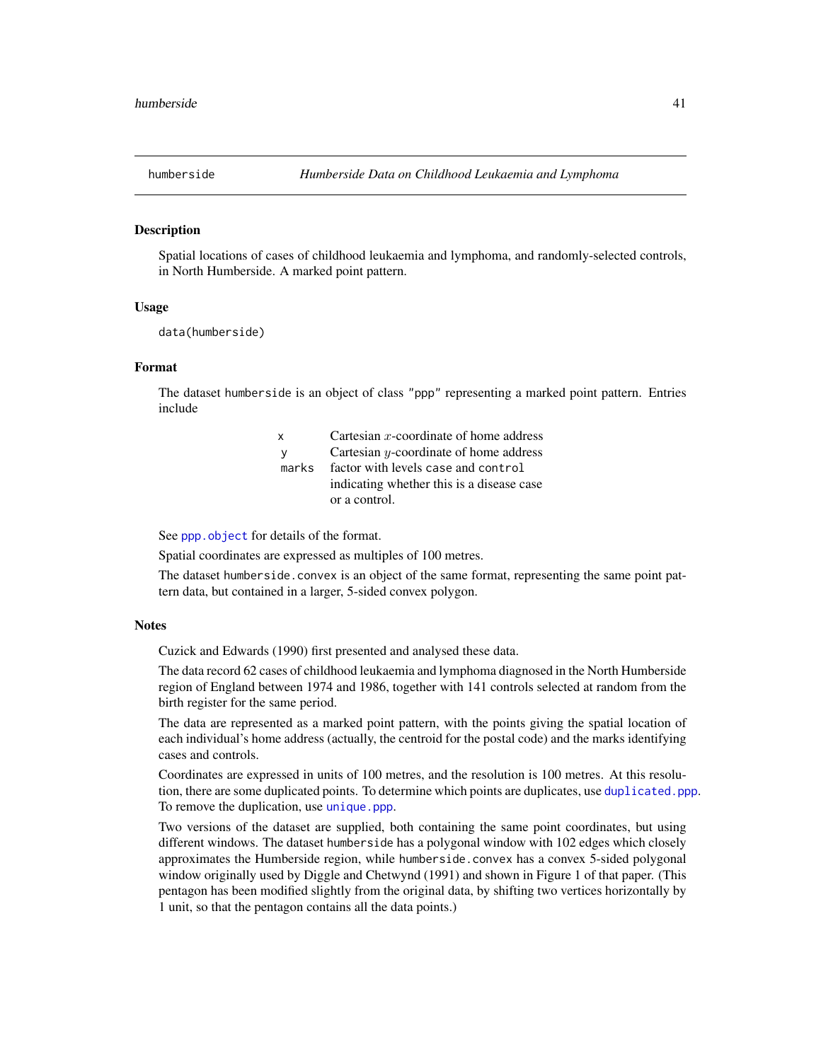## humberside — *Humberside Data on Childhood Leukaemia and Lymphoma*

### Description

Spatial locations of cases of childhood leukaemia and lymphoma, and randomly-selected controls, in North Humberside. A marked point pattern.

### Usage

```
data(humberside)
```

### Format

The dataset `humberside` is an object of class `"ppp"` representing a marked point pattern. Entries include

| | |
|---|---|
| `x` | Cartesian $x$-coordinate of home address |
| `y` | Cartesian $y$-coordinate of home address |
| `marks` | factor with levels `case` and `control` indicating whether this is a disease case or a control. |

See `ppp.object` for details of the format.

Spatial coordinates are expressed as multiples of 100 metres.

The dataset `humberside.convex` is an object of the same format, representing the same point pattern data, but contained in a larger, 5-sided convex polygon.

### Notes

Cuzick and Edwards (1990) first presented and analysed these data.

The data record 62 cases of childhood leukaemia and lymphoma diagnosed in the North Humberside region of England between 1974 and 1986, together with 141 controls selected at random from the birth register for the same period.

The data are represented as a marked point pattern, with the points giving the spatial location of each individual's home address (actually, the centroid for the postal code) and the marks identifying cases and controls.

Coordinates are expressed in units of 100 metres, and the resolution is 100 metres. At this resolution, there are some duplicated points. To determine which points are duplicates, use `duplicated.ppp`. To remove the duplication, use `unique.ppp`.

Two versions of the dataset are supplied, both containing the same point coordinates, but using different windows. The dataset `humberside` has a polygonal window with 102 edges which closely approximates the Humberside region, while `humberside.convex` has a convex 5-sided polygonal window originally used by Diggle and Chetwynd (1991) and shown in Figure 1 of that paper. (This pentagon has been modified slightly from the original data, by shifting two vertices horizontally by 1 unit, so that the pentagon contains all the data points.)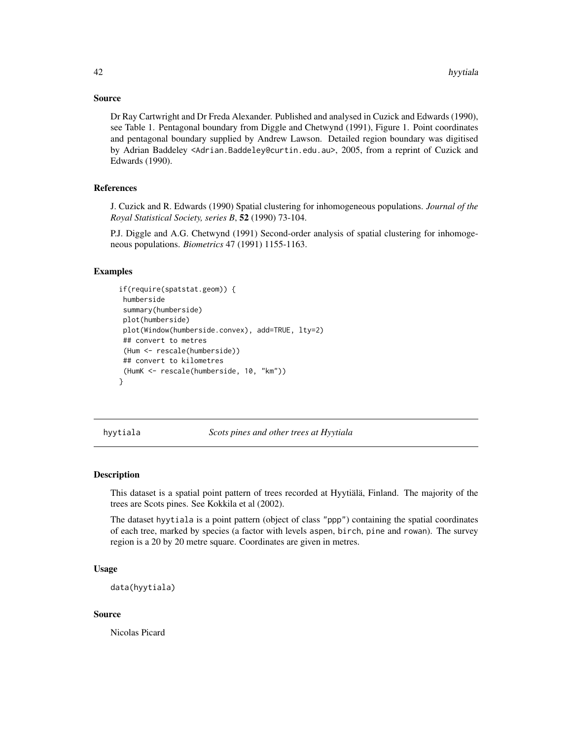### Source

Dr Ray Cartwright and Dr Freda Alexander. Published and analysed in Cuzick and Edwards (1990), see Table 1. Pentagonal boundary from Diggle and Chetwynd (1991), Figure 1. Point coordinates and pentagonal boundary supplied by Andrew Lawson. Detailed region boundary was digitised by Adrian Baddeley <Adrian.Baddeley@curtin.edu.au>, 2005, from a reprint of Cuzick and Edwards (1990).

### References

J. Cuzick and R. Edwards (1990) Spatial clustering for inhomogeneous populations. *Journal of the Royal Statistical Society, series B*, **52** (1990) 73-104.

P.J. Diggle and A.G. Chetwynd (1991) Second-order analysis of spatial clustering for inhomogeneous populations. *Biometrics* 47 (1991) 1155-1163.

### Examples

```
if(require(spatstat.geom)) {
 humberside
 summary(humberside)
 plot(humberside)
 plot(Window(humberside.convex), add=TRUE, lty=2)
 ## convert to metres
 (Hum <- rescale(humberside))
 ## convert to kilometres
 (HumK <- rescale(humberside, 10, "km"))
}
```

---

## hyytiala *Scots pines and other trees at Hyytiala*

---

### Description

This dataset is a spatial point pattern of trees recorded at Hyytiälä, Finland. The majority of the trees are Scots pines. See Kokkila et al (2002).

The dataset hyytiala is a point pattern (object of class "ppp") containing the spatial coordinates of each tree, marked by species (a factor with levels aspen, birch, pine and rowan). The survey region is a 20 by 20 metre square. Coordinates are given in metres.

### Usage

```
data(hyytiala)
```

### Source

Nicolas Picard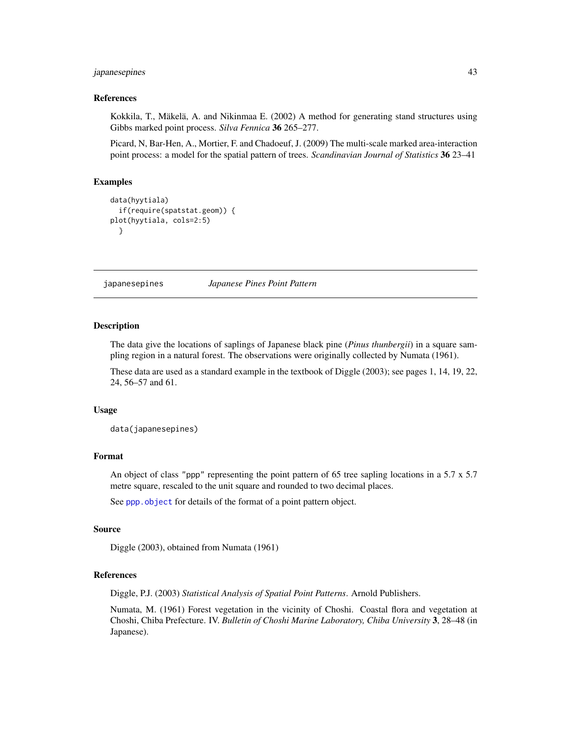### References

Kokkila, T., Mäkelä, A. and Nikinmaa E. (2002) A method for generating stand structures using Gibbs marked point process. *Silva Fennica* **36** 265–277.

Picard, N, Bar-Hen, A., Mortier, F. and Chadoeuf, J. (2009) The multi-scale marked area-interaction point process: a model for the spatial pattern of trees. *Scandinavian Journal of Statistics* **36** 23–41

### Examples

```
data(hyytiala)
  if(require(spatstat.geom)) {
plot(hyytiala, cols=2:5)
  }
```

---

## japanesepines *Japanese Pines Point Pattern*

### Description

The data give the locations of saplings of Japanese black pine (*Pinus thunbergii*) in a square sampling region in a natural forest. The observations were originally collected by Numata (1961).

These data are used as a standard example in the textbook of Diggle (2003); see pages 1, 14, 19, 22, 24, 56–57 and 61.

### Usage

```
data(japanesepines)
```

### Format

An object of class "ppp" representing the point pattern of 65 tree sapling locations in a 5.7 x 5.7 metre square, rescaled to the unit square and rounded to two decimal places.

See `ppp.object` for details of the format of a point pattern object.

### Source

Diggle (2003), obtained from Numata (1961)

### References

Diggle, P.J. (2003) *Statistical Analysis of Spatial Point Patterns*. Arnold Publishers.

Numata, M. (1961) Forest vegetation in the vicinity of Choshi. Coastal flora and vegetation at Choshi, Chiba Prefecture. IV. *Bulletin of Choshi Marine Laboratory, Chiba University* **3**, 28–48 (in Japanese).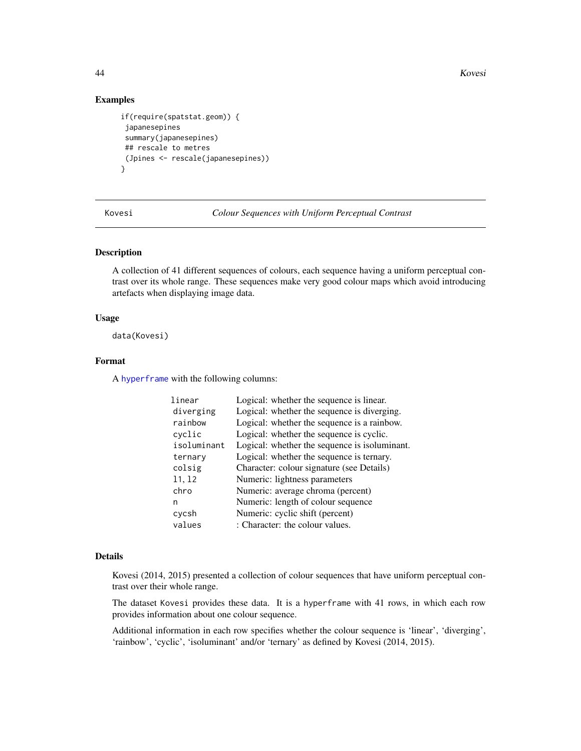## Examples

```
if(require(spatstat.geom)) {
 japanesepines
 summary(japanesepines)
 ## rescale to metres
 (Jpines <- rescale(japanesepines))
}
```

---

# Kovesi — *Colour Sequences with Uniform Perceptual Contrast*

## Description

A collection of 41 different sequences of colours, each sequence having a uniform perceptual contrast over its whole range. These sequences make very good colour maps which avoid introducing artefacts when displaying image data.

## Usage

```
data(Kovesi)
```

## Format

A hyperframe with the following columns:

| | |
|---|---|
| linear | Logical: whether the sequence is linear. |
| diverging | Logical: whether the sequence is diverging. |
| rainbow | Logical: whether the sequence is a rainbow. |
| cyclic | Logical: whether the sequence is cyclic. |
| isoluminant | Logical: whether the sequence is isoluminant. |
| ternary | Logical: whether the sequence is ternary. |
| colsig | Character: colour signature (see Details) |
| l1, l2 | Numeric: lightness parameters |
| chro | Numeric: average chroma (percent) |
| n | Numeric: length of colour sequence |
| cycsh | Numeric: cyclic shift (percent) |
| values | : Character: the colour values. |

## Details

Kovesi (2014, 2015) presented a collection of colour sequences that have uniform perceptual contrast over their whole range.

The dataset Kovesi provides these data. It is a hyperframe with 41 rows, in which each row provides information about one colour sequence.

Additional information in each row specifies whether the colour sequence is 'linear', 'diverging', 'rainbow', 'cyclic', 'isoluminant' and/or 'ternary' as defined by Kovesi (2014, 2015).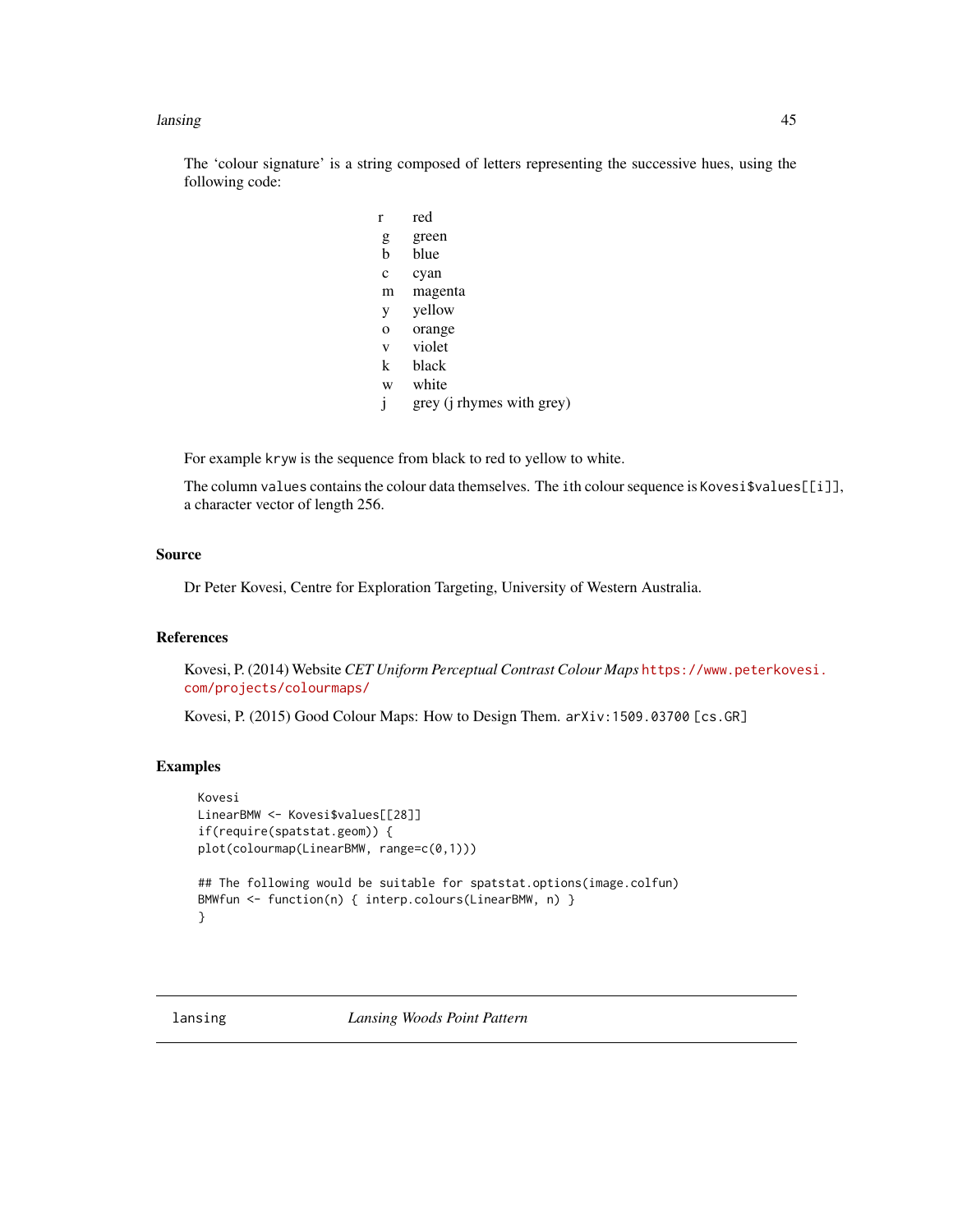The ‘colour signature’ is a string composed of letters representing the successive hues, using the following code:

| | |
|---|---|
| r | red |
| g | green |
| b | blue |
| c | cyan |
| m | magenta |
| y | yellow |
| o | orange |
| v | violet |
| k | black |
| w | white |
| j | grey (j rhymes with grey) |

For example `kryw` is the sequence from black to red to yellow to white.

The column `values` contains the colour data themselves. The `i`th colour sequence is `Kovesi$values[[i]]`, a character vector of length 256.

## Source

Dr Peter Kovesi, Centre for Exploration Targeting, University of Western Australia.

## References

Kovesi, P. (2014) Website *CET Uniform Perceptual Contrast Colour Maps* https://www.peterkovesi.com/projects/colourmaps/

Kovesi, P. (2015) Good Colour Maps: How to Design Them. `arXiv:1509.03700 [cs.GR]`

## Examples

```
Kovesi
LinearBMW <- Kovesi$values[[28]]
if(require(spatstat.geom)) {
plot(colourmap(LinearBMW, range=c(0,1)))

## The following would be suitable for spatstat.options(image.colfun)
BMWfun <- function(n) { interp.colours(LinearBMW, n) }
}
```

---

`lansing` *Lansing Woods Point Pattern*

---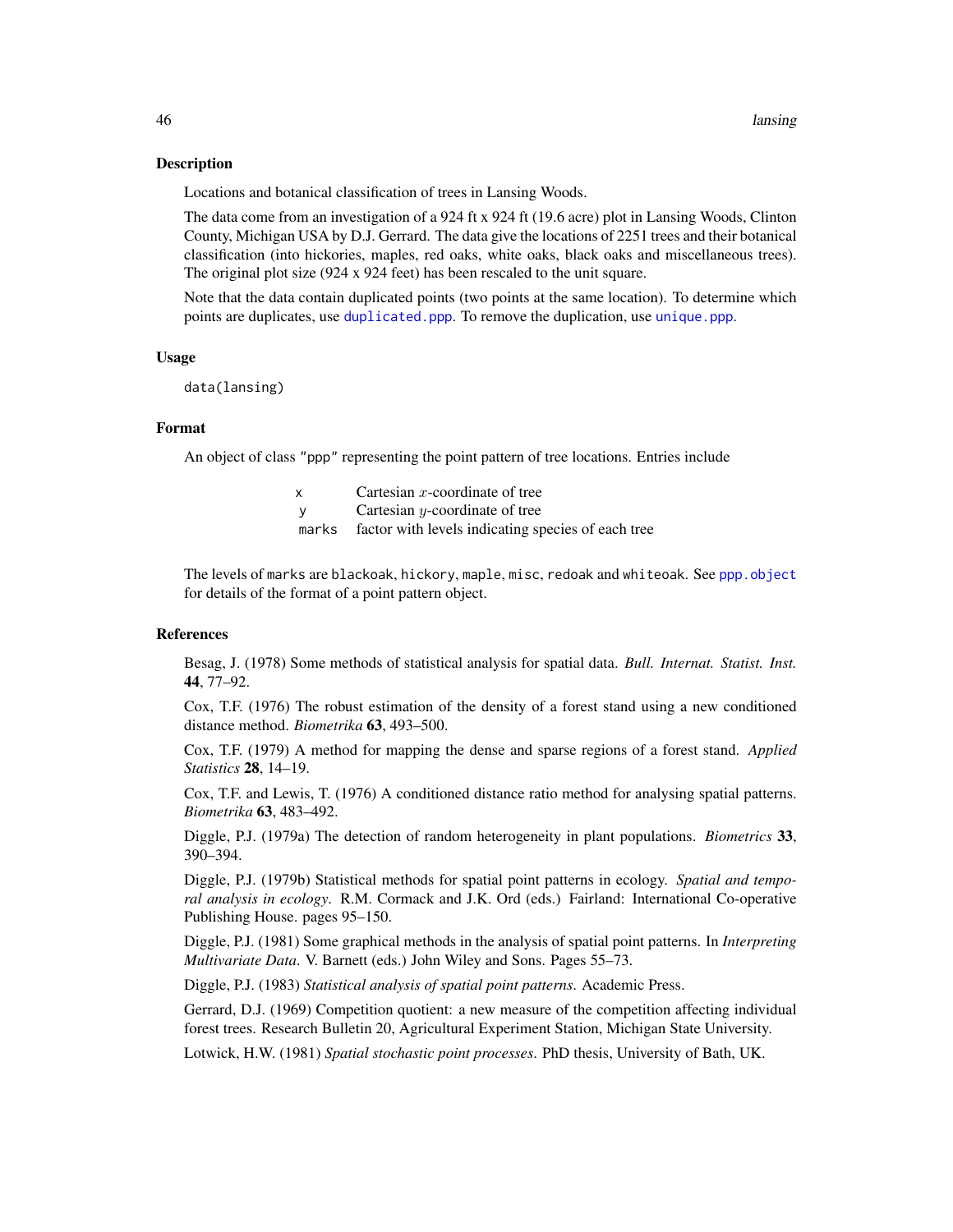## Description

Locations and botanical classification of trees in Lansing Woods.

The data come from an investigation of a 924 ft x 924 ft (19.6 acre) plot in Lansing Woods, Clinton County, Michigan USA by D.J. Gerrard. The data give the locations of 2251 trees and their botanical classification (into hickories, maples, red oaks, white oaks, black oaks and miscellaneous trees). The original plot size (924 x 924 feet) has been rescaled to the unit square.

Note that the data contain duplicated points (two points at the same location). To determine which points are duplicates, use `duplicated.ppp`. To remove the duplication, use `unique.ppp`.

## Usage

```
data(lansing)
```

## Format

An object of class "ppp" representing the point pattern of tree locations. Entries include

| | |
|---|---|
| `x` | Cartesian $x$-coordinate of tree |
| `y` | Cartesian $y$-coordinate of tree |
| `marks` | factor with levels indicating species of each tree |

The levels of `marks` are `blackoak`, `hickory`, `maple`, `misc`, `redoak` and `whiteoak`. See `ppp.object` for details of the format of a point pattern object.

## References

Besag, J. (1978) Some methods of statistical analysis for spatial data. *Bull. Internat. Statist. Inst.* **44**, 77–92.

Cox, T.F. (1976) The robust estimation of the density of a forest stand using a new conditioned distance method. *Biometrika* **63**, 493–500.

Cox, T.F. (1979) A method for mapping the dense and sparse regions of a forest stand. *Applied Statistics* **28**, 14–19.

Cox, T.F. and Lewis, T. (1976) A conditioned distance ratio method for analysing spatial patterns. *Biometrika* **63**, 483–492.

Diggle, P.J. (1979a) The detection of random heterogeneity in plant populations. *Biometrics* **33**, 390–394.

Diggle, P.J. (1979b) Statistical methods for spatial point patterns in ecology. *Spatial and temporal analysis in ecology*. R.M. Cormack and J.K. Ord (eds.) Fairland: International Co-operative Publishing House. pages 95–150.

Diggle, P.J. (1981) Some graphical methods in the analysis of spatial point patterns. In *Interpreting Multivariate Data*. V. Barnett (eds.) John Wiley and Sons. Pages 55–73.

Diggle, P.J. (1983) *Statistical analysis of spatial point patterns*. Academic Press.

Gerrard, D.J. (1969) Competition quotient: a new measure of the competition affecting individual forest trees. Research Bulletin 20, Agricultural Experiment Station, Michigan State University.

Lotwick, H.W. (1981) *Spatial stochastic point processes*. PhD thesis, University of Bath, UK.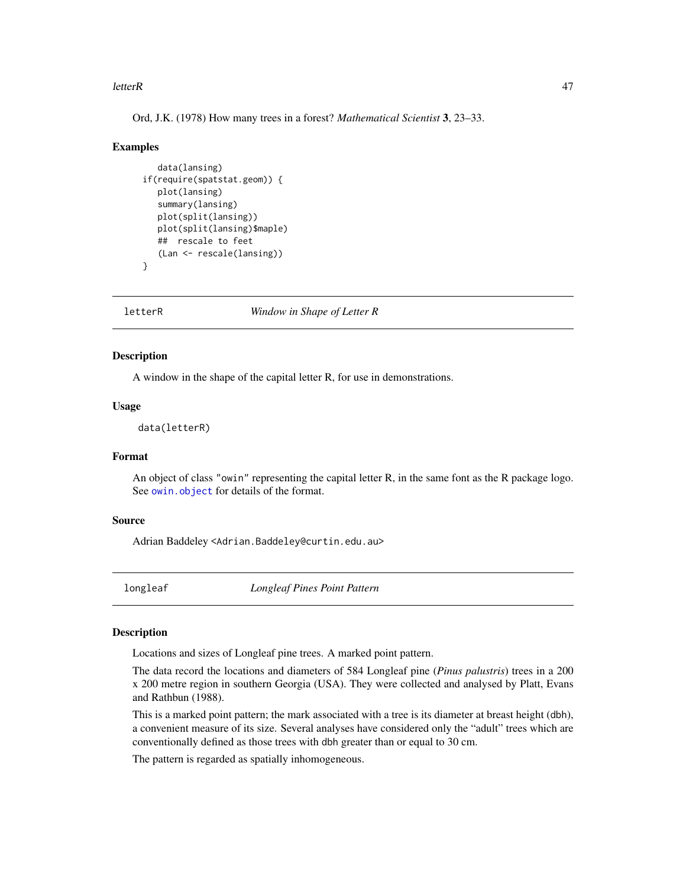Ord, J.K. (1978) How many trees in a forest? *Mathematical Scientist* **3**, 23–33.

### Examples

```
   data(lansing)
if(require(spatstat.geom)) {
   plot(lansing)
   summary(lansing)
   plot(split(lansing))
   plot(split(lansing)$maple)
   ##  rescale to feet
   (Lan <- rescale(lansing))
}
```

---

## letterR — *Window in Shape of Letter R*

### Description

A window in the shape of the capital letter R, for use in demonstrations.

### Usage

```
data(letterR)
```

### Format

An object of class "owin" representing the capital letter R, in the same font as the R package logo. See owin.object for details of the format.

### Source

Adrian Baddeley <Adrian.Baddeley@curtin.edu.au>

---

## longleaf — *Longleaf Pines Point Pattern*

### Description

Locations and sizes of Longleaf pine trees. A marked point pattern.

The data record the locations and diameters of 584 Longleaf pine (*Pinus palustris*) trees in a 200 x 200 metre region in southern Georgia (USA). They were collected and analysed by Platt, Evans and Rathbun (1988).

This is a marked point pattern; the mark associated with a tree is its diameter at breast height (dbh), a convenient measure of its size. Several analyses have considered only the "adult" trees which are conventionally defined as those trees with dbh greater than or equal to 30 cm.

The pattern is regarded as spatially inhomogeneous.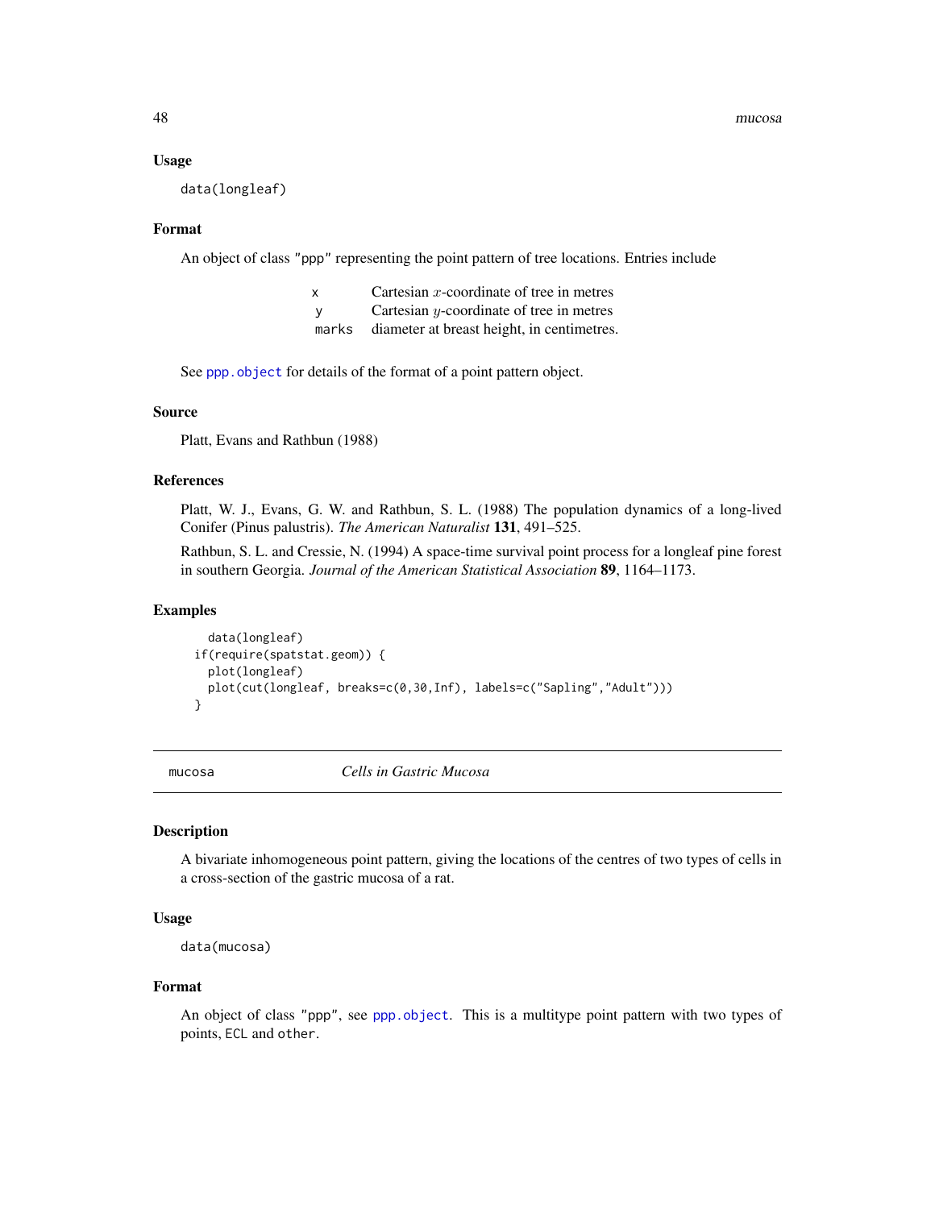### Usage

```
data(longleaf)
```

### Format

An object of class "ppp" representing the point pattern of tree locations. Entries include

| | |
|---|---|
| x | Cartesian $x$-coordinate of tree in metres |
| y | Cartesian $y$-coordinate of tree in metres |
| marks | diameter at breast height, in centimetres. |

See ppp.object for details of the format of a point pattern object.

### Source

Platt, Evans and Rathbun (1988)

### References

Platt, W. J., Evans, G. W. and Rathbun, S. L. (1988) The population dynamics of a long-lived Conifer (Pinus palustris). *The American Naturalist* **131**, 491–525.

Rathbun, S. L. and Cressie, N. (1994) A space-time survival point process for a longleaf pine forest in southern Georgia. *Journal of the American Statistical Association* **89**, 1164–1173.

### Examples

```
    data(longleaf)
  if(require(spatstat.geom)) {
    plot(longleaf)
    plot(cut(longleaf, breaks=c(0,30,Inf), labels=c("Sapling","Adult")))
  }
```

---

## mucosa — *Cells in Gastric Mucosa*

### Description

A bivariate inhomogeneous point pattern, giving the locations of the centres of two types of cells in a cross-section of the gastric mucosa of a rat.

### Usage

```
data(mucosa)
```

### Format

An object of class "ppp", see ppp.object. This is a multitype point pattern with two types of points, ECL and other.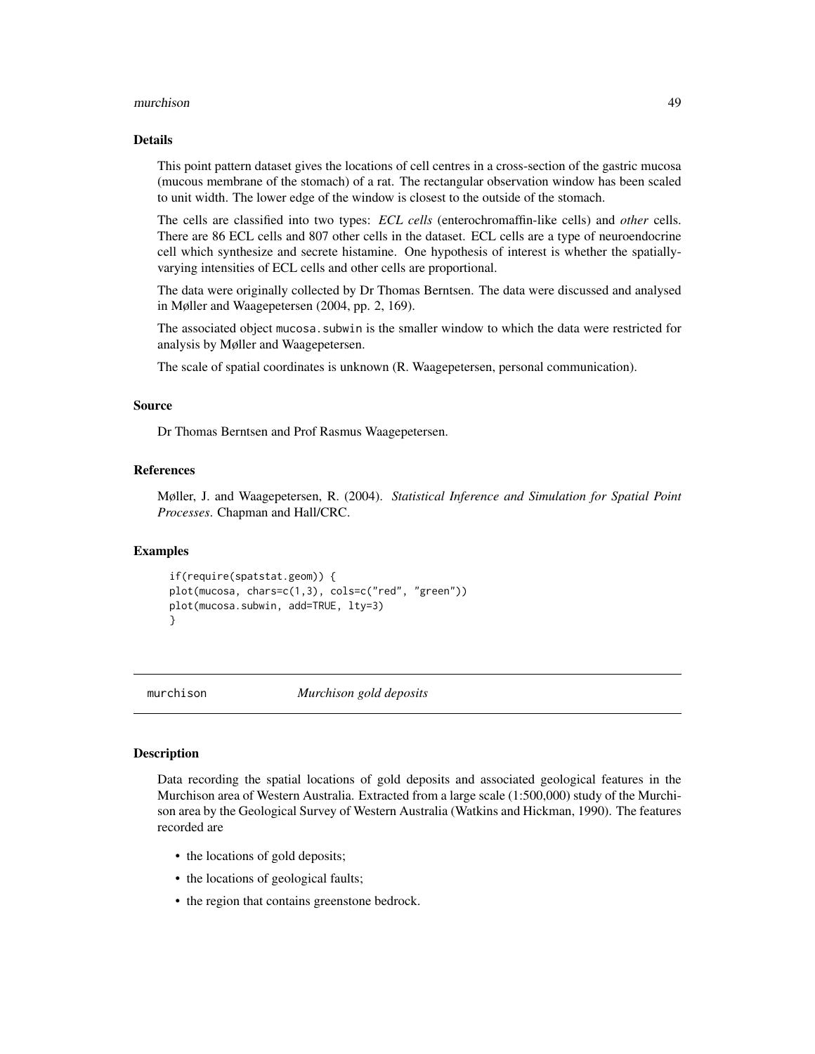## Details

This point pattern dataset gives the locations of cell centres in a cross-section of the gastric mucosa (mucous membrane of the stomach) of a rat. The rectangular observation window has been scaled to unit width. The lower edge of the window is closest to the outside of the stomach.

The cells are classified into two types: *ECL cells* (enterochromaffin-like cells) and *other* cells. There are 86 ECL cells and 807 other cells in the dataset. ECL cells are a type of neuroendocrine cell which synthesize and secrete histamine. One hypothesis of interest is whether the spatially-varying intensities of ECL cells and other cells are proportional.

The data were originally collected by Dr Thomas Berntsen. The data were discussed and analysed in Møller and Waagepetersen (2004, pp. 2, 169).

The associated object `mucosa.subwin` is the smaller window to which the data were restricted for analysis by Møller and Waagepetersen.

The scale of spatial coordinates is unknown (R. Waagepetersen, personal communication).

## Source

Dr Thomas Berntsen and Prof Rasmus Waagepetersen.

## References

Møller, J. and Waagepetersen, R. (2004). *Statistical Inference and Simulation for Spatial Point Processes*. Chapman and Hall/CRC.

## Examples

```
if(require(spatstat.geom)) {
plot(mucosa, chars=c(1,3), cols=c("red", "green"))
plot(mucosa.subwin, add=TRUE, lty=3)
}
```

---

# murchison — *Murchison gold deposits*

## Description

Data recording the spatial locations of gold deposits and associated geological features in the Murchison area of Western Australia. Extracted from a large scale (1:500,000) study of the Murchison area by the Geological Survey of Western Australia (Watkins and Hickman, 1990). The features recorded are

- the locations of gold deposits;
- the locations of geological faults;
- the region that contains greenstone bedrock.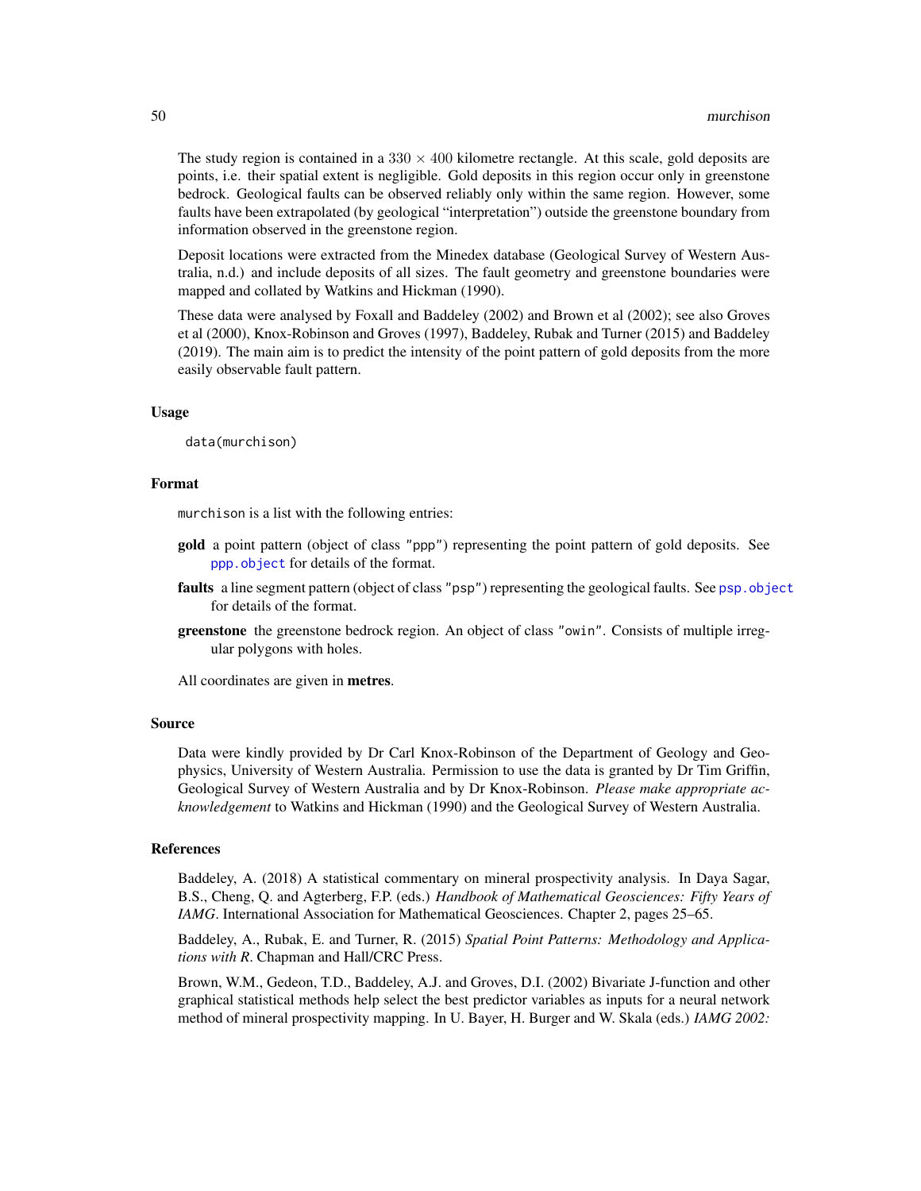The study region is contained in a $330 \times 400$ kilometre rectangle. At this scale, gold deposits are points, i.e. their spatial extent is negligible. Gold deposits in this region occur only in greenstone bedrock. Geological faults can be observed reliably only within the same region. However, some faults have been extrapolated (by geological "interpretation") outside the greenstone boundary from information observed in the greenstone region.

Deposit locations were extracted from the Minedex database (Geological Survey of Western Australia, n.d.) and include deposits of all sizes. The fault geometry and greenstone boundaries were mapped and collated by Watkins and Hickman (1990).

These data were analysed by Foxall and Baddeley (2002) and Brown et al (2002); see also Groves et al (2000), Knox-Robinson and Groves (1997), Baddeley, Rubak and Turner (2015) and Baddeley (2019). The main aim is to predict the intensity of the point pattern of gold deposits from the more easily observable fault pattern.

### Usage

```
data(murchison)
```

### Format

murchison is a list with the following entries:

**gold** a point pattern (object of class "ppp") representing the point pattern of gold deposits. See ppp.object for details of the format.

**faults** a line segment pattern (object of class "psp") representing the geological faults. See psp.object for details of the format.

**greenstone** the greenstone bedrock region. An object of class "owin". Consists of multiple irregular polygons with holes.

All coordinates are given in **metres**.

### Source

Data were kindly provided by Dr Carl Knox-Robinson of the Department of Geology and Geophysics, University of Western Australia. Permission to use the data is granted by Dr Tim Griffin, Geological Survey of Western Australia and by Dr Knox-Robinson. *Please make appropriate acknowledgement* to Watkins and Hickman (1990) and the Geological Survey of Western Australia.

### References

Baddeley, A. (2018) A statistical commentary on mineral prospectivity analysis. In Daya Sagar, B.S., Cheng, Q. and Agterberg, F.P. (eds.) *Handbook of Mathematical Geosciences: Fifty Years of IAMG*. International Association for Mathematical Geosciences. Chapter 2, pages 25–65.

Baddeley, A., Rubak, E. and Turner, R. (2015) *Spatial Point Patterns: Methodology and Applications with R*. Chapman and Hall/CRC Press.

Brown, W.M., Gedeon, T.D., Baddeley, A.J. and Groves, D.I. (2002) Bivariate J-function and other graphical statistical methods help select the best predictor variables as inputs for a neural network method of mineral prospectivity mapping. In U. Bayer, H. Burger and W. Skala (eds.) *IAMG 2002:*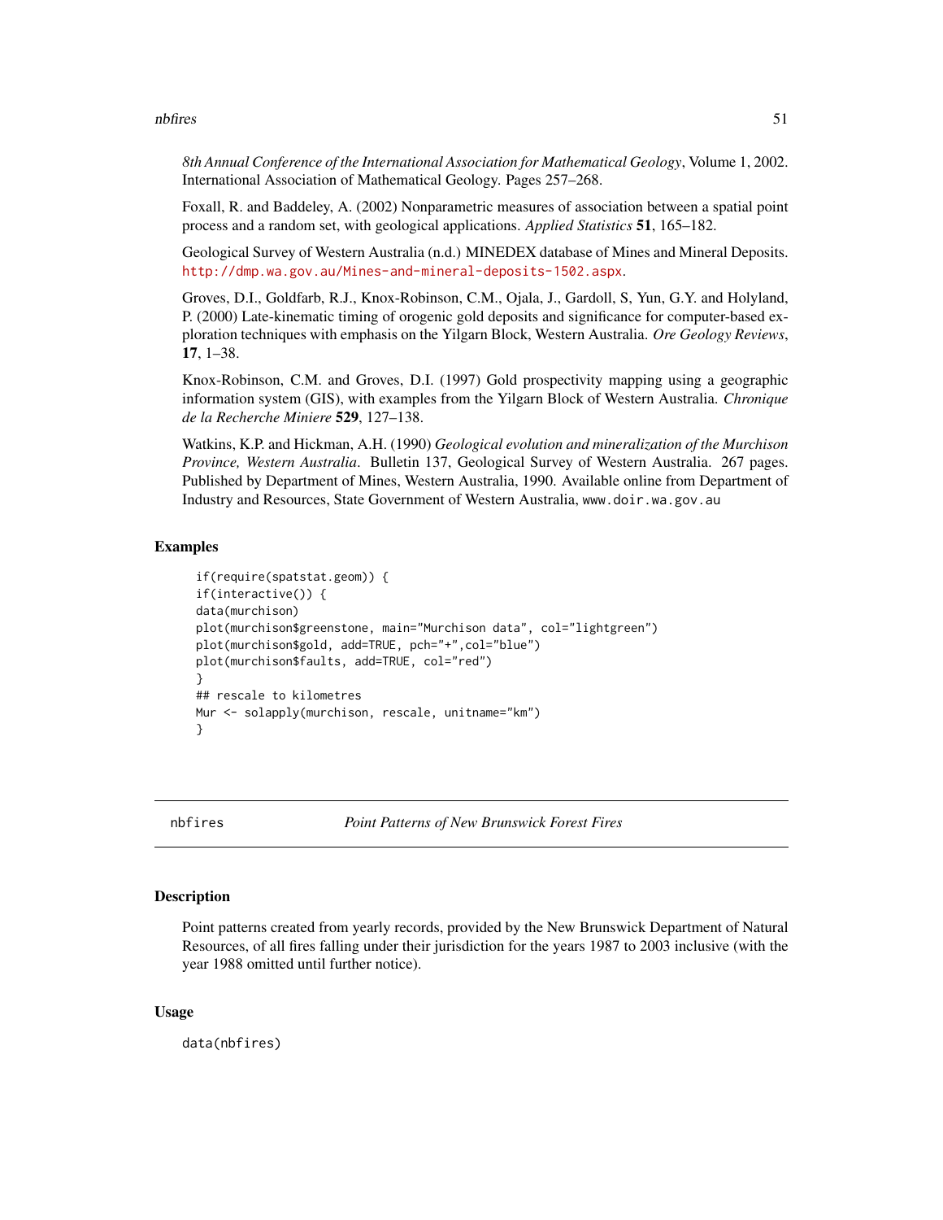*8th Annual Conference of the International Association for Mathematical Geology*, Volume 1, 2002. International Association of Mathematical Geology. Pages 257–268.

Foxall, R. and Baddeley, A. (2002) Nonparametric measures of association between a spatial point process and a random set, with geological applications. *Applied Statistics* **51**, 165–182.

Geological Survey of Western Australia (n.d.) MINEDEX database of Mines and Mineral Deposits. http://dmp.wa.gov.au/Mines-and-mineral-deposits-1502.aspx.

Groves, D.I., Goldfarb, R.J., Knox-Robinson, C.M., Ojala, J., Gardoll, S, Yun, G.Y. and Holyland, P. (2000) Late-kinematic timing of orogenic gold deposits and significance for computer-based exploration techniques with emphasis on the Yilgarn Block, Western Australia. *Ore Geology Reviews*, **17**, 1–38.

Knox-Robinson, C.M. and Groves, D.I. (1997) Gold prospectivity mapping using a geographic information system (GIS), with examples from the Yilgarn Block of Western Australia. *Chronique de la Recherche Miniere* **529**, 127–138.

Watkins, K.P. and Hickman, A.H. (1990) *Geological evolution and mineralization of the Murchison Province, Western Australia*. Bulletin 137, Geological Survey of Western Australia. 267 pages. Published by Department of Mines, Western Australia, 1990. Available online from Department of Industry and Resources, State Government of Western Australia, www.doir.wa.gov.au

### Examples

```
if(require(spatstat.geom)) {
if(interactive()) {
data(murchison)
plot(murchison$greenstone, main="Murchison data", col="lightgreen")
plot(murchison$gold, add=TRUE, pch="+",col="blue")
plot(murchison$faults, add=TRUE, col="red")
}
## rescale to kilometres
Mur <- solapply(murchison, rescale, unitname="km")
}
```

---

## nbfires — *Point Patterns of New Brunswick Forest Fires*

### Description

Point patterns created from yearly records, provided by the New Brunswick Department of Natural Resources, of all fires falling under their jurisdiction for the years 1987 to 2003 inclusive (with the year 1988 omitted until further notice).

### Usage

```
data(nbfires)
```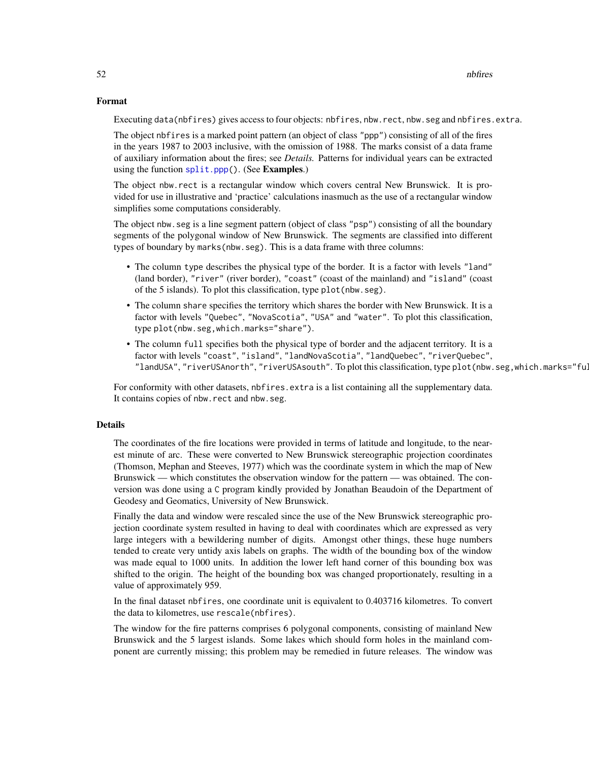## Format

Executing `data(nbfires)` gives access to four objects: `nbfires`, `nbw.rect`, `nbw.seg` and `nbfires.extra`.

The object `nbfires` is a marked point pattern (an object of class `"ppp"`) consisting of all of the fires in the years 1987 to 2003 inclusive, with the omission of 1988. The marks consist of a data frame of auxiliary information about the fires; see *Details.* Patterns for individual years can be extracted using the function `split.ppp()`. (See **Examples**.)

The object `nbw.rect` is a rectangular window which covers central New Brunswick. It is provided for use in illustrative and 'practice' calculations inasmuch as the use of a rectangular window simplifies some computations considerably.

The object `nbw.seg` is a line segment pattern (object of class `"psp"`) consisting of all the boundary segments of the polygonal window of New Brunswick. The segments are classified into different types of boundary by `marks(nbw.seg)`. This is a data frame with three columns:

- The column `type` describes the physical type of the border. It is a factor with levels `"land"` (land border), `"river"` (river border), `"coast"` (coast of the mainland) and `"island"` (coast of the 5 islands). To plot this classification, type `plot(nbw.seg)`.
- The column `share` specifies the territory which shares the border with New Brunswick. It is a factor with levels `"Quebec"`, `"NovaScotia"`, `"USA"` and `"water"`. To plot this classification, type `plot(nbw.seg,which.marks="share")`.
- The column `full` specifies both the physical type of border and the adjacent territory. It is a factor with levels `"coast"`, `"island"`, `"landNovaScotia"`, `"landQuebec"`, `"riverQuebec"`, `"landUSA"`, `"riverUSAnorth"`, `"riverUSAsouth"`. To plot this classification, type `plot(nbw.seg,which.marks="full")`.

For conformity with other datasets, `nbfires.extra` is a list containing all the supplementary data. It contains copies of `nbw.rect` and `nbw.seg`.

## Details

The coordinates of the fire locations were provided in terms of latitude and longitude, to the nearest minute of arc. These were converted to New Brunswick stereographic projection coordinates (Thomson, Mephan and Steeves, 1977) which was the coordinate system in which the map of New Brunswick — which constitutes the observation window for the pattern — was obtained. The conversion was done using a `C` program kindly provided by Jonathan Beaudoin of the Department of Geodesy and Geomatics, University of New Brunswick.

Finally the data and window were rescaled since the use of the New Brunswick stereographic projection coordinate system resulted in having to deal with coordinates which are expressed as very large integers with a bewildering number of digits. Amongst other things, these huge numbers tended to create very untidy axis labels on graphs. The width of the bounding box of the window was made equal to 1000 units. In addition the lower left hand corner of this bounding box was shifted to the origin. The height of the bounding box was changed proportionately, resulting in a value of approximately 959.

In the final dataset `nbfires`, one coordinate unit is equivalent to 0.403716 kilometres. To convert the data to kilometres, use `rescale(nbfires)`.

The window for the fire patterns comprises 6 polygonal components, consisting of mainland New Brunswick and the 5 largest islands. Some lakes which should form holes in the mainland component are currently missing; this problem may be remedied in future releases. The window was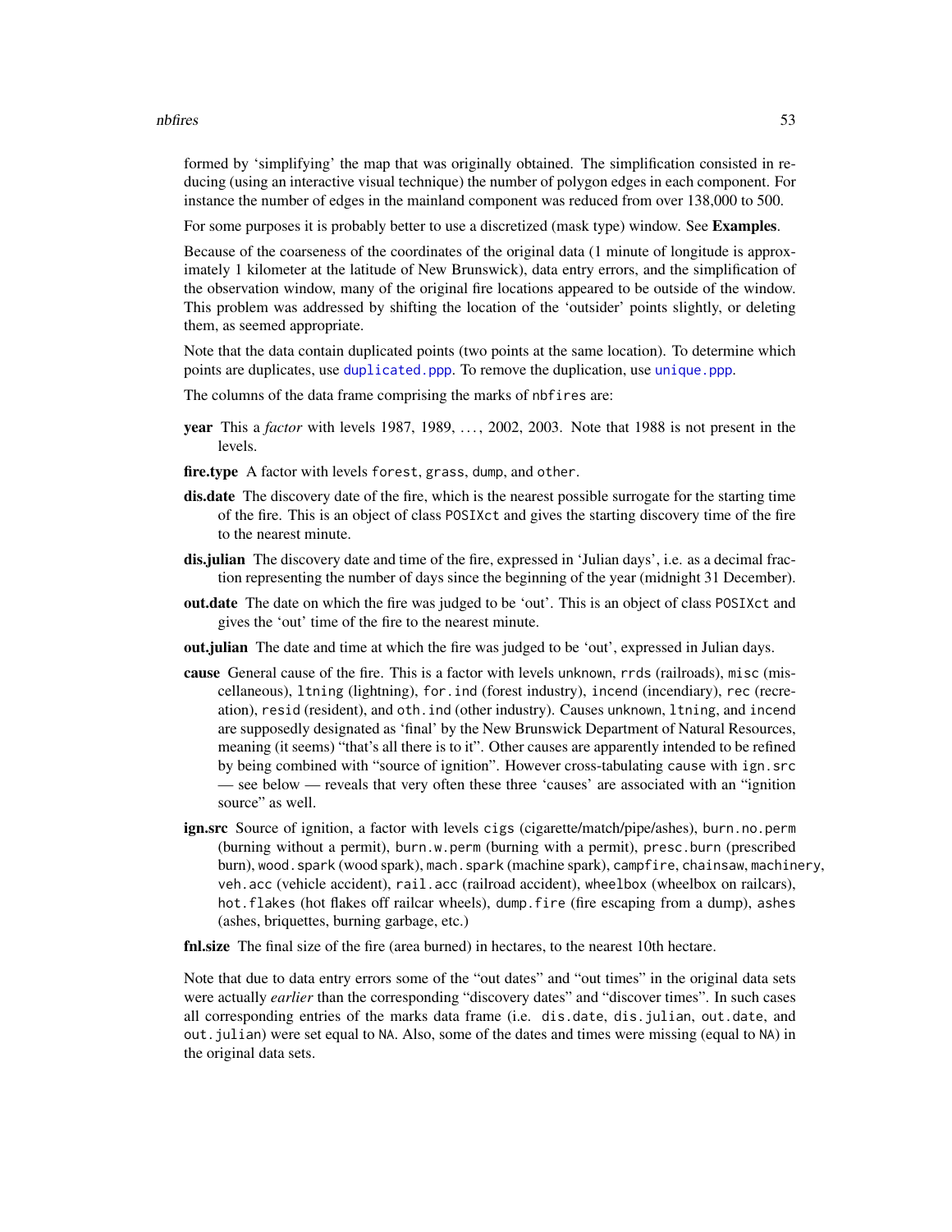formed by 'simplifying' the map that was originally obtained. The simplification consisted in reducing (using an interactive visual technique) the number of polygon edges in each component. For instance the number of edges in the mainland component was reduced from over 138,000 to 500.

For some purposes it is probably better to use a discretized (mask type) window. See **Examples**.

Because of the coarseness of the coordinates of the original data (1 minute of longitude is approximately 1 kilometer at the latitude of New Brunswick), data entry errors, and the simplification of the observation window, many of the original fire locations appeared to be outside of the window. This problem was addressed by shifting the location of the 'outsider' points slightly, or deleting them, as seemed appropriate.

Note that the data contain duplicated points (two points at the same location). To determine which points are duplicates, use `duplicated.ppp`. To remove the duplication, use `unique.ppp`.

The columns of the data frame comprising the marks of `nbfires` are:

**year** This a *factor* with levels 1987, 1989, ..., 2002, 2003. Note that 1988 is not present in the levels.

**fire.type** A factor with levels `forest`, `grass`, `dump`, and `other`.

**dis.date** The discovery date of the fire, which is the nearest possible surrogate for the starting time of the fire. This is an object of class `POSIXct` and gives the starting discovery time of the fire to the nearest minute.

**dis.julian** The discovery date and time of the fire, expressed in 'Julian days', i.e. as a decimal fraction representing the number of days since the beginning of the year (midnight 31 December).

**out.date** The date on which the fire was judged to be 'out'. This is an object of class `POSIXct` and gives the 'out' time of the fire to the nearest minute.

**out.julian** The date and time at which the fire was judged to be 'out', expressed in Julian days.

**cause** General cause of the fire. This is a factor with levels `unknown`, `rrds` (railroads), `misc` (miscellaneous), `ltning` (lightning), `for.ind` (forest industry), `incend` (incendiary), `rec` (recreation), `resid` (resident), and `oth.ind` (other industry). Causes `unknown`, `ltning`, and `incend` are supposedly designated as 'final' by the New Brunswick Department of Natural Resources, meaning (it seems) "that's all there is to it". Other causes are apparently intended to be refined by being combined with "source of ignition". However cross-tabulating `cause` with `ign.src` — see below — reveals that very often these three 'causes' are associated with an "ignition source" as well.

**ign.src** Source of ignition, a factor with levels `cigs` (cigarette/match/pipe/ashes), `burn.no.perm` (burning without a permit), `burn.w.perm` (burning with a permit), `presc.burn` (prescribed burn), `wood.spark` (wood spark), `mach.spark` (machine spark), `campfire`, `chainsaw`, `machinery`, `veh.acc` (vehicle accident), `rail.acc` (railroad accident), `wheelbox` (wheelbox on railcars), `hot.flakes` (hot flakes off railcar wheels), `dump.fire` (fire escaping from a dump), `ashes` (ashes, briquettes, burning garbage, etc.)

**fnl.size** The final size of the fire (area burned) in hectares, to the nearest 10th hectare.

Note that due to data entry errors some of the "out dates" and "out times" in the original data sets were actually *earlier* than the corresponding "discovery dates" and "discover times". In such cases all corresponding entries of the marks data frame (i.e. `dis.date`, `dis.julian`, `out.date`, and `out.julian`) were set equal to `NA`. Also, some of the dates and times were missing (equal to `NA`) in the original data sets.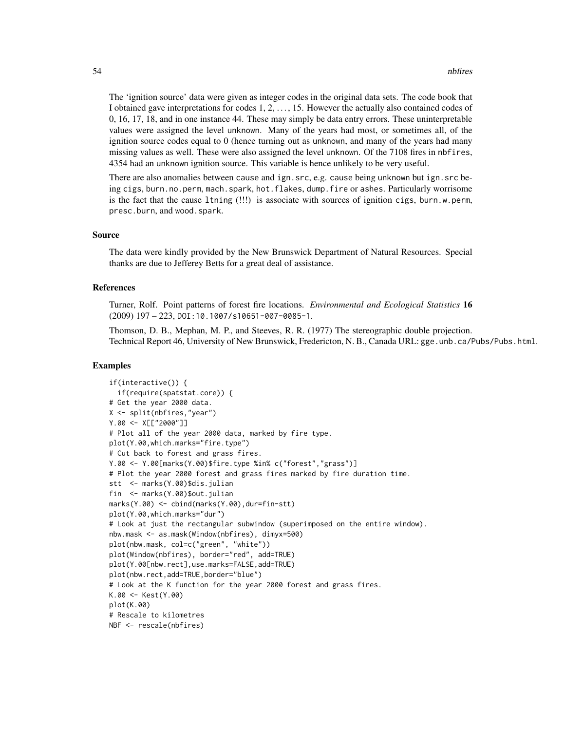The 'ignition source' data were given as integer codes in the original data sets. The code book that I obtained gave interpretations for codes 1, 2, ..., 15. However the actually also contained codes of 0, 16, 17, 18, and in one instance 44. These may simply be data entry errors. These uninterpretable values were assigned the level unknown. Many of the years had most, or sometimes all, of the ignition source codes equal to 0 (hence turning out as unknown, and many of the years had many missing values as well. These were also assigned the level unknown. Of the 7108 fires in nbfires, 4354 had an unknown ignition source. This variable is hence unlikely to be very useful.

There are also anomalies between cause and ign.src, e.g. cause being unknown but ign.src being cigs, burn.no.perm, mach.spark, hot.flakes, dump.fire or ashes. Particularly worrisome is the fact that the cause ltning (!!!) is associate with sources of ignition cigs, burn.w.perm, presc.burn, and wood.spark.

### Source

The data were kindly provided by the New Brunswick Department of Natural Resources. Special thanks are due to Jefferey Betts for a great deal of assistance.

### References

Turner, Rolf. Point patterns of forest fire locations. *Environmental and Ecological Statistics* **16** (2009) 197 – 223, DOI:10.1007/s10651-007-0085-1.

Thomson, D. B., Mephan, M. P., and Steeves, R. R. (1977) The stereographic double projection. Technical Report 46, University of New Brunswick, Fredericton, N. B., Canada URL: gge.unb.ca/Pubs/Pubs.html.

### Examples

```
if(interactive()) {
  if(require(spatstat.core)) {
# Get the year 2000 data.
X <- split(nbfires,"year")
Y.00 <- X[["2000"]]
# Plot all of the year 2000 data, marked by fire type.
plot(Y.00,which.marks="fire.type")
# Cut back to forest and grass fires.
Y.00 <- Y.00[marks(Y.00)$fire.type %in% c("forest","grass")]
# Plot the year 2000 forest and grass fires marked by fire duration time.
stt  <- marks(Y.00)$dis.julian
fin  <- marks(Y.00)$out.julian
marks(Y.00) <- cbind(marks(Y.00),dur=fin-stt)
plot(Y.00,which.marks="dur")
# Look at just the rectangular subwindow (superimposed on the entire window).
nbw.mask <- as.mask(Window(nbfires), dimyx=500)
plot(nbw.mask, col=c("green", "white"))
plot(Window(nbfires), border="red", add=TRUE)
plot(Y.00[nbw.rect],use.marks=FALSE,add=TRUE)
plot(nbw.rect,add=TRUE,border="blue")
# Look at the K function for the year 2000 forest and grass fires.
K.00 <- Kest(Y.00)
plot(K.00)
# Rescale to kilometres
NBF <- rescale(nbfires)
```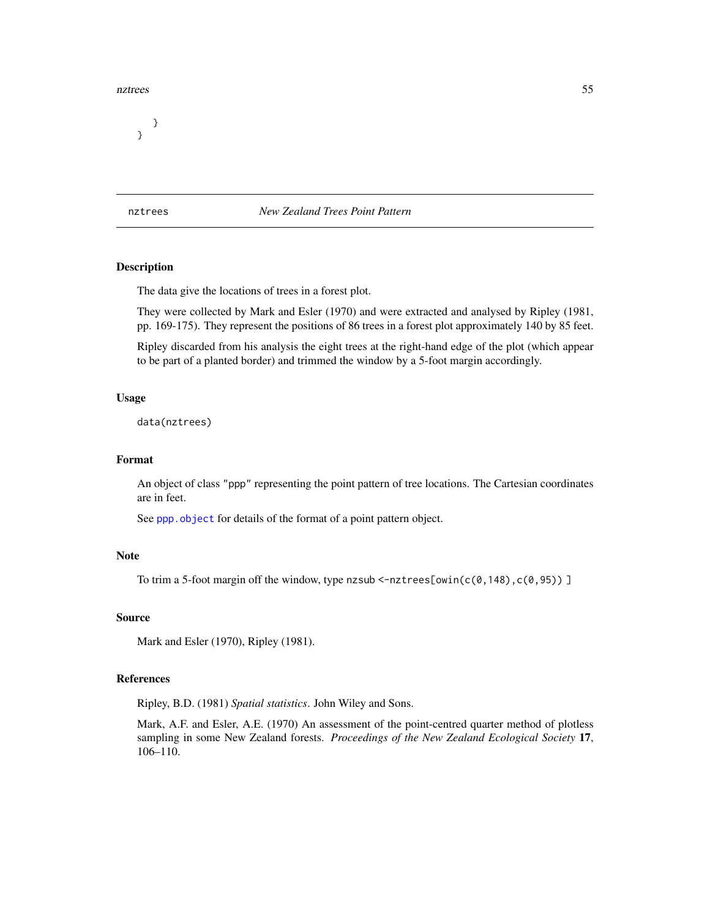```
    }
}
```

## nztrees — *New Zealand Trees Point Pattern*

### Description

The data give the locations of trees in a forest plot.

They were collected by Mark and Esler (1970) and were extracted and analysed by Ripley (1981, pp. 169-175). They represent the positions of 86 trees in a forest plot approximately 140 by 85 feet.

Ripley discarded from his analysis the eight trees at the right-hand edge of the plot (which appear to be part of a planted border) and trimmed the window by a 5-foot margin accordingly.

### Usage

```
data(nztrees)
```

### Format

An object of class "ppp" representing the point pattern of tree locations. The Cartesian coordinates are in feet.

See `ppp.object` for details of the format of a point pattern object.

### Note

To trim a 5-foot margin off the window, type `nzsub <-nztrees[owin(c(0,148),c(0,95)) ]`

### Source

Mark and Esler (1970), Ripley (1981).

### References

Ripley, B.D. (1981) *Spatial statistics*. John Wiley and Sons.

Mark, A.F. and Esler, A.E. (1970) An assessment of the point-centred quarter method of plotless sampling in some New Zealand forests. *Proceedings of the New Zealand Ecological Society* **17**, 106–110.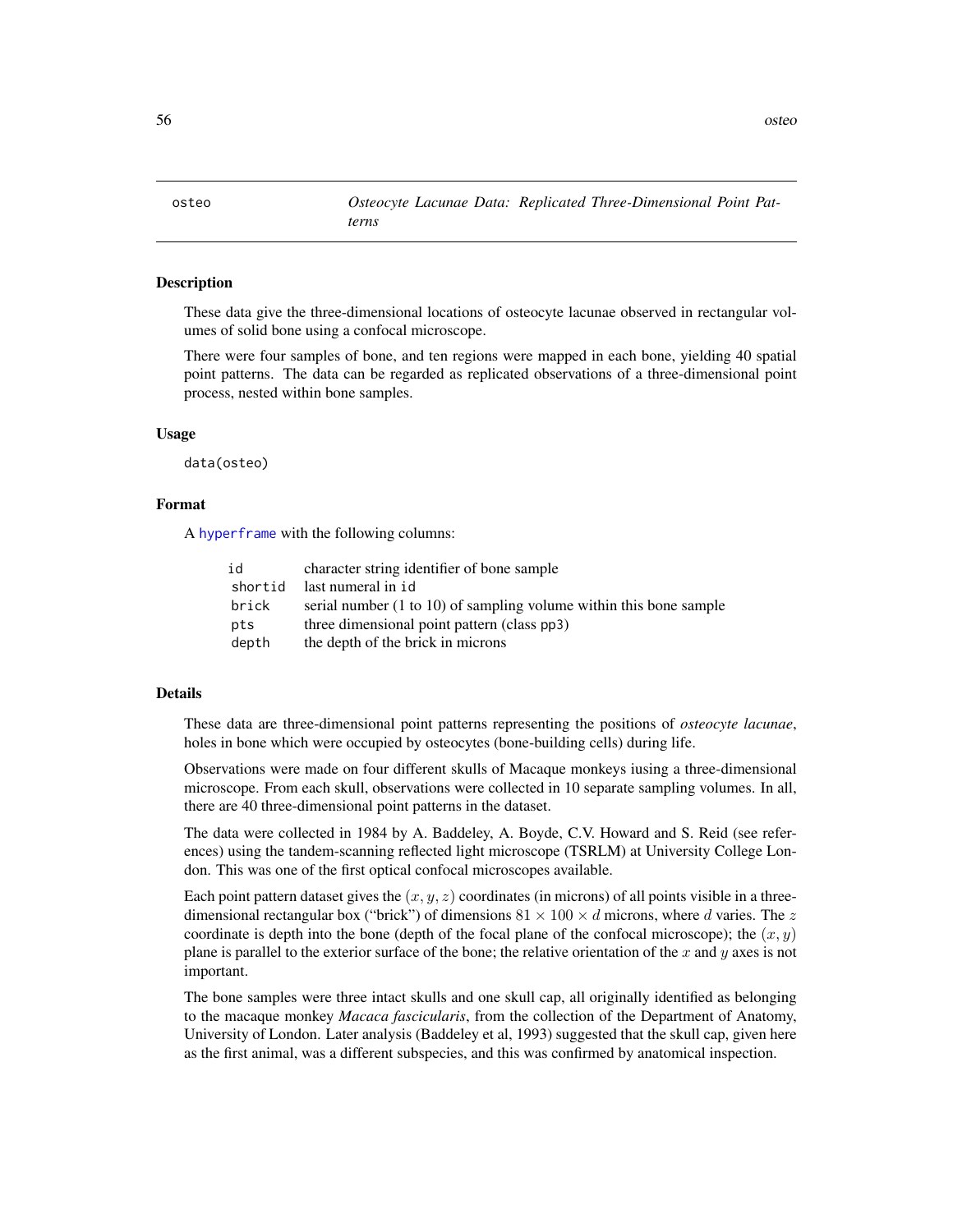`osteo` *Osteocyte Lacunae Data: Replicated Three-Dimensional Point Patterns*

## Description

These data give the three-dimensional locations of osteocyte lacunae observed in rectangular volumes of solid bone using a confocal microscope.

There were four samples of bone, and ten regions were mapped in each bone, yielding 40 spatial point patterns. The data can be regarded as replicated observations of a three-dimensional point process, nested within bone samples.

## Usage

```
data(osteo)
```

## Format

A `hyperframe` with the following columns:

| | |
|---|---|
| `id` | character string identifier of bone sample |
| `shortid` | last numeral in `id` |
| `brick` | serial number (1 to 10) of sampling volume within this bone sample |
| `pts` | three dimensional point pattern (class `pp3`) |
| `depth` | the depth of the brick in microns |

## Details

These data are three-dimensional point patterns representing the positions of *osteocyte lacunae*, holes in bone which were occupied by osteocytes (bone-building cells) during life.

Observations were made on four different skulls of Macaque monkeys iusing a three-dimensional microscope. From each skull, observations were collected in 10 separate sampling volumes. In all, there are 40 three-dimensional point patterns in the dataset.

The data were collected in 1984 by A. Baddeley, A. Boyde, C.V. Howard and S. Reid (see references) using the tandem-scanning reflected light microscope (TSRLM) at University College London. This was one of the first optical confocal microscopes available.

Each point pattern dataset gives the $(x, y, z)$ coordinates (in microns) of all points visible in a three-dimensional rectangular box ("brick") of dimensions $81 \times 100 \times d$ microns, where $d$ varies. The $z$ coordinate is depth into the bone (depth of the focal plane of the confocal microscope); the $(x, y)$ plane is parallel to the exterior surface of the bone; the relative orientation of the $x$ and $y$ axes is not important.

The bone samples were three intact skulls and one skull cap, all originally identified as belonging to the macaque monkey *Macaca fascicularis*, from the collection of the Department of Anatomy, University of London. Later analysis (Baddeley et al, 1993) suggested that the skull cap, given here as the first animal, was a different subspecies, and this was confirmed by anatomical inspection.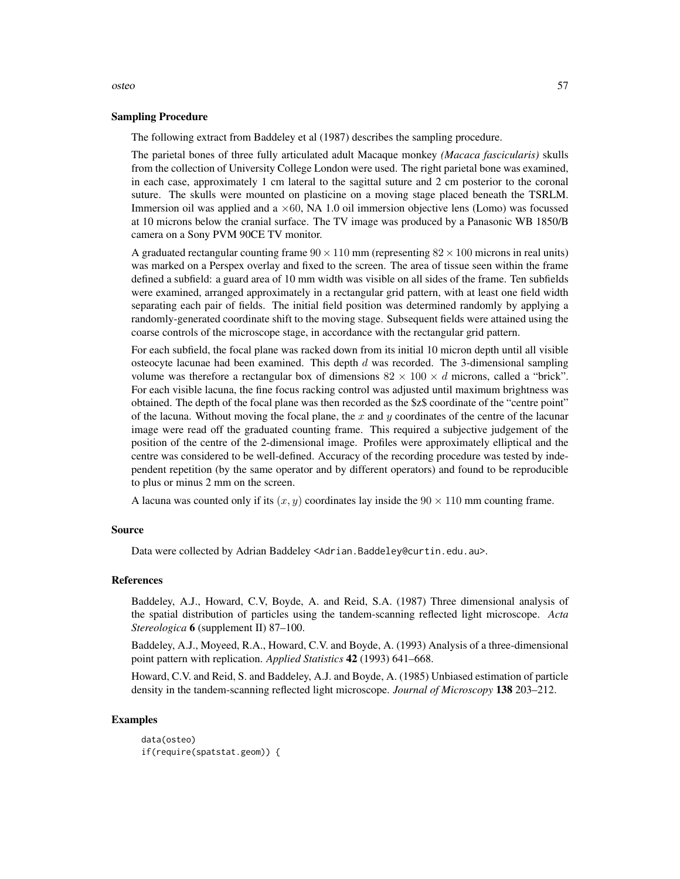### Sampling Procedure

The following extract from Baddeley et al (1987) describes the sampling procedure.

The parietal bones of three fully articulated adult Macaque monkey *(Macaca fascicularis)* skulls from the collection of University College London were used. The right parietal bone was examined, in each case, approximately 1 cm lateral to the sagittal suture and 2 cm posterior to the coronal suture. The skulls were mounted on plasticine on a moving stage placed beneath the TSRLM. Immersion oil was applied and a $\times 60$, NA 1.0 oil immersion objective lens (Lomo) was focussed at 10 microns below the cranial surface. The TV image was produced by a Panasonic WB 1850/B camera on a Sony PVM 90CE TV monitor.

A graduated rectangular counting frame $90 \times 110$ mm (representing $82 \times 100$ microns in real units) was marked on a Perspex overlay and fixed to the screen. The area of tissue seen within the frame defined a subfield: a guard area of 10 mm width was visible on all sides of the frame. Ten subfields were examined, arranged approximately in a rectangular grid pattern, with at least one field width separating each pair of fields. The initial field position was determined randomly by applying a randomly-generated coordinate shift to the moving stage. Subsequent fields were attained using the coarse controls of the microscope stage, in accordance with the rectangular grid pattern.

For each subfield, the focal plane was racked down from its initial 10 micron depth until all visible osteocyte lacunae had been examined. This depth $d$ was recorded. The 3-dimensional sampling volume was therefore a rectangular box of dimensions $82 \times 100 \times d$ microns, called a "brick". For each visible lacuna, the fine focus racking control was adjusted until maximum brightness was obtained. The depth of the focal plane was then recorded as the $z$ coordinate of the "centre point" of the lacuna. Without moving the focal plane, the $x$ and $y$ coordinates of the centre of the lacunar image were read off the graduated counting frame. This required a subjective judgement of the position of the centre of the 2-dimensional image. Profiles were approximately elliptical and the centre was considered to be well-defined. Accuracy of the recording procedure was tested by independent repetition (by the same operator and by different operators) and found to be reproducible to plus or minus 2 mm on the screen.

A lacuna was counted only if its $(x, y)$ coordinates lay inside the $90 \times 110$ mm counting frame.

### Source

Data were collected by Adrian Baddeley <Adrian.Baddeley@curtin.edu.au>.

### References

Baddeley, A.J., Howard, C.V, Boyde, A. and Reid, S.A. (1987) Three dimensional analysis of the spatial distribution of particles using the tandem-scanning reflected light microscope. *Acta Stereologica* **6** (supplement II) 87–100.

Baddeley, A.J., Moyeed, R.A., Howard, C.V. and Boyde, A. (1993) Analysis of a three-dimensional point pattern with replication. *Applied Statistics* **42** (1993) 641–668.

Howard, C.V. and Reid, S. and Baddeley, A.J. and Boyde, A. (1985) Unbiased estimation of particle density in the tandem-scanning reflected light microscope. *Journal of Microscopy* **138** 203–212.

### Examples

```
data(osteo)
if(require(spatstat.geom)) {
```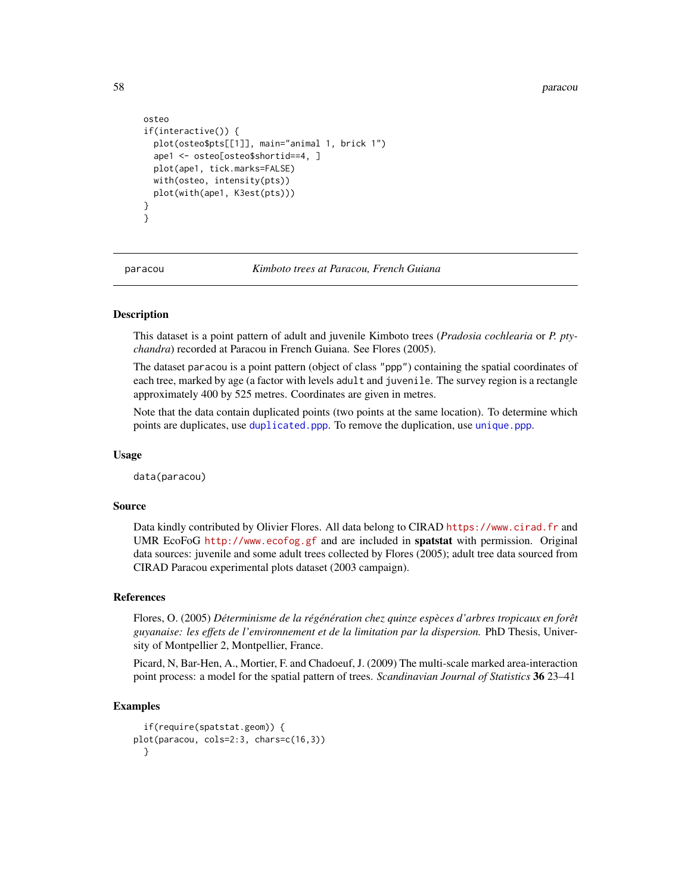```
osteo
if(interactive()) {
  plot(osteo$pts[[1]], main="animal 1, brick 1")
  ape1 <- osteo[osteo$shortid==4, ]
  plot(ape1, tick.marks=FALSE)
  with(osteo, intensity(pts))
  plot(with(ape1, K3est(pts)))
}
}
```

---

## paracou — *Kimboto trees at Paracou, French Guiana*

### Description

This dataset is a point pattern of adult and juvenile Kimboto trees (*Pradosia cochlearia* or *P. ptychandra*) recorded at Paracou in French Guiana. See Flores (2005).

The dataset `paracou` is a point pattern (object of class `"ppp"`) containing the spatial coordinates of each tree, marked by age (a factor with levels `adult` and `juvenile`. The survey region is a rectangle approximately 400 by 525 metres. Coordinates are given in metres.

Note that the data contain duplicated points (two points at the same location). To determine which points are duplicates, use `duplicated.ppp`. To remove the duplication, use `unique.ppp`.

### Usage

```
data(paracou)
```

### Source

Data kindly contributed by Olivier Flores. All data belong to CIRAD https://www.cirad.fr and UMR EcoFoG http://www.ecofog.gf and are included in **spatstat** with permission. Original data sources: juvenile and some adult trees collected by Flores (2005); adult tree data sourced from CIRAD Paracou experimental plots dataset (2003 campaign).

### References

Flores, O. (2005) *Déterminisme de la régénération chez quinze espèces d'arbres tropicaux en forêt guyanaise: les effets de l'environnement et de la limitation par la dispersion.* PhD Thesis, University of Montpellier 2, Montpellier, France.

Picard, N, Bar-Hen, A., Mortier, F. and Chadoeuf, J. (2009) The multi-scale marked area-interaction point process: a model for the spatial pattern of trees. *Scandinavian Journal of Statistics* **36** 23–41

### Examples

```
  if(require(spatstat.geom)) {
plot(paracou, cols=2:3, chars=c(16,3))
  }
```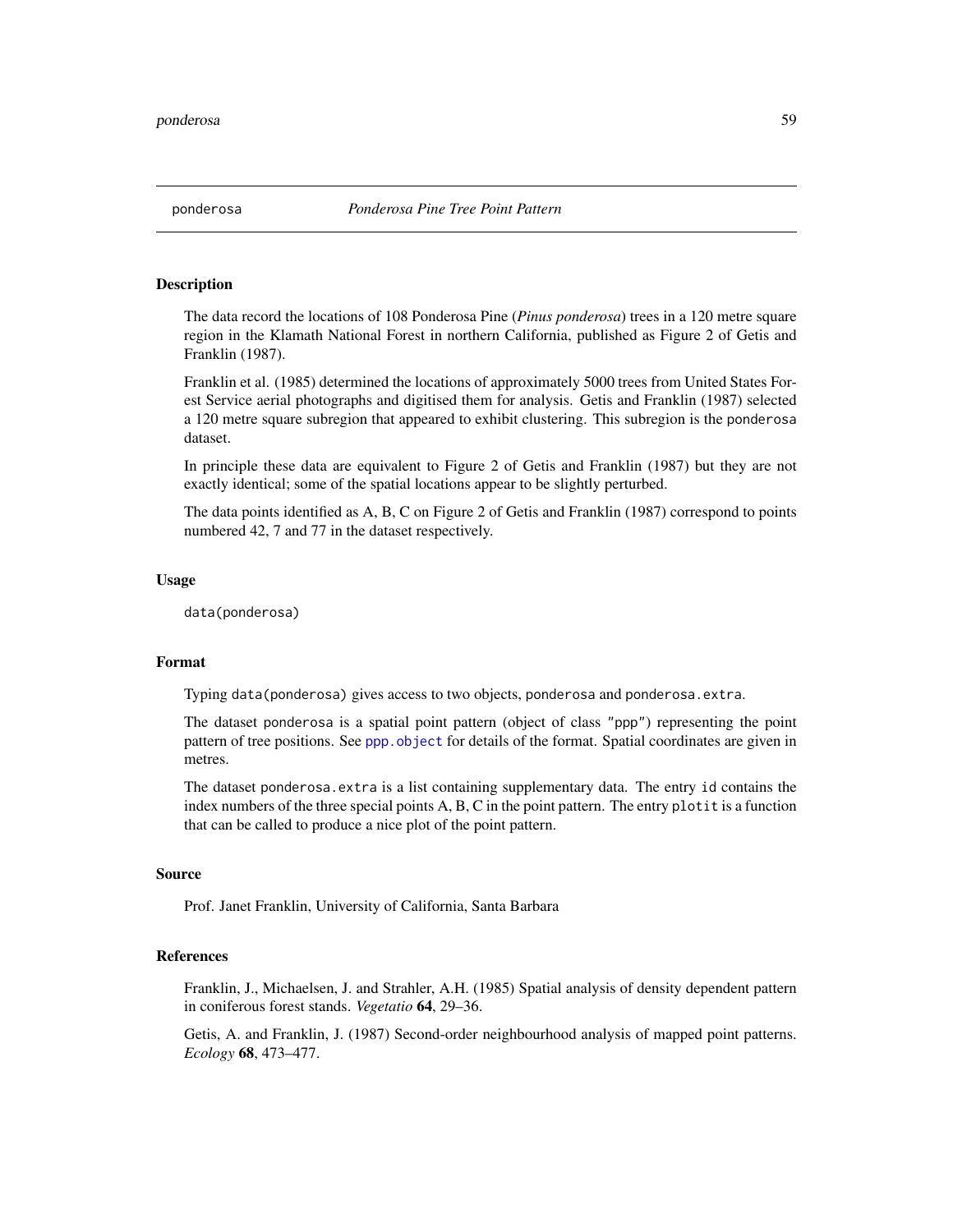# ponderosa *Ponderosa Pine Tree Point Pattern*

## Description

The data record the locations of 108 Ponderosa Pine (*Pinus ponderosa*) trees in a 120 metre square region in the Klamath National Forest in northern California, published as Figure 2 of Getis and Franklin (1987).

Franklin et al. (1985) determined the locations of approximately 5000 trees from United States Forest Service aerial photographs and digitised them for analysis. Getis and Franklin (1987) selected a 120 metre square subregion that appeared to exhibit clustering. This subregion is the `ponderosa` dataset.

In principle these data are equivalent to Figure 2 of Getis and Franklin (1987) but they are not exactly identical; some of the spatial locations appear to be slightly perturbed.

The data points identified as A, B, C on Figure 2 of Getis and Franklin (1987) correspond to points numbered 42, 7 and 77 in the dataset respectively.

## Usage

```
data(ponderosa)
```

## Format

Typing `data(ponderosa)` gives access to two objects, `ponderosa` and `ponderosa.extra`.

The dataset `ponderosa` is a spatial point pattern (object of class `"ppp"`) representing the point pattern of tree positions. See `ppp.object` for details of the format. Spatial coordinates are given in metres.

The dataset `ponderosa.extra` is a list containing supplementary data. The entry `id` contains the index numbers of the three special points A, B, C in the point pattern. The entry `plotit` is a function that can be called to produce a nice plot of the point pattern.

## Source

Prof. Janet Franklin, University of California, Santa Barbara

## References

Franklin, J., Michaelsen, J. and Strahler, A.H. (1985) Spatial analysis of density dependent pattern in coniferous forest stands. *Vegetatio* **64**, 29–36.

Getis, A. and Franklin, J. (1987) Second-order neighbourhood analysis of mapped point patterns. *Ecology* **68**, 473–477.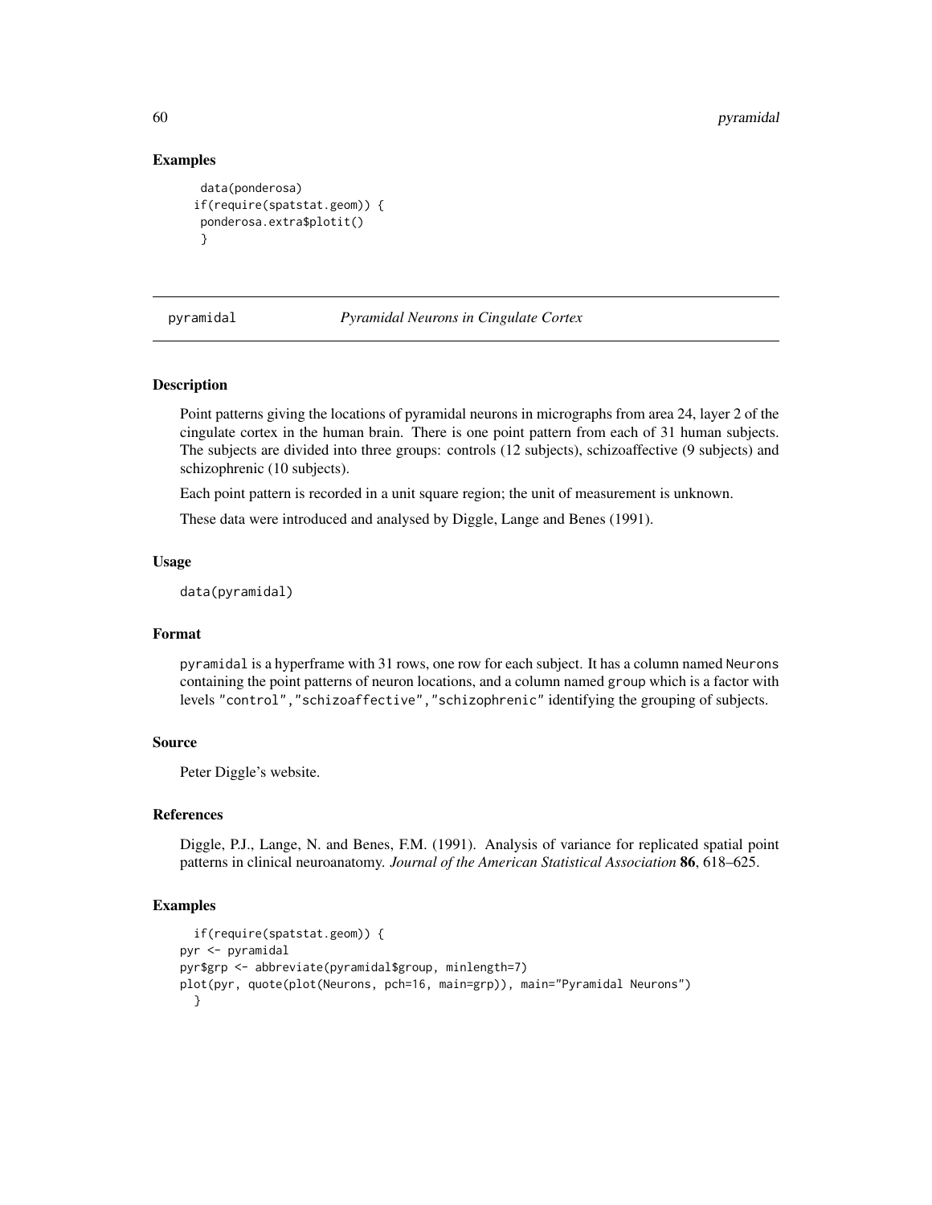## Examples

```
data(ponderosa)
if(require(spatstat.geom)) {
 ponderosa.extra$plotit()
 }
```

---

# pyramidal *Pyramidal Neurons in Cingulate Cortex*

---

## Description

Point patterns giving the locations of pyramidal neurons in micrographs from area 24, layer 2 of the cingulate cortex in the human brain. There is one point pattern from each of 31 human subjects. The subjects are divided into three groups: controls (12 subjects), schizoaffective (9 subjects) and schizophrenic (10 subjects).

Each point pattern is recorded in a unit square region; the unit of measurement is unknown.

These data were introduced and analysed by Diggle, Lange and Benes (1991).

## Usage

```
data(pyramidal)
```

## Format

`pyramidal` is a hyperframe with 31 rows, one row for each subject. It has a column named `Neurons` containing the point patterns of neuron locations, and a column named `group` which is a factor with levels `"control","schizoaffective","schizophrenic"` identifying the grouping of subjects.

## Source

Peter Diggle's website.

## References

Diggle, P.J., Lange, N. and Benes, F.M. (1991). Analysis of variance for replicated spatial point patterns in clinical neuroanatomy. *Journal of the American Statistical Association* **86**, 618–625.

## Examples

```
  if(require(spatstat.geom)) {
pyr <- pyramidal
pyr$grp <- abbreviate(pyramidal$group, minlength=7)
plot(pyr, quote(plot(Neurons, pch=16, main=grp)), main="Pyramidal Neurons")
  }
```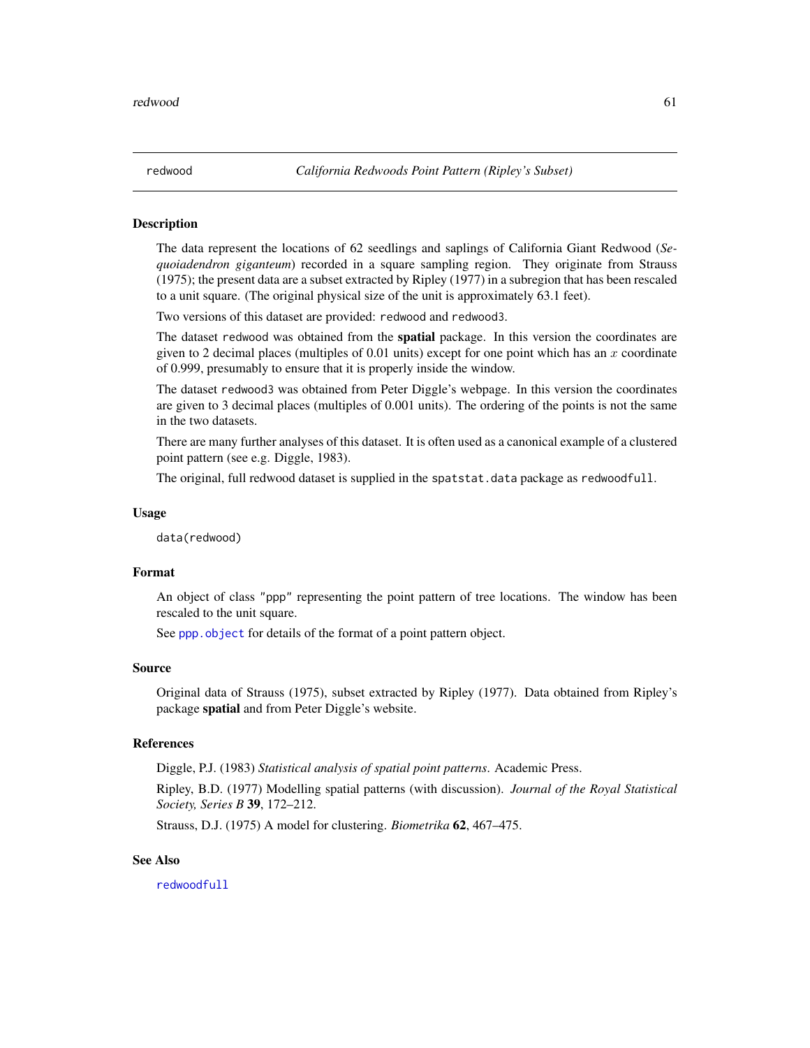redwood *California Redwoods Point Pattern (Ripley's Subset)*

## Description

The data represent the locations of 62 seedlings and saplings of California Giant Redwood (*Sequoiadendron giganteum*) recorded in a square sampling region. They originate from Strauss (1975); the present data are a subset extracted by Ripley (1977) in a subregion that has been rescaled to a unit square. (The original physical size of the unit is approximately 63.1 feet).

Two versions of this dataset are provided: `redwood` and `redwood3`.

The dataset `redwood` was obtained from the **spatial** package. In this version the coordinates are given to 2 decimal places (multiples of 0.01 units) except for one point which has an $x$ coordinate of 0.999, presumably to ensure that it is properly inside the window.

The dataset `redwood3` was obtained from Peter Diggle's webpage. In this version the coordinates are given to 3 decimal places (multiples of 0.001 units). The ordering of the points is not the same in the two datasets.

There are many further analyses of this dataset. It is often used as a canonical example of a clustered point pattern (see e.g. Diggle, 1983).

The original, full redwood dataset is supplied in the `spatstat.data` package as `redwoodfull`.

## Usage

```
data(redwood)
```

## Format

An object of class `"ppp"` representing the point pattern of tree locations. The window has been rescaled to the unit square.

See `ppp.object` for details of the format of a point pattern object.

## Source

Original data of Strauss (1975), subset extracted by Ripley (1977). Data obtained from Ripley's package **spatial** and from Peter Diggle's website.

## References

Diggle, P.J. (1983) *Statistical analysis of spatial point patterns*. Academic Press.

Ripley, B.D. (1977) Modelling spatial patterns (with discussion). *Journal of the Royal Statistical Society, Series B* **39**, 172–212.

Strauss, D.J. (1975) A model for clustering. *Biometrika* **62**, 467–475.

## See Also

`redwoodfull`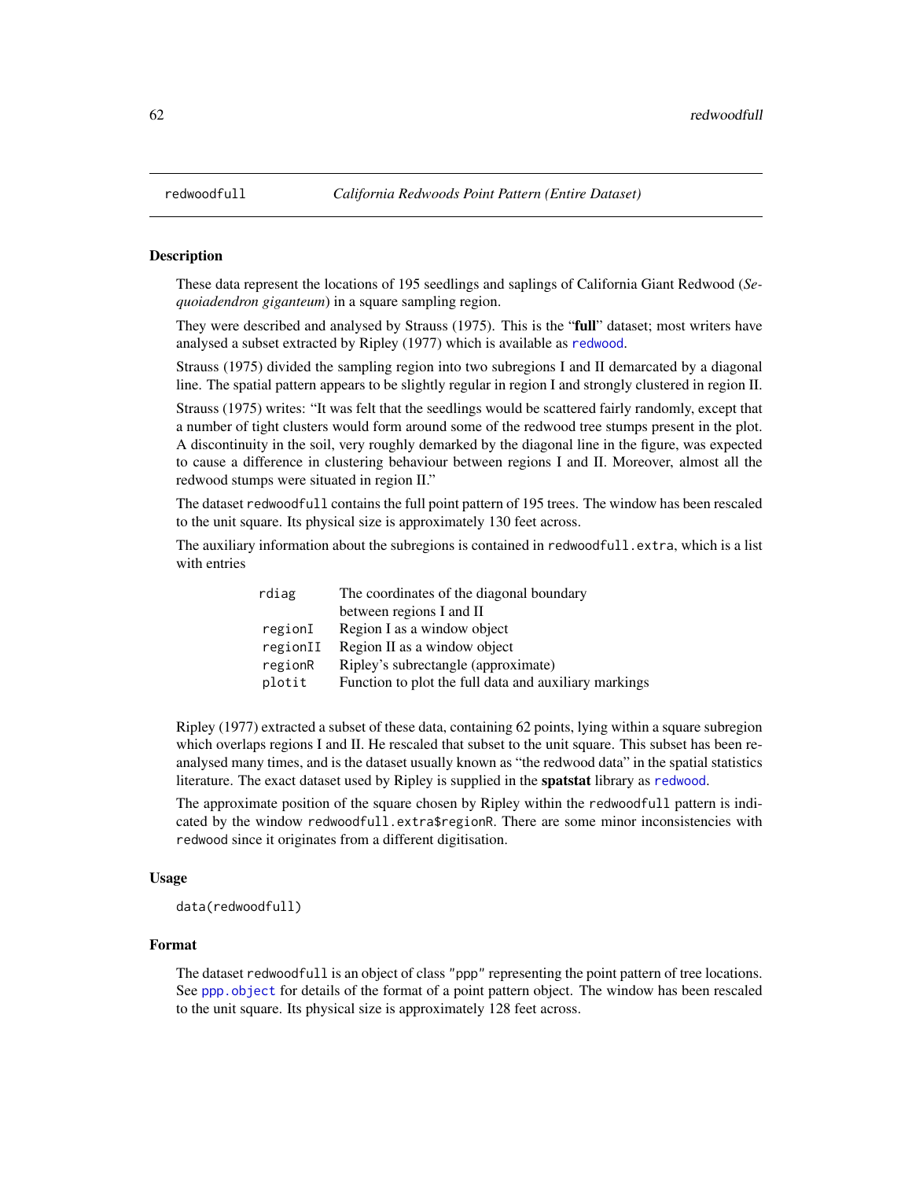## redwoodfull *California Redwoods Point Pattern (Entire Dataset)*

### Description

These data represent the locations of 195 seedlings and saplings of California Giant Redwood (*Sequoiadendron giganteum*) in a square sampling region.

They were described and analysed by Strauss (1975). This is the "**full**" dataset; most writers have analysed a subset extracted by Ripley (1977) which is available as `redwood`.

Strauss (1975) divided the sampling region into two subregions I and II demarcated by a diagonal line. The spatial pattern appears to be slightly regular in region I and strongly clustered in region II.

Strauss (1975) writes: "It was felt that the seedlings would be scattered fairly randomly, except that a number of tight clusters would form around some of the redwood tree stumps present in the plot. A discontinuity in the soil, very roughly demarked by the diagonal line in the figure, was expected to cause a difference in clustering behaviour between regions I and II. Moreover, almost all the redwood stumps were situated in region II."

The dataset `redwoodfull` contains the full point pattern of 195 trees. The window has been rescaled to the unit square. Its physical size is approximately 130 feet across.

The auxiliary information about the subregions is contained in `redwoodfull.extra`, which is a list with entries

| | |
|---|---|
| `rdiag` | The coordinates of the diagonal boundary between regions I and II |
| `regionI` | Region I as a window object |
| `regionII` | Region II as a window object |
| `regionR` | Ripley's subrectangle (approximate) |
| `plotit` | Function to plot the full data and auxiliary markings |

Ripley (1977) extracted a subset of these data, containing 62 points, lying within a square subregion which overlaps regions I and II. He rescaled that subset to the unit square. This subset has been re-analysed many times, and is the dataset usually known as "the redwood data" in the spatial statistics literature. The exact dataset used by Ripley is supplied in the **spatstat** library as `redwood`.

The approximate position of the square chosen by Ripley within the `redwoodfull` pattern is indicated by the window `redwoodfull.extra$regionR`. There are some minor inconsistencies with `redwood` since it originates from a different digitisation.

### Usage

```
data(redwoodfull)
```

### Format

The dataset `redwoodfull` is an object of class `"ppp"` representing the point pattern of tree locations. See `ppp.object` for details of the format of a point pattern object. The window has been rescaled to the unit square. Its physical size is approximately 128 feet across.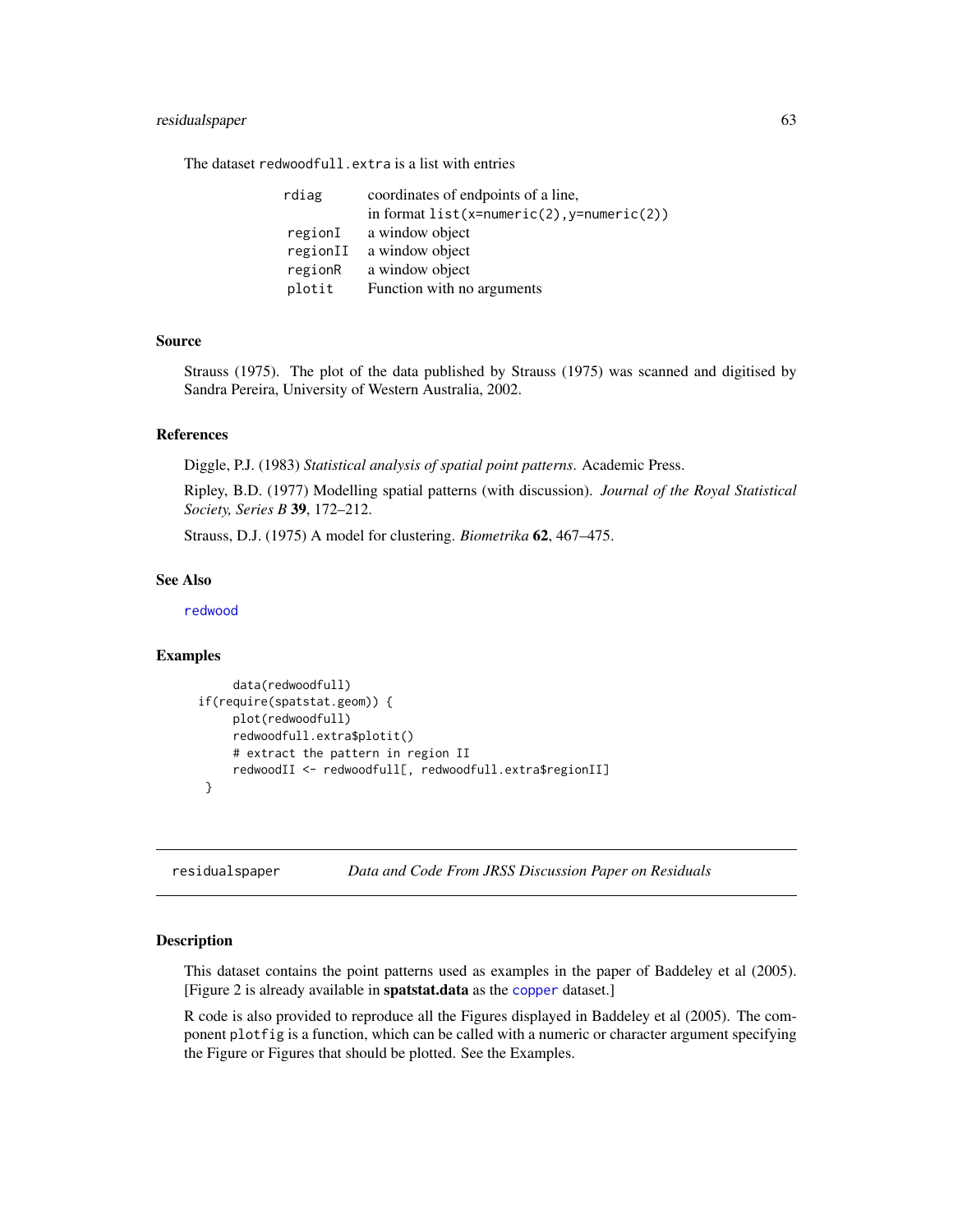The dataset `redwoodfull.extra` is a list with entries

| | |
|---|---|
| `rdiag` | coordinates of endpoints of a line, in format `list(x=numeric(2),y=numeric(2))` |
| `regionI` | a window object |
| `regionII` | a window object |
| `regionR` | a window object |
| `plotit` | Function with no arguments |

### Source

Strauss (1975). The plot of the data published by Strauss (1975) was scanned and digitised by Sandra Pereira, University of Western Australia, 2002.

### References

Diggle, P.J. (1983) *Statistical analysis of spatial point patterns.* Academic Press.

Ripley, B.D. (1977) Modelling spatial patterns (with discussion). *Journal of the Royal Statistical Society, Series B* **39**, 172–212.

Strauss, D.J. (1975) A model for clustering. *Biometrika* **62**, 467–475.

### See Also

`redwood`

### Examples

```
      data(redwoodfull)
  if(require(spatstat.geom)) {
      plot(redwoodfull)
      redwoodfull.extra$plotit()
      # extract the pattern in region II
      redwoodII <- redwoodfull[, redwoodfull.extra$regionII]
   }
```

---

## residualspaper — *Data and Code From JRSS Discussion Paper on Residuals*

### Description

This dataset contains the point patterns used as examples in the paper of Baddeley et al (2005). [Figure 2 is already available in **spatstat.data** as the `copper` dataset.]

R code is also provided to reproduce all the Figures displayed in Baddeley et al (2005). The component `plotfig` is a function, which can be called with a numeric or character argument specifying the Figure or Figures that should be plotted. See the Examples.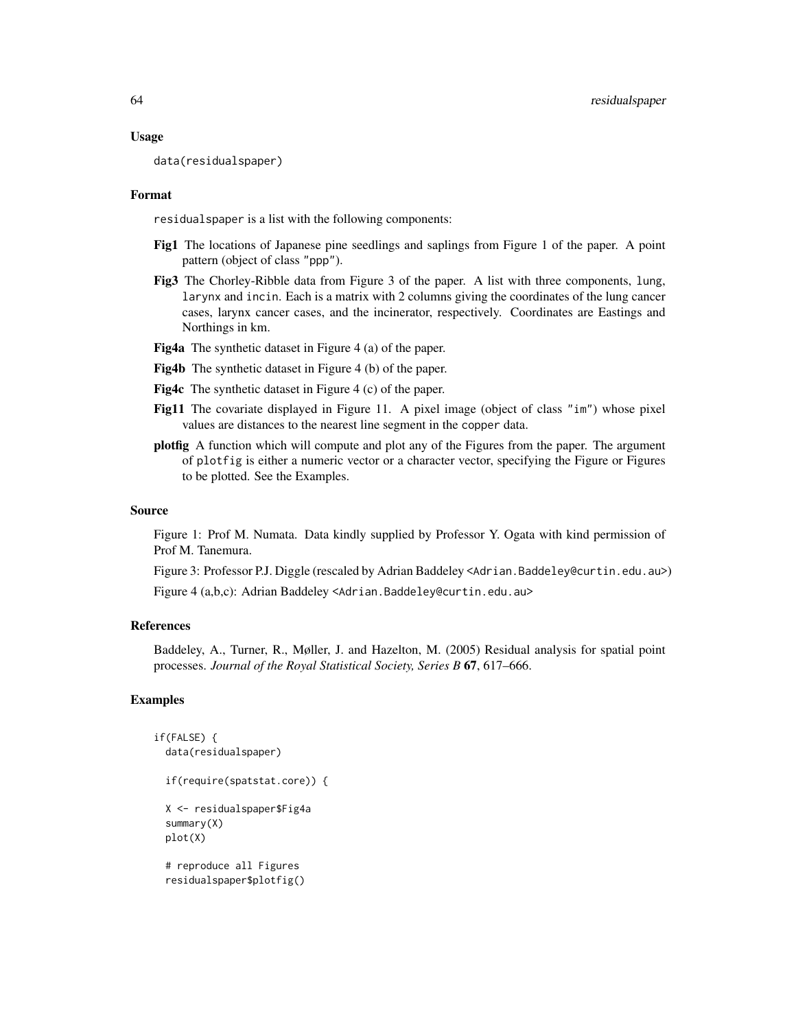### Usage

```
data(residualspaper)
```

### Format

`residualspaper` is a list with the following components:

**Fig1** The locations of Japanese pine seedlings and saplings from Figure 1 of the paper. A point pattern (object of class "ppp").

**Fig3** The Chorley-Ribble data from Figure 3 of the paper. A list with three components, `lung`, `larynx` and `incin`. Each is a matrix with 2 columns giving the coordinates of the lung cancer cases, larynx cancer cases, and the incinerator, respectively. Coordinates are Eastings and Northings in km.

**Fig4a** The synthetic dataset in Figure 4 (a) of the paper.

**Fig4b** The synthetic dataset in Figure 4 (b) of the paper.

**Fig4c** The synthetic dataset in Figure 4 (c) of the paper.

**Fig11** The covariate displayed in Figure 11. A pixel image (object of class "im") whose pixel values are distances to the nearest line segment in the `copper` data.

**plotfig** A function which will compute and plot any of the Figures from the paper. The argument of `plotfig` is either a numeric vector or a character vector, specifying the Figure or Figures to be plotted. See the Examples.

### Source

Figure 1: Prof M. Numata. Data kindly supplied by Professor Y. Ogata with kind permission of Prof M. Tanemura.

Figure 3: Professor P.J. Diggle (rescaled by Adrian Baddeley <Adrian.Baddeley@curtin.edu.au>)

Figure 4 (a,b,c): Adrian Baddeley <Adrian.Baddeley@curtin.edu.au>

### References

Baddeley, A., Turner, R., Møller, J. and Hazelton, M. (2005) Residual analysis for spatial point processes. *Journal of the Royal Statistical Society, Series B* **67**, 617–666.

### Examples

```
if(FALSE) {
  data(residualspaper)

  if(require(spatstat.core)) {

  X <- residualspaper$Fig4a
  summary(X)
  plot(X)

  # reproduce all Figures
  residualspaper$plotfig()
```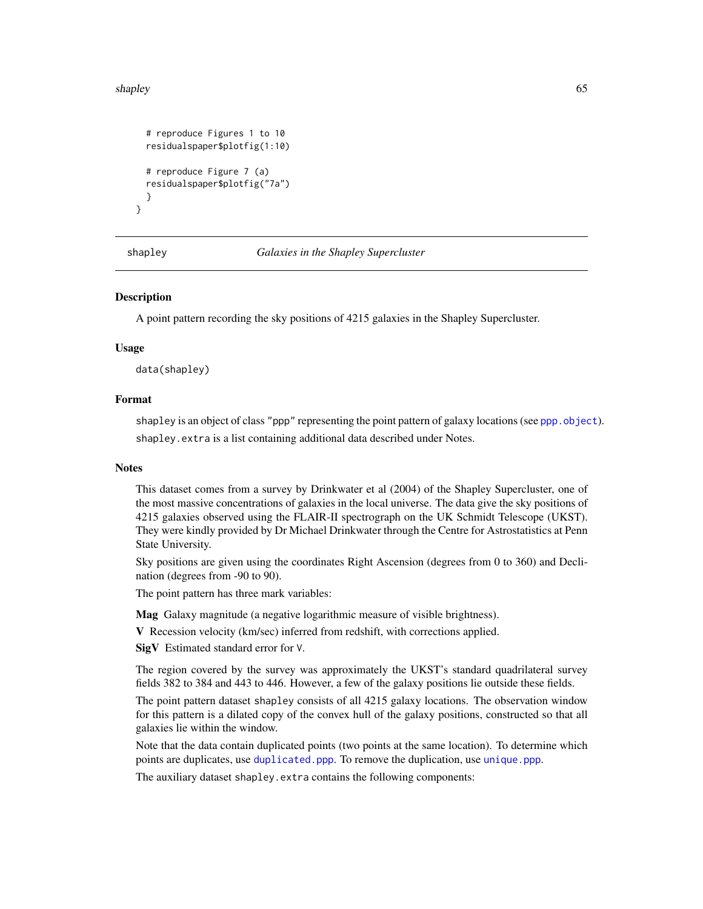```
# reproduce Figures 1 to 10
residualspaper$plotfig(1:10)

# reproduce Figure 7 (a)
residualspaper$plotfig("7a")
}
}
```

---

shapley *Galaxies in the Shapley Supercluster*

---

### Description

A point pattern recording the sky positions of 4215 galaxies in the Shapley Supercluster.

### Usage

```
data(shapley)
```

### Format

`shapley` is an object of class `"ppp"` representing the point pattern of galaxy locations (see `ppp.object`).

`shapley.extra` is a list containing additional data described under Notes.

### Notes

This dataset comes from a survey by Drinkwater et al (2004) of the Shapley Supercluster, one of the most massive concentrations of galaxies in the local universe. The data give the sky positions of 4215 galaxies observed using the FLAIR-II spectrograph on the UK Schmidt Telescope (UKST). They were kindly provided by Dr Michael Drinkwater through the Centre for Astrostatistics at Penn State University.

Sky positions are given using the coordinates Right Ascension (degrees from 0 to 360) and Declination (degrees from -90 to 90).

The point pattern has three mark variables:

**Mag** Galaxy magnitude (a negative logarithmic measure of visible brightness).

**V** Recession velocity (km/sec) inferred from redshift, with corrections applied.

**SigV** Estimated standard error for `V`.

The region covered by the survey was approximately the UKST's standard quadrilateral survey fields 382 to 384 and 443 to 446. However, a few of the galaxy positions lie outside these fields.

The point pattern dataset `shapley` consists of all 4215 galaxy locations. The observation window for this pattern is a dilated copy of the convex hull of the galaxy positions, constructed so that all galaxies lie within the window.

Note that the data contain duplicated points (two points at the same location). To determine which points are duplicates, use `duplicated.ppp`. To remove the duplication, use `unique.ppp`.

The auxiliary dataset `shapley.extra` contains the following components: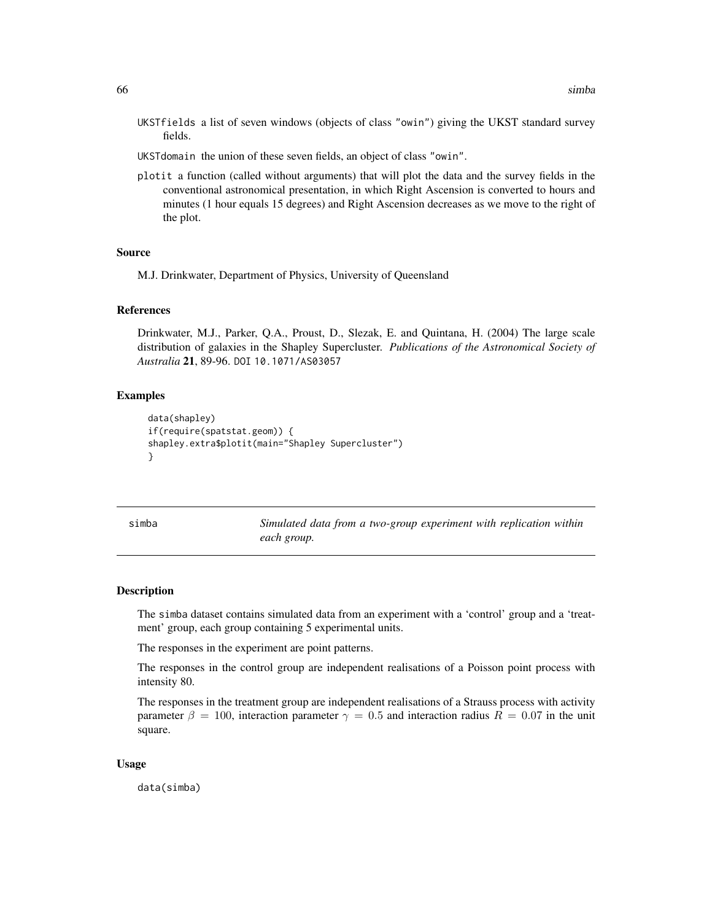UKSTfields a list of seven windows (objects of class "owin") giving the UKST standard survey fields.

UKSTdomain the union of these seven fields, an object of class "owin".

plotit a function (called without arguments) that will plot the data and the survey fields in the conventional astronomical presentation, in which Right Ascension is converted to hours and minutes (1 hour equals 15 degrees) and Right Ascension decreases as we move to the right of the plot.

### Source

M.J. Drinkwater, Department of Physics, University of Queensland

### References

Drinkwater, M.J., Parker, Q.A., Proust, D., Slezak, E. and Quintana, H. (2004) The large scale distribution of galaxies in the Shapley Supercluster. *Publications of the Astronomical Society of Australia* **21**, 89-96. DOI 10.1071/AS03057

### Examples

```
data(shapley)
if(require(spatstat.geom)) {
shapley.extra$plotit(main="Shapley Supercluster")
}
```

---

## simba — *Simulated data from a two-group experiment with replication within each group.*

### Description

The simba dataset contains simulated data from an experiment with a 'control' group and a 'treatment' group, each group containing 5 experimental units.

The responses in the experiment are point patterns.

The responses in the control group are independent realisations of a Poisson point process with intensity 80.

The responses in the treatment group are independent realisations of a Strauss process with activity parameter $\beta = 100$, interaction parameter $\gamma = 0.5$ and interaction radius $R = 0.07$ in the unit square.

### Usage

```
data(simba)
```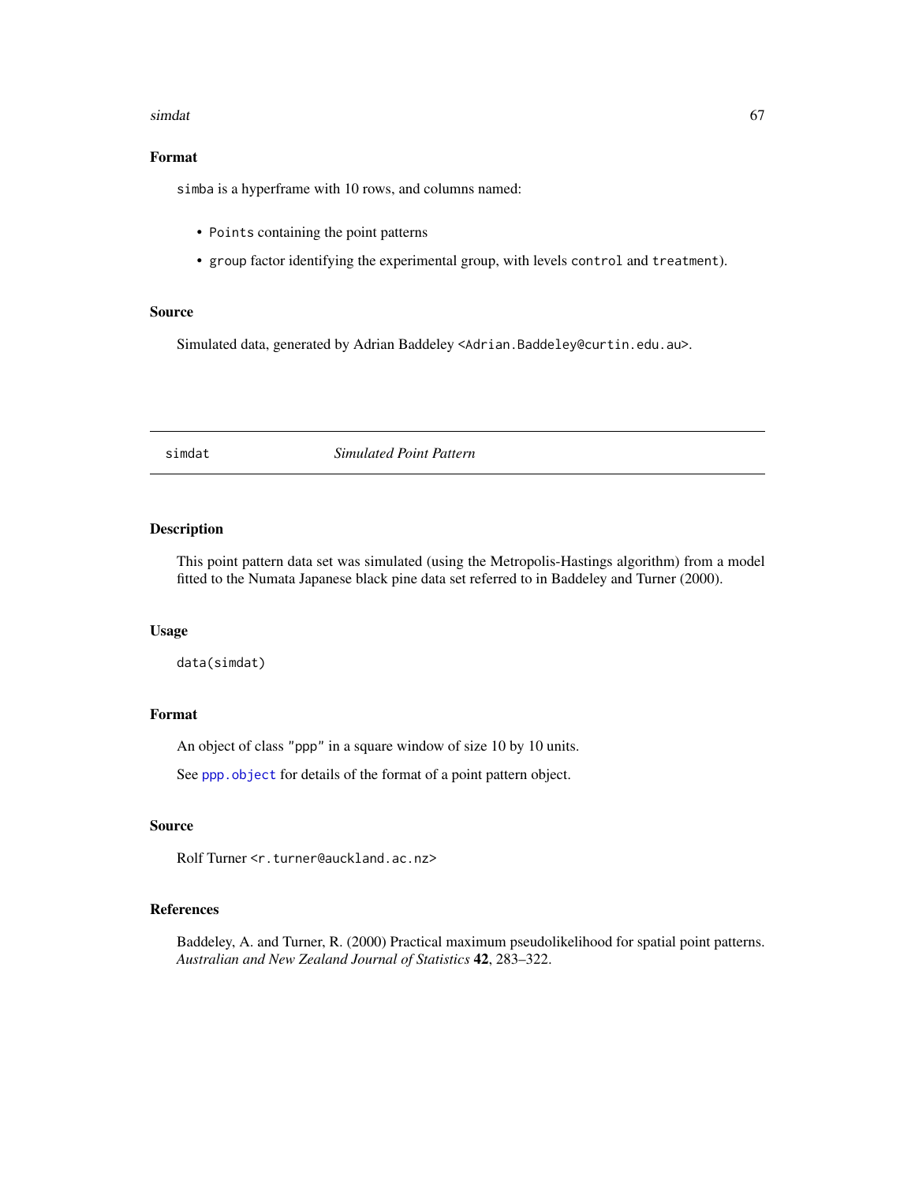## Format

`simba` is a hyperframe with 10 rows, and columns named:

- `Points` containing the point patterns
- `group` factor identifying the experimental group, with levels `control` and `treatment`).

## Source

Simulated data, generated by Adrian Baddeley <Adrian.Baddeley@curtin.edu.au>.

---

# simdat — *Simulated Point Pattern*

---

## Description

This point pattern data set was simulated (using the Metropolis-Hastings algorithm) from a model fitted to the Numata Japanese black pine data set referred to in Baddeley and Turner (2000).

## Usage

```
data(simdat)
```

## Format

An object of class "ppp" in a square window of size 10 by 10 units.

See `ppp.object` for details of the format of a point pattern object.

## Source

Rolf Turner <r.turner@auckland.ac.nz>

## References

Baddeley, A. and Turner, R. (2000) Practical maximum pseudolikelihood for spatial point patterns. *Australian and New Zealand Journal of Statistics* **42**, 283–322.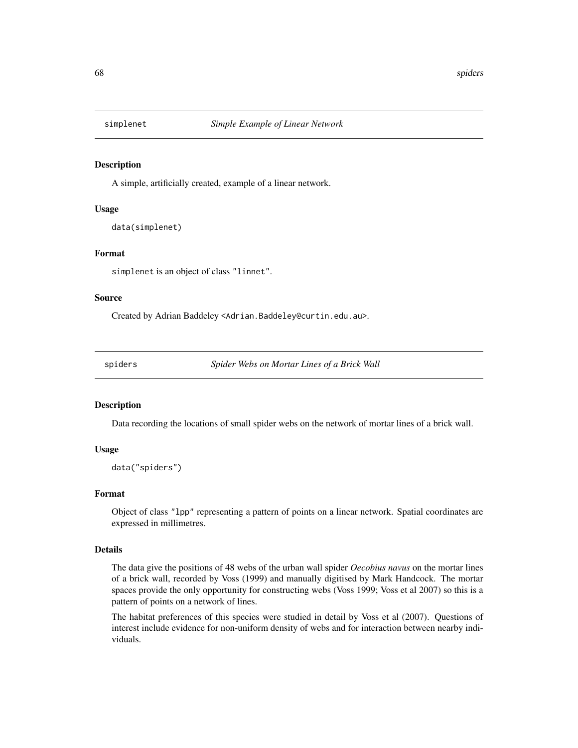## simplenet *Simple Example of Linear Network*

### Description

A simple, artificially created, example of a linear network.

### Usage

```
data(simplenet)
```

### Format

simplenet is an object of class "linnet".

### Source

Created by Adrian Baddeley <Adrian.Baddeley@curtin.edu.au>.

## spiders *Spider Webs on Mortar Lines of a Brick Wall*

### Description

Data recording the locations of small spider webs on the network of mortar lines of a brick wall.

### Usage

```
data("spiders")
```

### Format

Object of class "lpp" representing a pattern of points on a linear network. Spatial coordinates are expressed in millimetres.

### Details

The data give the positions of 48 webs of the urban wall spider *Oecobius navus* on the mortar lines of a brick wall, recorded by Voss (1999) and manually digitised by Mark Handcock. The mortar spaces provide the only opportunity for constructing webs (Voss 1999; Voss et al 2007) so this is a pattern of points on a network of lines.

The habitat preferences of this species were studied in detail by Voss et al (2007). Questions of interest include evidence for non-uniform density of webs and for interaction between nearby individuals.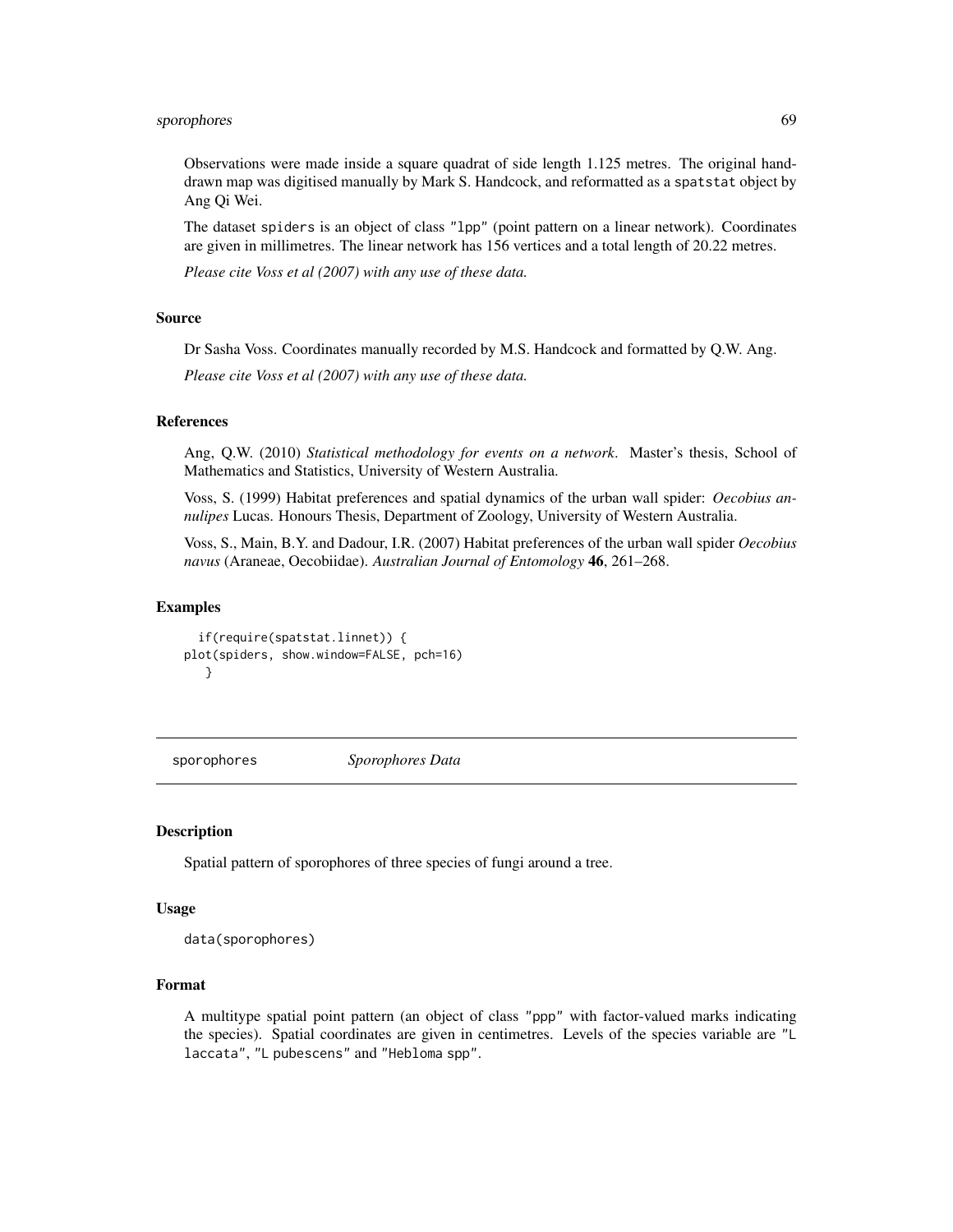Observations were made inside a square quadrat of side length 1.125 metres. The original hand-drawn map was digitised manually by Mark S. Handcock, and reformatted as a spatstat object by Ang Qi Wei.

The dataset spiders is an object of class "lpp" (point pattern on a linear network). Coordinates are given in millimetres. The linear network has 156 vertices and a total length of 20.22 metres.

*Please cite Voss et al (2007) with any use of these data.*

### Source

Dr Sasha Voss. Coordinates manually recorded by M.S. Handcock and formatted by Q.W. Ang.

*Please cite Voss et al (2007) with any use of these data.*

### References

Ang, Q.W. (2010) *Statistical methodology for events on a network*. Master's thesis, School of Mathematics and Statistics, University of Western Australia.

Voss, S. (1999) Habitat preferences and spatial dynamics of the urban wall spider: *Oecobius annulipes* Lucas. Honours Thesis, Department of Zoology, University of Western Australia.

Voss, S., Main, B.Y. and Dadour, I.R. (2007) Habitat preferences of the urban wall spider *Oecobius navus* (Araneae, Oecobiidae). *Australian Journal of Entomology* **46**, 261–268.

### Examples

```
  if(require(spatstat.linnet)) {
plot(spiders, show.window=FALSE, pch=16)
   }
```

---

## sporophores — *Sporophores Data*

---

### Description

Spatial pattern of sporophores of three species of fungi around a tree.

### Usage

```
data(sporophores)
```

### Format

A multitype spatial point pattern (an object of class "ppp" with factor-valued marks indicating the species). Spatial coordinates are given in centimetres. Levels of the species variable are "L laccata", "L pubescens" and "Hebloma spp".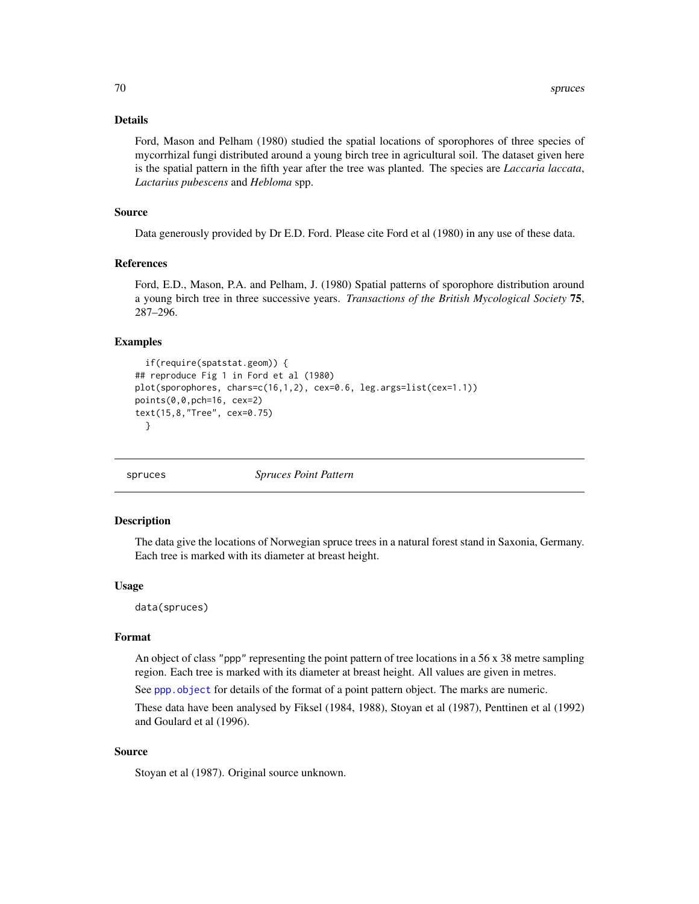### Details

Ford, Mason and Pelham (1980) studied the spatial locations of sporophores of three species of mycorrhizal fungi distributed around a young birch tree in agricultural soil. The dataset given here is the spatial pattern in the fifth year after the tree was planted. The species are *Laccaria laccata*, *Lactarius pubescens* and *Hebloma* spp.

### Source

Data generously provided by Dr E.D. Ford. Please cite Ford et al (1980) in any use of these data.

### References

Ford, E.D., Mason, P.A. and Pelham, J. (1980) Spatial patterns of sporophore distribution around a young birch tree in three successive years. *Transactions of the British Mycological Society* **75**, 287–296.

### Examples

```
  if(require(spatstat.geom)) {
## reproduce Fig 1 in Ford et al (1980)
plot(sporophores, chars=c(16,1,2), cex=0.6, leg.args=list(cex=1.1))
points(0,0,pch=16, cex=2)
text(15,8,"Tree", cex=0.75)
  }
```

---

## spruces — *Spruces Point Pattern*

### Description

The data give the locations of Norwegian spruce trees in a natural forest stand in Saxonia, Germany. Each tree is marked with its diameter at breast height.

### Usage

```
data(spruces)
```

### Format

An object of class "ppp" representing the point pattern of tree locations in a 56 x 38 metre sampling region. Each tree is marked with its diameter at breast height. All values are given in metres.

See `ppp.object` for details of the format of a point pattern object. The marks are numeric.

These data have been analysed by Fiksel (1984, 1988), Stoyan et al (1987), Penttinen et al (1992) and Goulard et al (1996).

### Source

Stoyan et al (1987). Original source unknown.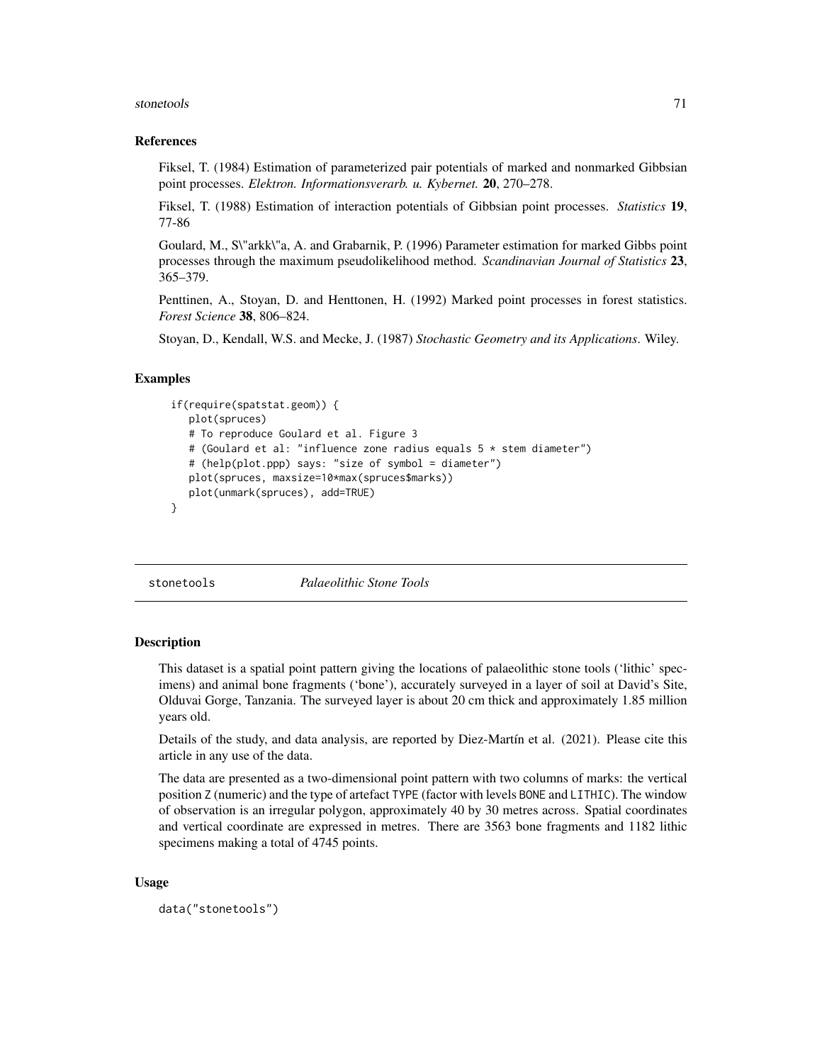### References

Fiksel, T. (1984) Estimation of parameterized pair potentials of marked and nonmarked Gibbsian point processes. *Elektron. Informationsverarb. u. Kybernet.* **20**, 270–278.

Fiksel, T. (1988) Estimation of interaction potentials of Gibbsian point processes. *Statistics* **19**, 77-86

Goulard, M., S\"arkk\"a, A. and Grabarnik, P. (1996) Parameter estimation for marked Gibbs point processes through the maximum pseudolikelihood method. *Scandinavian Journal of Statistics* **23**, 365–379.

Penttinen, A., Stoyan, D. and Henttonen, H. (1992) Marked point processes in forest statistics. *Forest Science* **38**, 806–824.

Stoyan, D., Kendall, W.S. and Mecke, J. (1987) *Stochastic Geometry and its Applications*. Wiley.

### Examples

```
if(require(spatstat.geom)) {
   plot(spruces)
   # To reproduce Goulard et al. Figure 3
   # (Goulard et al: "influence zone radius equals 5 * stem diameter")
   # (help(plot.ppp) says: "size of symbol = diameter")
   plot(spruces, maxsize=10*max(spruces$marks))
   plot(unmark(spruces), add=TRUE)
}
```

---

## stonetools — *Palaeolithic Stone Tools*

### Description

This dataset is a spatial point pattern giving the locations of palaeolithic stone tools ('lithic' specimens) and animal bone fragments ('bone'), accurately surveyed in a layer of soil at David's Site, Olduvai Gorge, Tanzania. The surveyed layer is about 20 cm thick and approximately 1.85 million years old.

Details of the study, and data analysis, are reported by Diez-Martín et al. (2021). Please cite this article in any use of the data.

The data are presented as a two-dimensional point pattern with two columns of marks: the vertical position `Z` (numeric) and the type of artefact `TYPE` (factor with levels `BONE` and `LITHIC`). The window of observation is an irregular polygon, approximately 40 by 30 metres across. Spatial coordinates and vertical coordinate are expressed in metres. There are 3563 bone fragments and 1182 lithic specimens making a total of 4745 points.

### Usage

```
data("stonetools")
```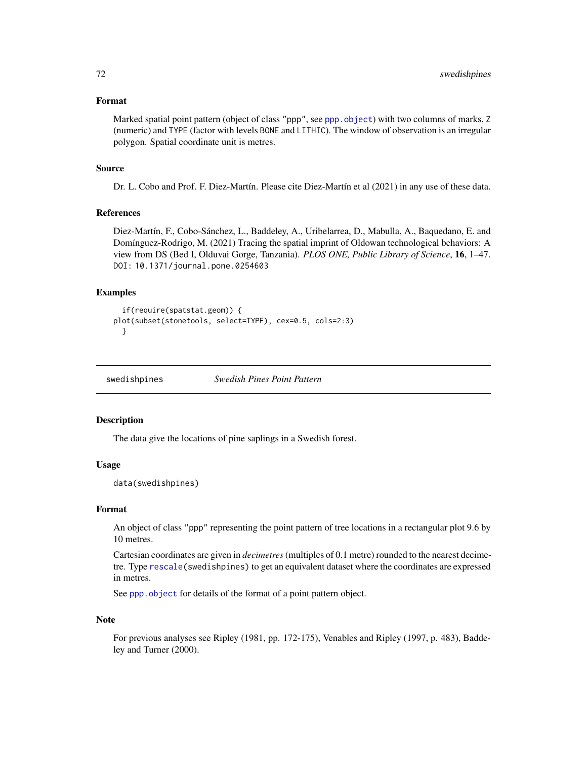### Format

Marked spatial point pattern (object of class "ppp", see `ppp.object`) with two columns of marks, `Z` (numeric) and `TYPE` (factor with levels `BONE` and `LITHIC`). The window of observation is an irregular polygon. Spatial coordinate unit is metres.

### Source

Dr. L. Cobo and Prof. F. Diez-Martín. Please cite Diez-Martín et al (2021) in any use of these data.

### References

Diez-Martín, F., Cobo-Sánchez, L., Baddeley, A., Uribelarrea, D., Mabulla, A., Baquedano, E. and Domínguez-Rodrigo, M. (2021) Tracing the spatial imprint of Oldowan technological behaviors: A view from DS (Bed I, Olduvai Gorge, Tanzania). *PLOS ONE, Public Library of Science*, **16**, 1–47. DOI: 10.1371/journal.pone.0254603

### Examples

```
  if(require(spatstat.geom)) {
plot(subset(stonetools, select=TYPE), cex=0.5, cols=2:3)
  }
```

---

## swedishpines *Swedish Pines Point Pattern*

### Description

The data give the locations of pine saplings in a Swedish forest.

### Usage

```
data(swedishpines)
```

### Format

An object of class "ppp" representing the point pattern of tree locations in a rectangular plot 9.6 by 10 metres.

Cartesian coordinates are given in *decimetres* (multiples of 0.1 metre) rounded to the nearest decimetre. Type `rescale(swedishpines)` to get an equivalent dataset where the coordinates are expressed in metres.

See `ppp.object` for details of the format of a point pattern object.

### Note

For previous analyses see Ripley (1981, pp. 172-175), Venables and Ripley (1997, p. 483), Baddeley and Turner (2000).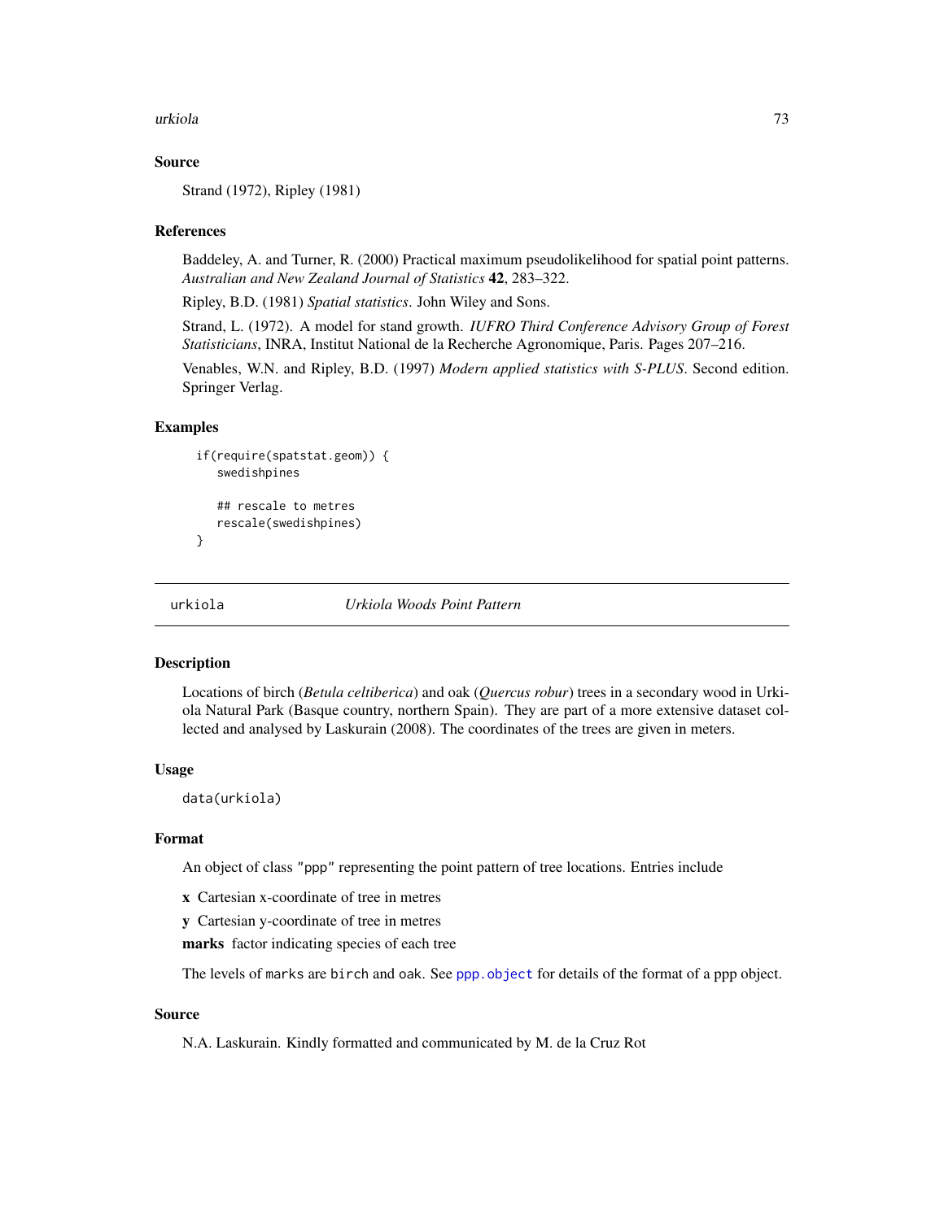### Source

Strand (1972), Ripley (1981)

### References

Baddeley, A. and Turner, R. (2000) Practical maximum pseudolikelihood for spatial point patterns. *Australian and New Zealand Journal of Statistics* **42**, 283–322.

Ripley, B.D. (1981) *Spatial statistics*. John Wiley and Sons.

Strand, L. (1972). A model for stand growth. *IUFRO Third Conference Advisory Group of Forest Statisticians*, INRA, Institut National de la Recherche Agronomique, Paris. Pages 207–216.

Venables, W.N. and Ripley, B.D. (1997) *Modern applied statistics with S-PLUS*. Second edition. Springer Verlag.

### Examples

```
if(require(spatstat.geom)) {
   swedishpines

   ## rescale to metres
   rescale(swedishpines)
}
```

---

## urkiola — *Urkiola Woods Point Pattern*

### Description

Locations of birch (*Betula celtiberica*) and oak (*Quercus robur*) trees in a secondary wood in Urkiola Natural Park (Basque country, northern Spain). They are part of a more extensive dataset collected and analysed by Laskurain (2008). The coordinates of the trees are given in meters.

### Usage

```
data(urkiola)
```

### Format

An object of class "ppp" representing the point pattern of tree locations. Entries include

**x** Cartesian x-coordinate of tree in metres

**y** Cartesian y-coordinate of tree in metres

**marks** factor indicating species of each tree

The levels of `marks` are `birch` and `oak`. See `ppp.object` for details of the format of a ppp object.

### Source

N.A. Laskurain. Kindly formatted and communicated by M. de la Cruz Rot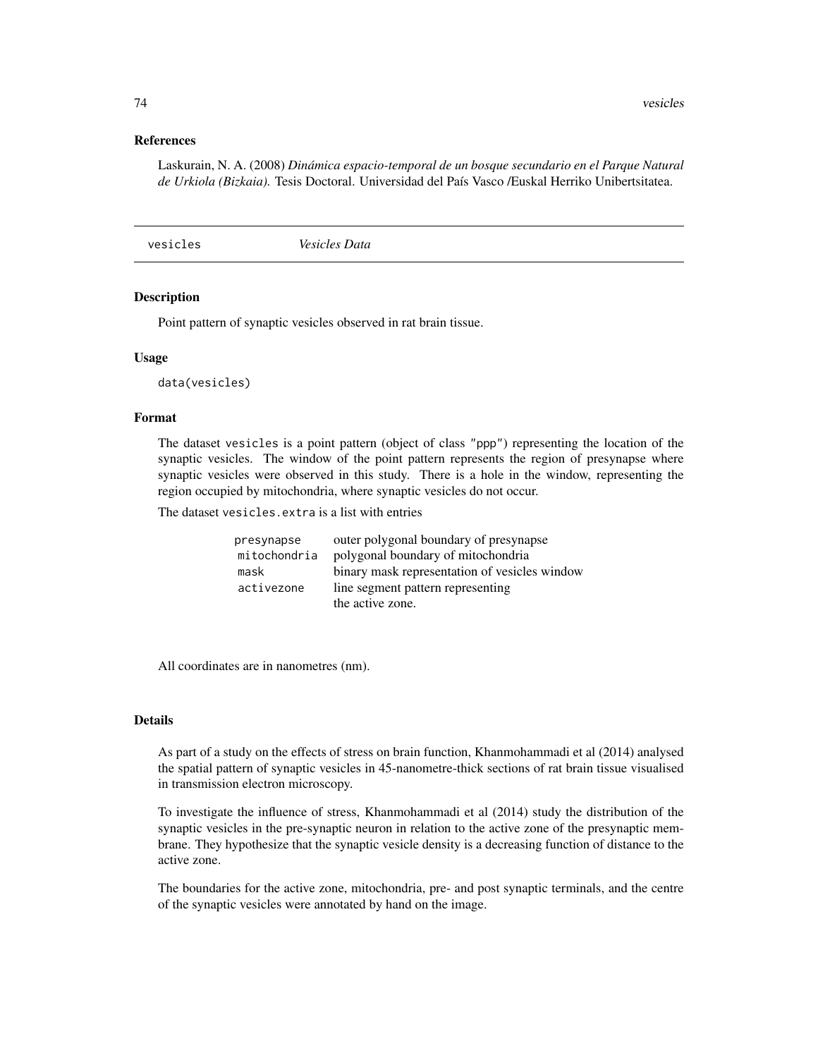### References

Laskurain, N. A. (2008) *Dinámica espacio-temporal de un bosque secundario en el Parque Natural de Urkiola (Bizkaia).* Tesis Doctoral. Universidad del País Vasco /Euskal Herriko Unibertsitatea.

---

## vesicles *Vesicles Data*

---

### Description

Point pattern of synaptic vesicles observed in rat brain tissue.

### Usage

```
data(vesicles)
```

### Format

The dataset `vesicles` is a point pattern (object of class `"ppp"`) representing the location of the synaptic vesicles. The window of the point pattern represents the region of presynapse where synaptic vesicles were observed in this study. There is a hole in the window, representing the region occupied by mitochondria, where synaptic vesicles do not occur.

The dataset `vesicles.extra` is a list with entries

| | |
|---|---|
| `presynapse` | outer polygonal boundary of presynapse |
| `mitochondria` | polygonal boundary of mitochondria |
| `mask` | binary mask representation of vesicles window |
| `activezone` | line segment pattern representing the active zone. |

All coordinates are in nanometres (nm).

### Details

As part of a study on the effects of stress on brain function, Khanmohammadi et al (2014) analysed the spatial pattern of synaptic vesicles in 45-nanometre-thick sections of rat brain tissue visualised in transmission electron microscopy.

To investigate the influence of stress, Khanmohammadi et al (2014) study the distribution of the synaptic vesicles in the pre-synaptic neuron in relation to the active zone of the presynaptic membrane. They hypothesize that the synaptic vesicle density is a decreasing function of distance to the active zone.

The boundaries for the active zone, mitochondria, pre- and post synaptic terminals, and the centre of the synaptic vesicles were annotated by hand on the image.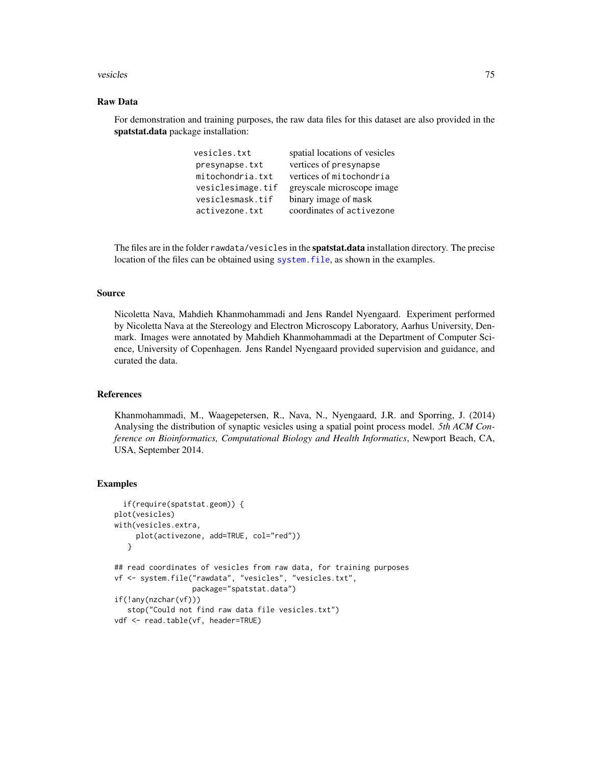## Raw Data

For demonstration and training purposes, the raw data files for this dataset are also provided in the **spatstat.data** package installation:

| | |
|---|---|
| `vesicles.txt` | spatial locations of vesicles |
| `presynapse.txt` | vertices of `presynapse` |
| `mitochondria.txt` | vertices of `mitochondria` |
| `vesiclesimage.tif` | greyscale microscope image |
| `vesiclesmask.tif` | binary image of `mask` |
| `activezone.txt` | coordinates of `activezone` |

The files are in the folder `rawdata/vesicles` in the **spatstat.data** installation directory. The precise location of the files can be obtained using `system.file`, as shown in the examples.

## Source

Nicoletta Nava, Mahdieh Khanmohammadi and Jens Randel Nyengaard. Experiment performed by Nicoletta Nava at the Stereology and Electron Microscopy Laboratory, Aarhus University, Denmark. Images were annotated by Mahdieh Khanmohammadi at the Department of Computer Science, University of Copenhagen. Jens Randel Nyengaard provided supervision and guidance, and curated the data.

## References

Khanmohammadi, M., Waagepetersen, R., Nava, N., Nyengaard, J.R. and Sporring, J. (2014) Analysing the distribution of synaptic vesicles using a spatial point process model. *5th ACM Conference on Bioinformatics, Computational Biology and Health Informatics*, Newport Beach, CA, USA, September 2014.

## Examples

```
  if(require(spatstat.geom)) {
plot(vesicles)
with(vesicles.extra,
     plot(activezone, add=TRUE, col="red"))
   }

## read coordinates of vesicles from raw data, for training purposes
vf <- system.file("rawdata", "vesicles", "vesicles.txt",
                  package="spatstat.data")
if(!any(nzchar(vf)))
   stop("Could not find raw data file vesicles.txt")
vdf <- read.table(vf, header=TRUE)
```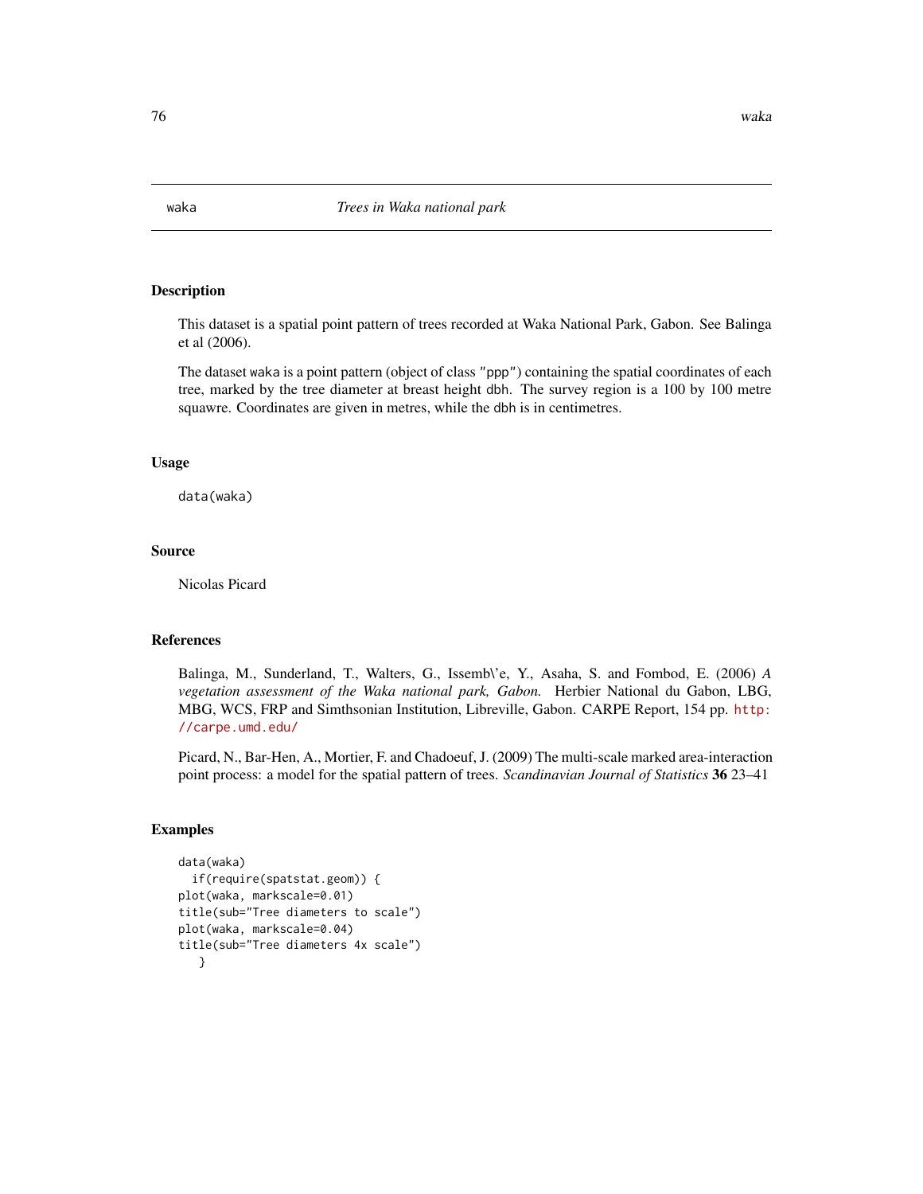waka *Trees in Waka national park*

## Description

This dataset is a spatial point pattern of trees recorded at Waka National Park, Gabon. See Balinga et al (2006).

The dataset `waka` is a point pattern (object of class `"ppp"`) containing the spatial coordinates of each tree, marked by the tree diameter at breast height `dbh`. The survey region is a 100 by 100 metre squawre. Coordinates are given in metres, while the `dbh` is in centimetres.

## Usage

```
data(waka)
```

## Source

Nicolas Picard

## References

Balinga, M., Sunderland, T., Walters, G., Issemb\'e, Y., Asaha, S. and Fombod, E. (2006) *A vegetation assessment of the Waka national park, Gabon.* Herbier National du Gabon, LBG, MBG, WCS, FRP and Simthsonian Institution, Libreville, Gabon. CARPE Report, 154 pp. http://carpe.umd.edu/

Picard, N., Bar-Hen, A., Mortier, F. and Chadoeuf, J. (2009) The multi-scale marked area-interaction point process: a model for the spatial pattern of trees. *Scandinavian Journal of Statistics* **36** 23–41

## Examples

```
data(waka)
  if(require(spatstat.geom)) {
plot(waka, markscale=0.01)
title(sub="Tree diameters to scale")
plot(waka, markscale=0.04)
title(sub="Tree diameters 4x scale")
   }
```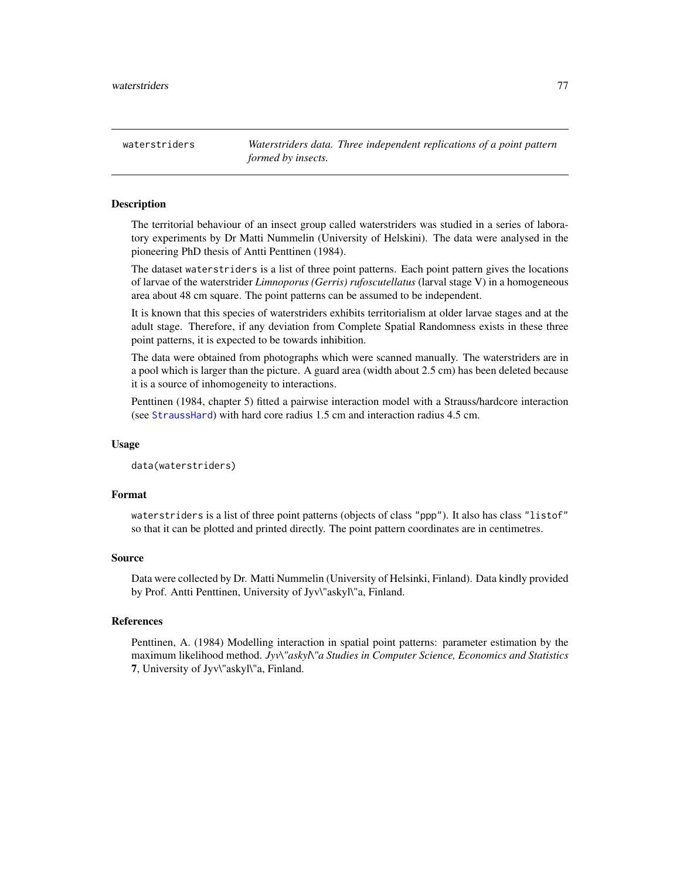`waterstriders` — *Waterstriders data. Three independent replications of a point pattern formed by insects.*

## Description

The territorial behaviour of an insect group called waterstriders was studied in a series of laboratory experiments by Dr Matti Nummelin (University of Helskini). The data were analysed in the pioneering PhD thesis of Antti Penttinen (1984).

The dataset `waterstriders` is a list of three point patterns. Each point pattern gives the locations of larvae of the waterstrider *Limnoporus (Gerris) rufoscutellatus* (larval stage V) in a homogeneous area about 48 cm square. The point patterns can be assumed to be independent.

It is known that this species of waterstriders exhibits territorialism at older larvae stages and at the adult stage. Therefore, if any deviation from Complete Spatial Randomness exists in these three point patterns, it is expected to be towards inhibition.

The data were obtained from photographs which were scanned manually. The waterstriders are in a pool which is larger than the picture. A guard area (width about 2.5 cm) has been deleted because it is a source of inhomogeneity to interactions.

Penttinen (1984, chapter 5) fitted a pairwise interaction model with a Strauss/hardcore interaction (see `StraussHard`) with hard core radius 1.5 cm and interaction radius 4.5 cm.

## Usage

```
data(waterstriders)
```

## Format

`waterstriders` is a list of three point patterns (objects of class `"ppp"`). It also has class `"listof"` so that it can be plotted and printed directly. The point pattern coordinates are in centimetres.

## Source

Data were collected by Dr. Matti Nummelin (University of Helsinki, Finland). Data kindly provided by Prof. Antti Penttinen, University of Jyv\"askyl\"a, Finland.

## References

Penttinen, A. (1984) Modelling interaction in spatial point patterns: parameter estimation by the maximum likelihood method. *Jyv\"askyl\"a Studies in Computer Science, Economics and Statistics* **7**, University of Jyv\"askyl\"a, Finland.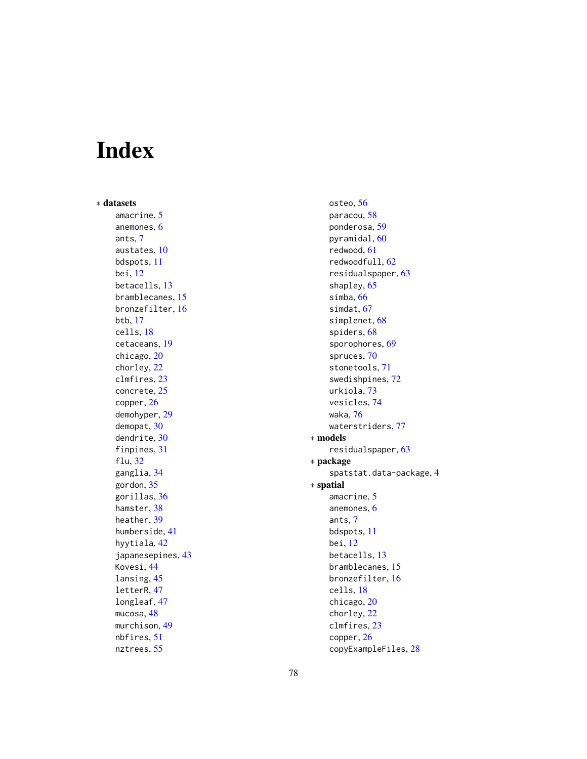# Index

∗ **datasets**

amacrine, 5
anemones, 6
ants, 7
austates, 10
bdspots, 11
bei, 12
betacells, 13
bramblecanes, 15
bronzefilter, 16
btb, 17
cells, 18
cetaceans, 19
chicago, 20
chorley, 22
clmfires, 23
concrete, 25
copper, 26
demohyper, 29
demopat, 30
dendrite, 30
finpines, 31
flu, 32
ganglia, 34
gordon, 35
gorillas, 36
hamster, 38
heather, 39
humberside, 41
hyytiala, 42
japanesepines, 43
Kovesi, 44
lansing, 45
letterR, 47
longleaf, 47
mucosa, 48
murchison, 49
nbfires, 51
nztrees, 55
osteo, 56
paracou, 58
ponderosa, 59
pyramidal, 60
redwood, 61
redwoodfull, 62
residualspaper, 63
shapley, 65
simba, 66
simdat, 67
simplenet, 68
spiders, 68
sporophores, 69
spruces, 70
stonetools, 71
swedishpines, 72
urkiola, 73
vesicles, 74
waka, 76
waterstriders, 77

∗ **models**

residualspaper, 63

∗ **package**

spatstat.data-package, 4

∗ **spatial**

amacrine, 5
anemones, 6
ants, 7
bdspots, 11
bei, 12
betacells, 13
bramblecanes, 15
bronzefilter, 16
cells, 18
chicago, 20
chorley, 22
clmfires, 23
copper, 26
copyExampleFiles, 28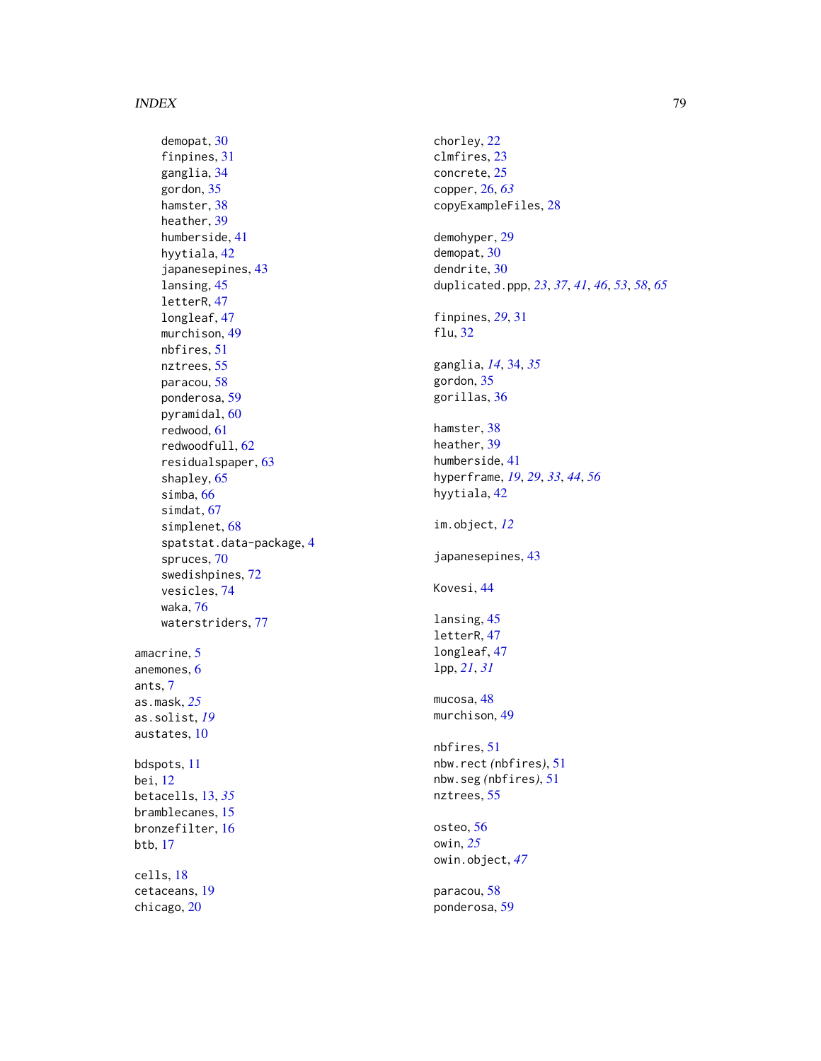demopat, 30
finpines, 31
ganglia, 34
gordon, 35
hamster, 38
heather, 39
humberside, 41
hyytiala, 42
japanesepines, 43
lansing, 45
letterR, 47
longleaf, 47
murchison, 49
nbfires, 51
nztrees, 55
paracou, 58
ponderosa, 59
pyramidal, 60
redwood, 61
redwoodfull, 62
residualspaper, 63
shapley, 65
simba, 66
simdat, 67
simplenet, 68
spatstat.data-package, 4
spruces, 70
swedishpines, 72
vesicles, 74
waka, 76
waterstriders, 77

amacrine, 5
anemones, 6
ants, 7
as.mask, *25*
as.solist, *19*
austates, 10

bdspots, 11
bei, 12
betacells, 13, *35*
bramblecanes, 15
bronzefilter, 16
btb, 17

cells, 18
cetaceans, 19
chicago, 20
chorley, 22
clmfires, 23
concrete, 25
copper, 26, *63*
copyExampleFiles, 28

demohyper, 29
demopat, 30
dendrite, 30
duplicated.ppp, *23*, *37*, *41*, *46*, *53*, *58*, *65*

finpines, *29*, 31
flu, 32

ganglia, *14*, 34, *35*
gordon, 35
gorillas, 36

hamster, 38
heather, 39
humberside, 41
hyperframe, *19*, *29*, *33*, *44*, *56*
hyytiala, 42

im.object, *12*

japanesepines, 43

Kovesi, 44

lansing, 45
letterR, 47
longleaf, 47
lpp, *21*, *31*

mucosa, 48
murchison, 49

nbfires, 51
nbw.rect *(nbfires)*, 51
nbw.seg *(nbfires)*, 51
nztrees, 55

osteo, 56
owin, *25*
owin.object, *47*

paracou, 58
ponderosa, 59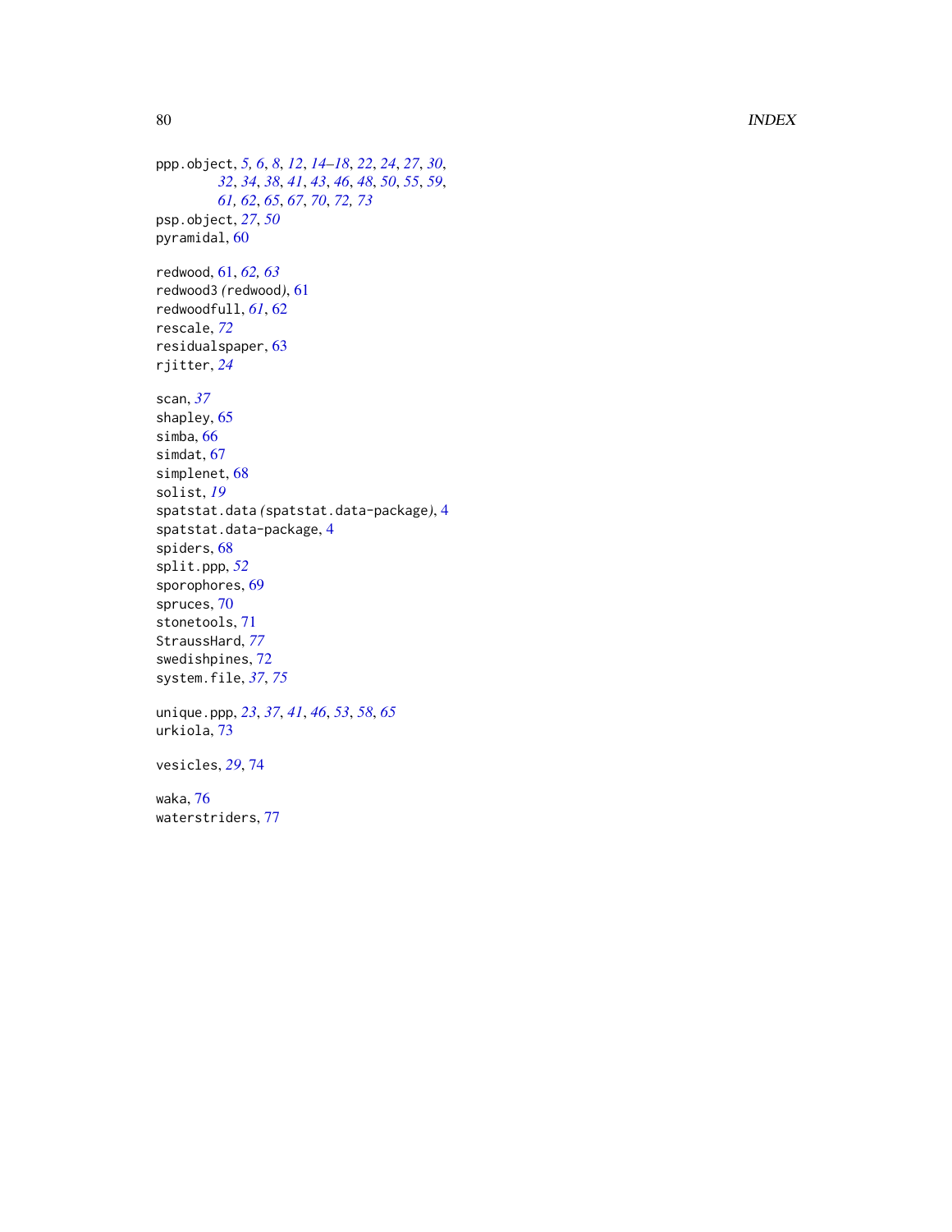ppp.object, *5, 6*, *8*, *12*, *14–18*, *22*, *24*, *27*, *30*, *32*, *34*, *38*, *41*, *43*, *46*, *48*, *50*, *55*, *59*, *61, 62*, *65*, *67*, *70*, *72, 73*
psp.object, *27*, *50*
pyramidal, 60

redwood, 61, *62, 63*
redwood3 *(*redwood*)*, 61
redwoodfull, *61*, 62
rescale, *72*
residualspaper, 63
rjitter, *24*

scan, *37*
shapley, 65
simba, 66
simdat, 67
simplenet, 68
solist, *19*
spatstat.data *(*spatstat.data-package*)*, 4
spatstat.data-package, 4
spiders, 68
split.ppp, *52*
sporophores, 69
spruces, 70
stonetools, 71
StraussHard, *77*
swedishpines, 72
system.file, *37*, *75*

unique.ppp, *23*, *37*, *41*, *46*, *53*, *58*, *65*
urkiola, 73

vesicles, *29*, 74

waka, 76
waterstriders, 77